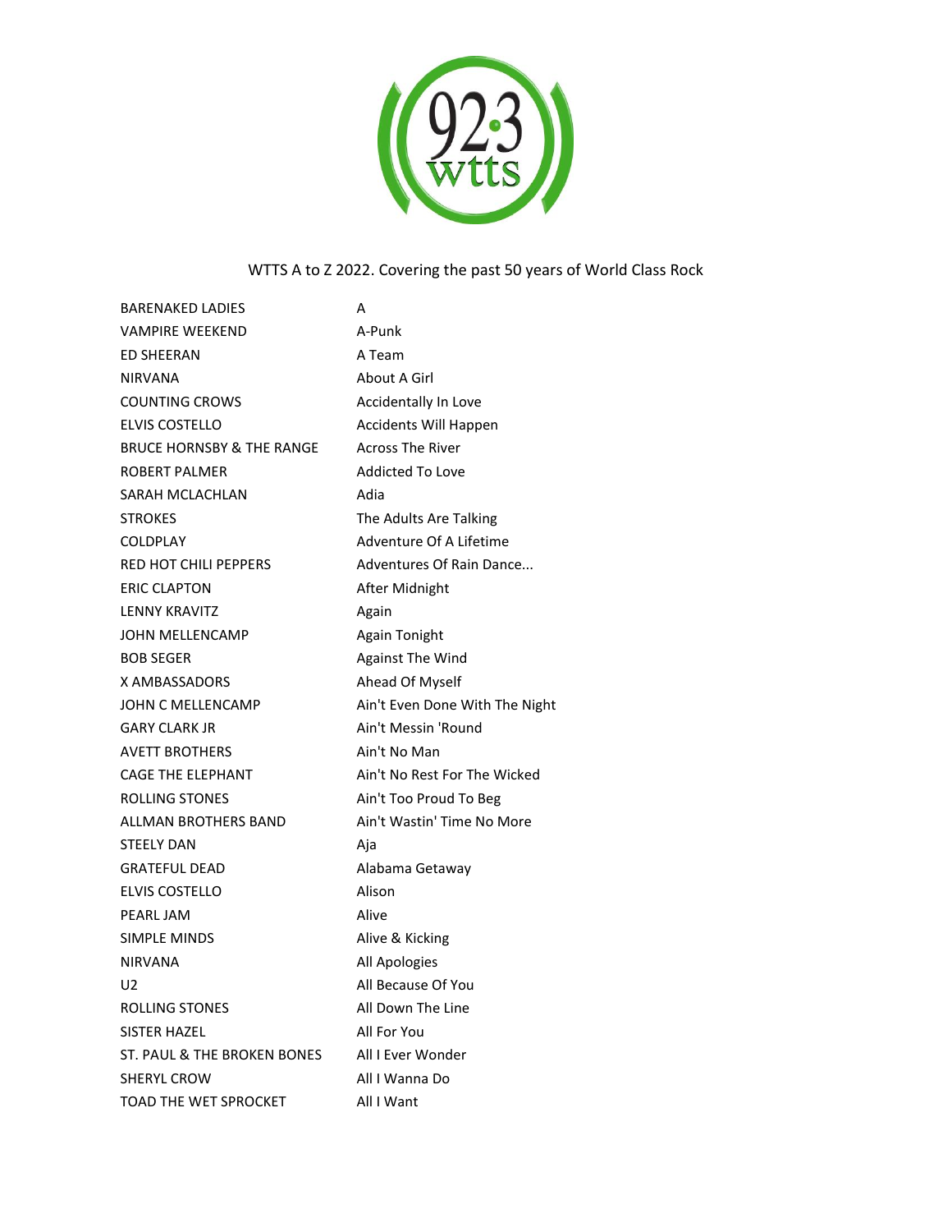WTTS A to Z 2022. Covering the past 50 years of World Class Rock

| | |
|---|---|
| BARENAKED LADIES | A |
| VAMPIRE WEEKEND | A-Punk |
| ED SHEERAN | A Team |
| NIRVANA | About A Girl |
| COUNTING CROWS | Accidentally In Love |
| ELVIS COSTELLO | Accidents Will Happen |
| BRUCE HORNSBY & THE RANGE | Across The River |
| ROBERT PALMER | Addicted To Love |
| SARAH MCLACHLAN | Adia |
| STROKES | The Adults Are Talking |
| COLDPLAY | Adventure Of A Lifetime |
| RED HOT CHILI PEPPERS | Adventures Of Rain Dance... |
| ERIC CLAPTON | After Midnight |
| LENNY KRAVITZ | Again |
| JOHN MELLENCAMP | Again Tonight |
| BOB SEGER | Against The Wind |
| X AMBASSADORS | Ahead Of Myself |
| JOHN C MELLENCAMP | Ain't Even Done With The Night |
| GARY CLARK JR | Ain't Messin 'Round |
| AVETT BROTHERS | Ain't No Man |
| CAGE THE ELEPHANT | Ain't No Rest For The Wicked |
| ROLLING STONES | Ain't Too Proud To Beg |
| ALLMAN BROTHERS BAND | Ain't Wastin' Time No More |
| STEELY DAN | Aja |
| GRATEFUL DEAD | Alabama Getaway |
| ELVIS COSTELLO | Alison |
| PEARL JAM | Alive |
| SIMPLE MINDS | Alive & Kicking |
| NIRVANA | All Apologies |
| U2 | All Because Of You |
| ROLLING STONES | All Down The Line |
| SISTER HAZEL | All For You |
| ST. PAUL & THE BROKEN BONES | All I Ever Wonder |
| SHERYL CROW | All I Wanna Do |
| TOAD THE WET SPROCKET | All I Want |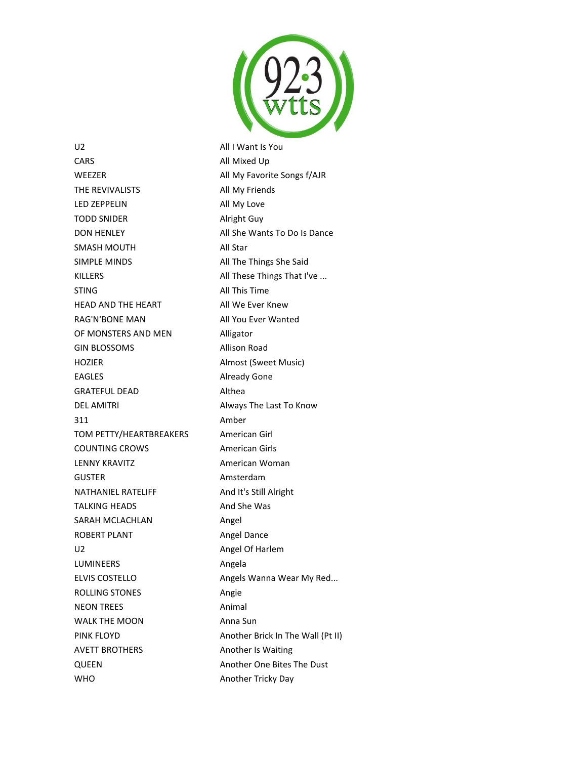| | |
|---|---|
| U2 | All I Want Is You |
| CARS | All Mixed Up |
| WEEZER | All My Favorite Songs f/AJR |
| THE REVIVALISTS | All My Friends |
| LED ZEPPELIN | All My Love |
| TODD SNIDER | Alright Guy |
| DON HENLEY | All She Wants To Do Is Dance |
| SMASH MOUTH | All Star |
| SIMPLE MINDS | All The Things She Said |
| KILLERS | All These Things That I've ... |
| STING | All This Time |
| HEAD AND THE HEART | All We Ever Knew |
| RAG'N'BONE MAN | All You Ever Wanted |
| OF MONSTERS AND MEN | Alligator |
| GIN BLOSSOMS | Allison Road |
| HOZIER | Almost (Sweet Music) |
| EAGLES | Already Gone |
| GRATEFUL DEAD | Althea |
| DEL AMITRI | Always The Last To Know |
| 311 | Amber |
| TOM PETTY/HEARTBREAKERS | American Girl |
| COUNTING CROWS | American Girls |
| LENNY KRAVITZ | American Woman |
| GUSTER | Amsterdam |
| NATHANIEL RATELIFF | And It's Still Alright |
| TALKING HEADS | And She Was |
| SARAH MCLACHLAN | Angel |
| ROBERT PLANT | Angel Dance |
| U2 | Angel Of Harlem |
| LUMINEERS | Angela |
| ELVIS COSTELLO | Angels Wanna Wear My Red... |
| ROLLING STONES | Angie |
| NEON TREES | Animal |
| WALK THE MOON | Anna Sun |
| PINK FLOYD | Another Brick In The Wall (Pt II) |
| AVETT BROTHERS | Another Is Waiting |
| QUEEN | Another One Bites The Dust |
| WHO | Another Tricky Day |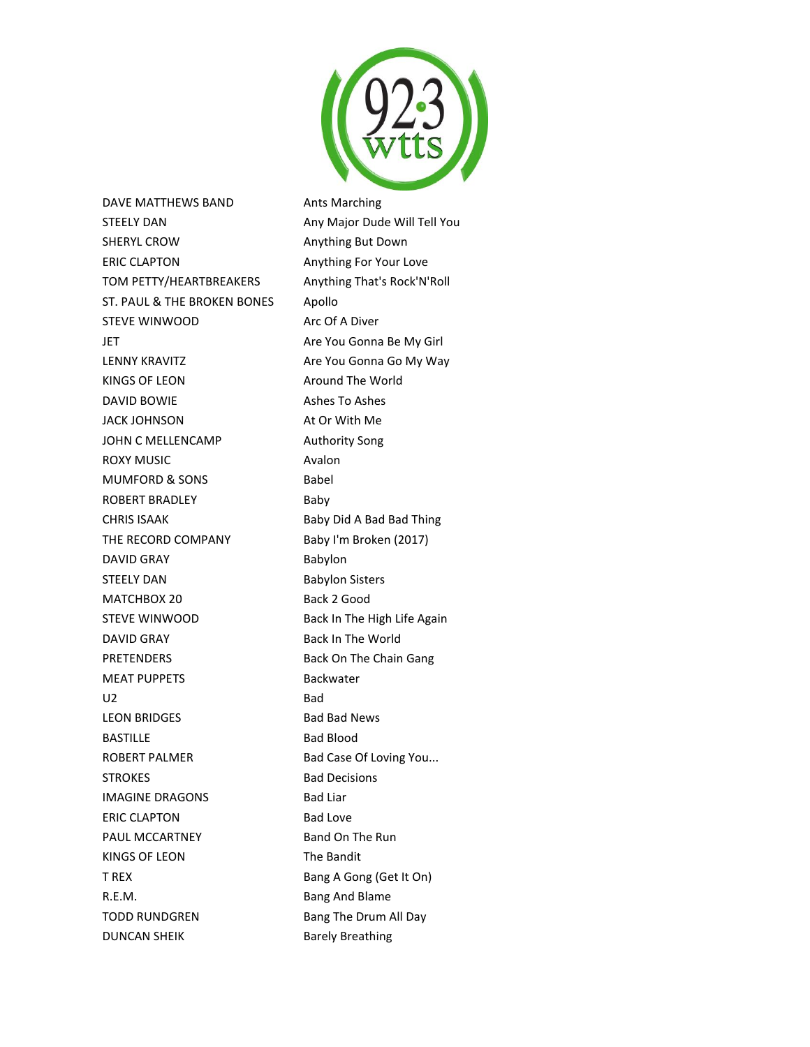| | |
|---|---|
| DAVE MATTHEWS BAND | Ants Marching |
| STEELY DAN | Any Major Dude Will Tell You |
| SHERYL CROW | Anything But Down |
| ERIC CLAPTON | Anything For Your Love |
| TOM PETTY/HEARTBREAKERS | Anything That's Rock'N'Roll |
| ST. PAUL & THE BROKEN BONES | Apollo |
| STEVE WINWOOD | Arc Of A Diver |
| JET | Are You Gonna Be My Girl |
| LENNY KRAVITZ | Are You Gonna Go My Way |
| KINGS OF LEON | Around The World |
| DAVID BOWIE | Ashes To Ashes |
| JACK JOHNSON | At Or With Me |
| JOHN C MELLENCAMP | Authority Song |
| ROXY MUSIC | Avalon |
| MUMFORD & SONS | Babel |
| ROBERT BRADLEY | Baby |
| CHRIS ISAAK | Baby Did A Bad Bad Thing |
| THE RECORD COMPANY | Baby I'm Broken (2017) |
| DAVID GRAY | Babylon |
| STEELY DAN | Babylon Sisters |
| MATCHBOX 20 | Back 2 Good |
| STEVE WINWOOD | Back In The High Life Again |
| DAVID GRAY | Back In The World |
| PRETENDERS | Back On The Chain Gang |
| MEAT PUPPETS | Backwater |
| U2 | Bad |
| LEON BRIDGES | Bad Bad News |
| BASTILLE | Bad Blood |
| ROBERT PALMER | Bad Case Of Loving You... |
| STROKES | Bad Decisions |
| IMAGINE DRAGONS | Bad Liar |
| ERIC CLAPTON | Bad Love |
| PAUL MCCARTNEY | Band On The Run |
| KINGS OF LEON | The Bandit |
| T REX | Bang A Gong (Get It On) |
| R.E.M. | Bang And Blame |
| TODD RUNDGREN | Bang The Drum All Day |
| DUNCAN SHEIK | Barely Breathing |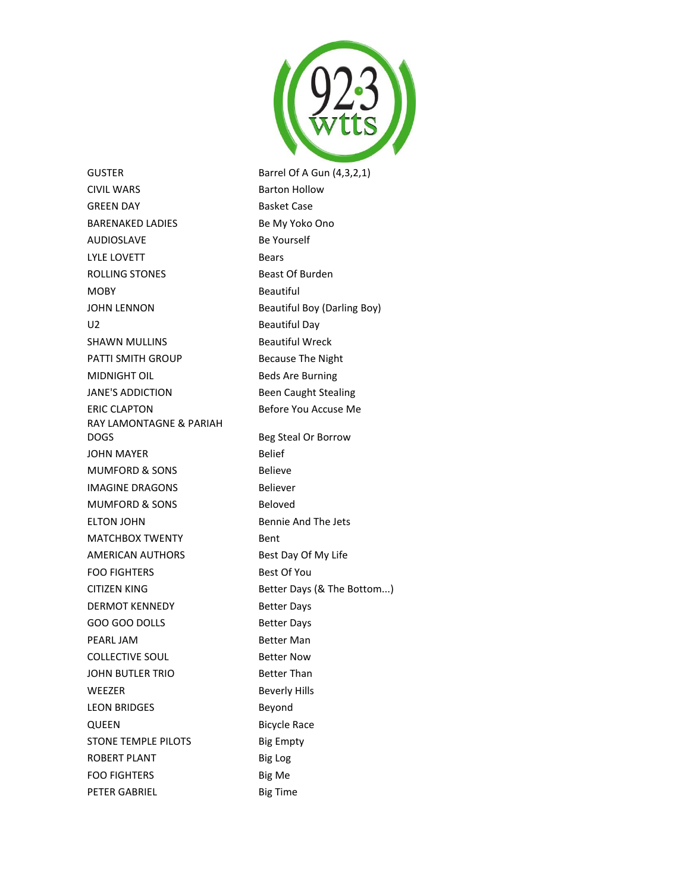| | |
|---|---|
| GUSTER | Barrel Of A Gun (4,3,2,1) |
| CIVIL WARS | Barton Hollow |
| GREEN DAY | Basket Case |
| BARENAKED LADIES | Be My Yoko Ono |
| AUDIOSLAVE | Be Yourself |
| LYLE LOVETT | Bears |
| ROLLING STONES | Beast Of Burden |
| MOBY | Beautiful |
| JOHN LENNON | Beautiful Boy (Darling Boy) |
| U2 | Beautiful Day |
| SHAWN MULLINS | Beautiful Wreck |
| PATTI SMITH GROUP | Because The Night |
| MIDNIGHT OIL | Beds Are Burning |
| JANE'S ADDICTION | Been Caught Stealing |
| ERIC CLAPTON | Before You Accuse Me |
| RAY LAMONTAGNE & PARIAH DOGS | Beg Steal Or Borrow |
| JOHN MAYER | Belief |
| MUMFORD & SONS | Believe |
| IMAGINE DRAGONS | Believer |
| MUMFORD & SONS | Beloved |
| ELTON JOHN | Bennie And The Jets |
| MATCHBOX TWENTY | Bent |
| AMERICAN AUTHORS | Best Day Of My Life |
| FOO FIGHTERS | Best Of You |
| CITIZEN KING | Better Days (& The Bottom...) |
| DERMOT KENNEDY | Better Days |
| GOO GOO DOLLS | Better Days |
| PEARL JAM | Better Man |
| COLLECTIVE SOUL | Better Now |
| JOHN BUTLER TRIO | Better Than |
| WEEZER | Beverly Hills |
| LEON BRIDGES | Beyond |
| QUEEN | Bicycle Race |
| STONE TEMPLE PILOTS | Big Empty |
| ROBERT PLANT | Big Log |
| FOO FIGHTERS | Big Me |
| PETER GABRIEL | Big Time |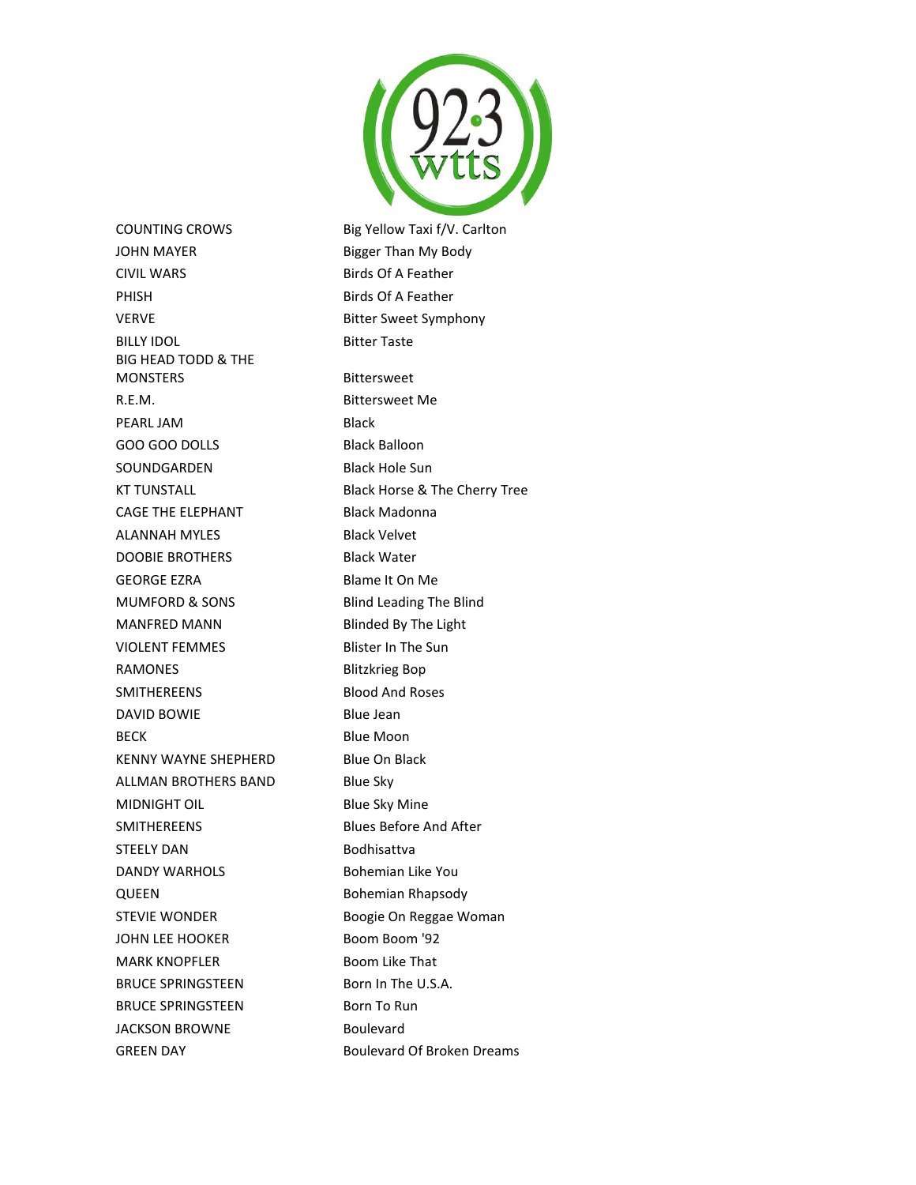| | |
|---|---|
| COUNTING CROWS | Big Yellow Taxi f/V. Carlton |
| JOHN MAYER | Bigger Than My Body |
| CIVIL WARS | Birds Of A Feather |
| PHISH | Birds Of A Feather |
| VERVE | Bitter Sweet Symphony |
| BILLY IDOL | Bitter Taste |
| BIG HEAD TODD & THE MONSTERS | Bittersweet |
| R.E.M. | Bittersweet Me |
| PEARL JAM | Black |
| GOO GOO DOLLS | Black Balloon |
| SOUNDGARDEN | Black Hole Sun |
| KT TUNSTALL | Black Horse & The Cherry Tree |
| CAGE THE ELEPHANT | Black Madonna |
| ALANNAH MYLES | Black Velvet |
| DOOBIE BROTHERS | Black Water |
| GEORGE EZRA | Blame It On Me |
| MUMFORD & SONS | Blind Leading The Blind |
| MANFRED MANN | Blinded By The Light |
| VIOLENT FEMMES | Blister In The Sun |
| RAMONES | Blitzkrieg Bop |
| SMITHEREENS | Blood And Roses |
| DAVID BOWIE | Blue Jean |
| BECK | Blue Moon |
| KENNY WAYNE SHEPHERD | Blue On Black |
| ALLMAN BROTHERS BAND | Blue Sky |
| MIDNIGHT OIL | Blue Sky Mine |
| SMITHEREENS | Blues Before And After |
| STEELY DAN | Bodhisattva |
| DANDY WARHOLS | Bohemian Like You |
| QUEEN | Bohemian Rhapsody |
| STEVIE WONDER | Boogie On Reggae Woman |
| JOHN LEE HOOKER | Boom Boom '92 |
| MARK KNOPFLER | Boom Like That |
| BRUCE SPRINGSTEEN | Born In The U.S.A. |
| BRUCE SPRINGSTEEN | Born To Run |
| JACKSON BROWNE | Boulevard |
| GREEN DAY | Boulevard Of Broken Dreams |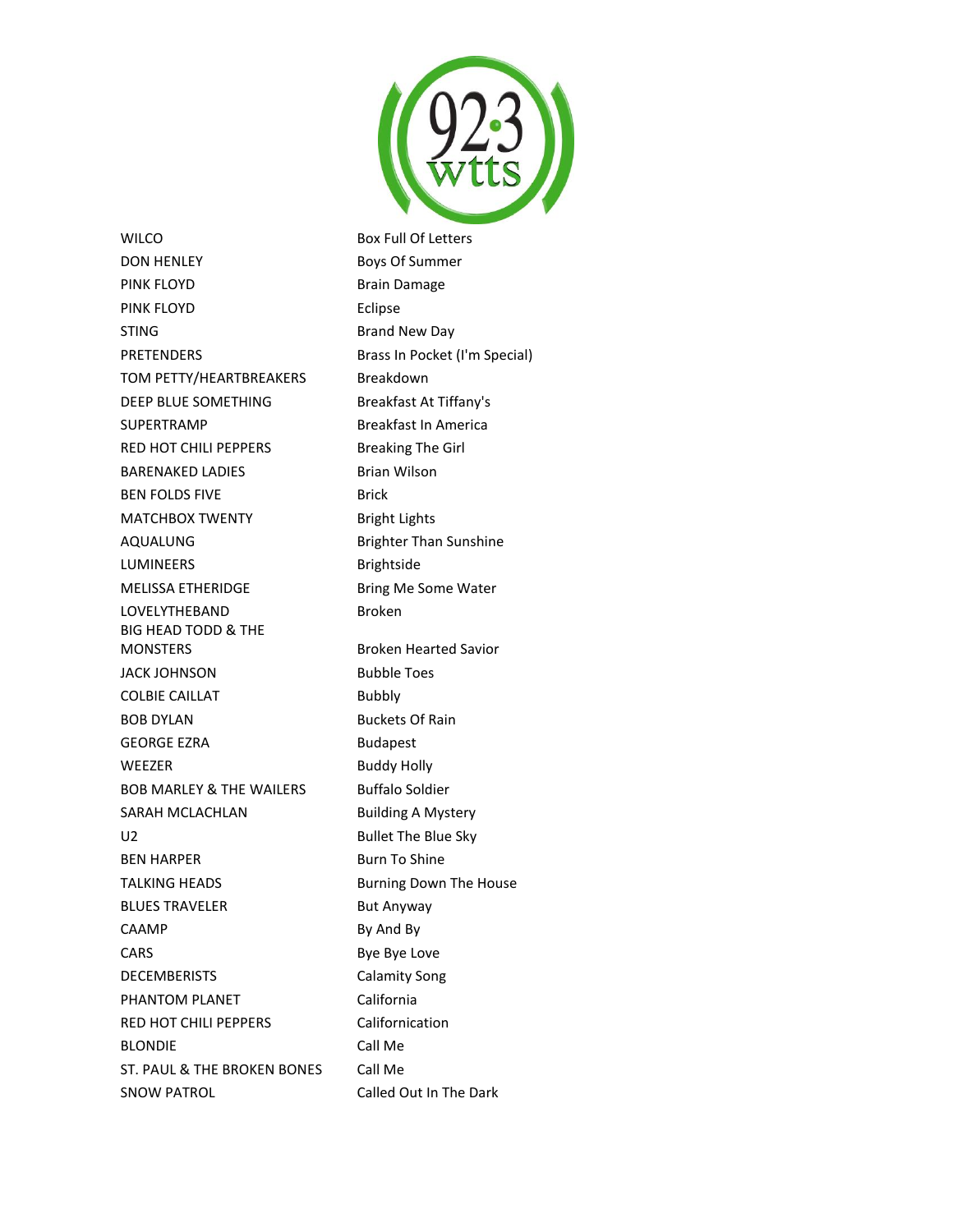| | |
|---|---|
| WILCO | Box Full Of Letters |
| DON HENLEY | Boys Of Summer |
| PINK FLOYD | Brain Damage |
| PINK FLOYD | Eclipse |
| STING | Brand New Day |
| PRETENDERS | Brass In Pocket (I'm Special) |
| TOM PETTY/HEARTBREAKERS | Breakdown |
| DEEP BLUE SOMETHING | Breakfast At Tiffany's |
| SUPERTRAMP | Breakfast In America |
| RED HOT CHILI PEPPERS | Breaking The Girl |
| BARENAKED LADIES | Brian Wilson |
| BEN FOLDS FIVE | Brick |
| MATCHBOX TWENTY | Bright Lights |
| AQUALUNG | Brighter Than Sunshine |
| LUMINEERS | Brightside |
| MELISSA ETHERIDGE | Bring Me Some Water |
| LOVELYTHEBAND | Broken |
| BIG HEAD TODD & THE MONSTERS | Broken Hearted Savior |
| JACK JOHNSON | Bubble Toes |
| COLBIE CAILLAT | Bubbly |
| BOB DYLAN | Buckets Of Rain |
| GEORGE EZRA | Budapest |
| WEEZER | Buddy Holly |
| BOB MARLEY & THE WAILERS | Buffalo Soldier |
| SARAH MCLACHLAN | Building A Mystery |
| U2 | Bullet The Blue Sky |
| BEN HARPER | Burn To Shine |
| TALKING HEADS | Burning Down The House |
| BLUES TRAVELER | But Anyway |
| CAAMP | By And By |
| CARS | Bye Bye Love |
| DECEMBERISTS | Calamity Song |
| PHANTOM PLANET | California |
| RED HOT CHILI PEPPERS | Californication |
| BLONDIE | Call Me |
| ST. PAUL & THE BROKEN BONES | Call Me |
| SNOW PATROL | Called Out In The Dark |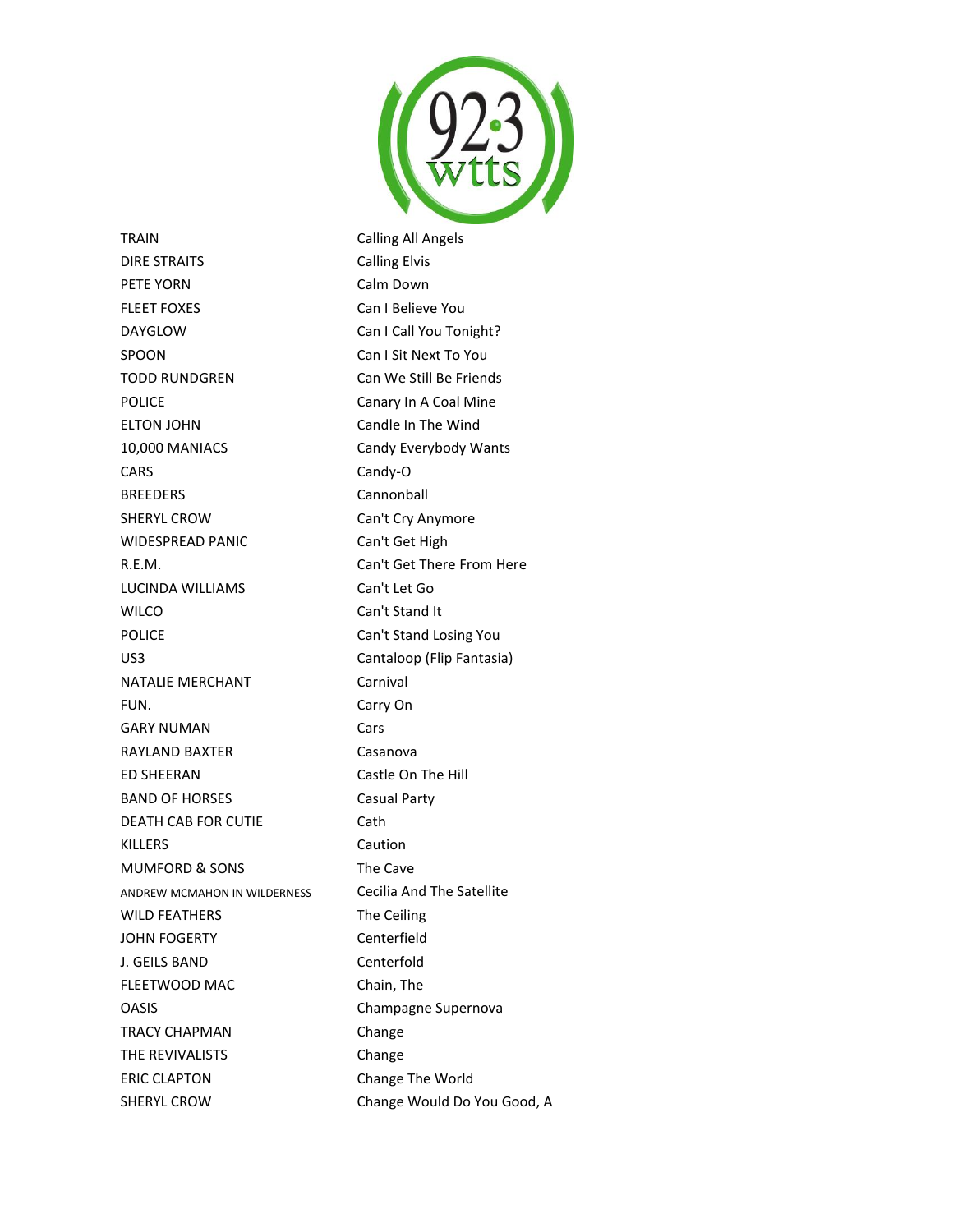| | |
|---|---|
| TRAIN | Calling All Angels |
| DIRE STRAITS | Calling Elvis |
| PETE YORN | Calm Down |
| FLEET FOXES | Can I Believe You |
| DAYGLOW | Can I Call You Tonight? |
| SPOON | Can I Sit Next To You |
| TODD RUNDGREN | Can We Still Be Friends |
| POLICE | Canary In A Coal Mine |
| ELTON JOHN | Candle In The Wind |
| 10,000 MANIACS | Candy Everybody Wants |
| CARS | Candy-O |
| BREEDERS | Cannonball |
| SHERYL CROW | Can't Cry Anymore |
| WIDESPREAD PANIC | Can't Get High |
| R.E.M. | Can't Get There From Here |
| LUCINDA WILLIAMS | Can't Let Go |
| WILCO | Can't Stand It |
| POLICE | Can't Stand Losing You |
| US3 | Cantaloop (Flip Fantasia) |
| NATALIE MERCHANT | Carnival |
| FUN. | Carry On |
| GARY NUMAN | Cars |
| RAYLAND BAXTER | Casanova |
| ED SHEERAN | Castle On The Hill |
| BAND OF HORSES | Casual Party |
| DEATH CAB FOR CUTIE | Cath |
| KILLERS | Caution |
| MUMFORD & SONS | The Cave |
| ANDREW MCMAHON IN WILDERNESS | Cecilia And The Satellite |
| WILD FEATHERS | The Ceiling |
| JOHN FOGERTY | Centerfield |
| J. GEILS BAND | Centerfold |
| FLEETWOOD MAC | Chain, The |
| OASIS | Champagne Supernova |
| TRACY CHAPMAN | Change |
| THE REVIVALISTS | Change |
| ERIC CLAPTON | Change The World |
| SHERYL CROW | Change Would Do You Good, A |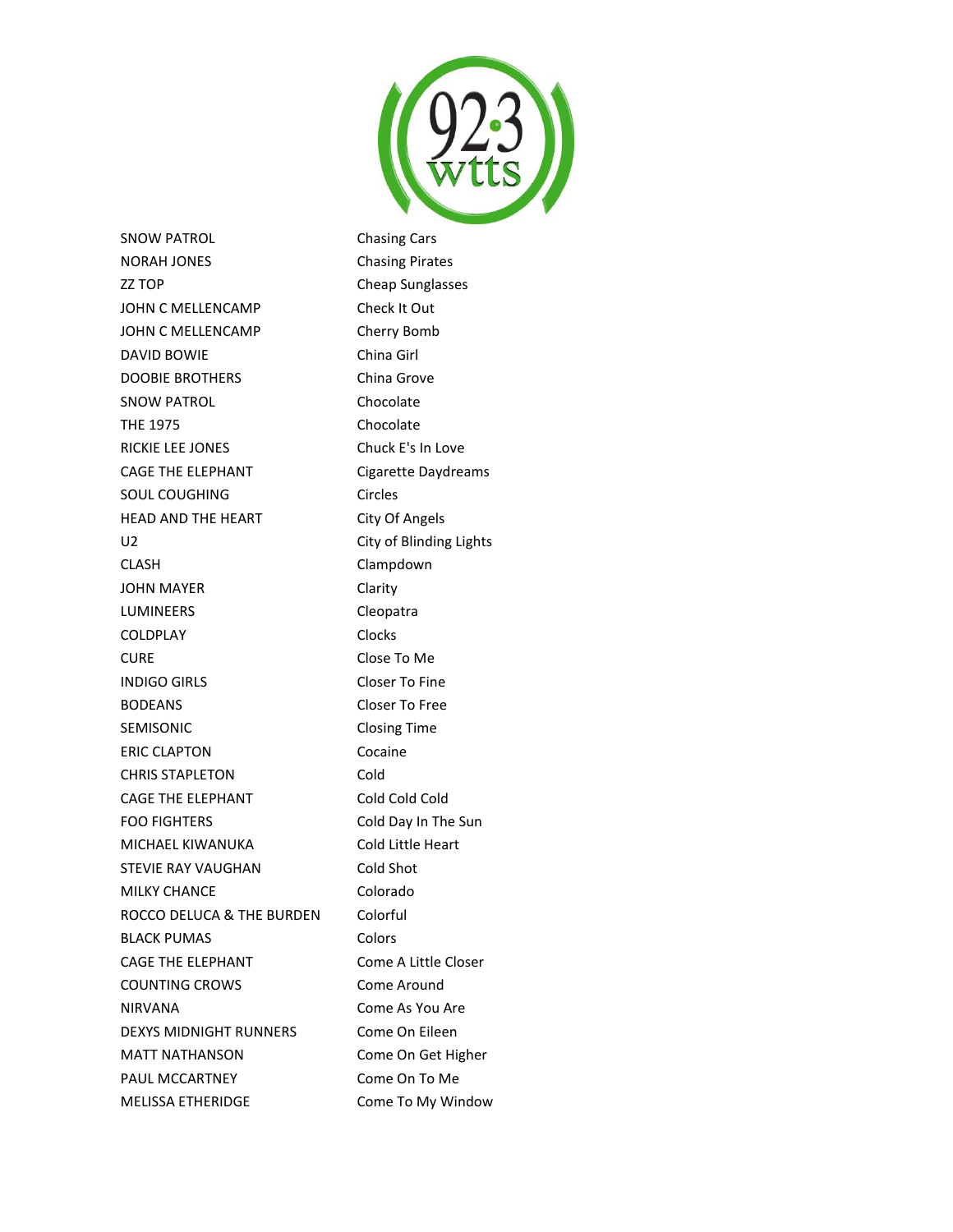| | |
|---|---|
| SNOW PATROL | Chasing Cars |
| NORAH JONES | Chasing Pirates |
| ZZ TOP | Cheap Sunglasses |
| JOHN C MELLENCAMP | Check It Out |
| JOHN C MELLENCAMP | Cherry Bomb |
| DAVID BOWIE | China Girl |
| DOOBIE BROTHERS | China Grove |
| SNOW PATROL | Chocolate |
| THE 1975 | Chocolate |
| RICKIE LEE JONES | Chuck E's In Love |
| CAGE THE ELEPHANT | Cigarette Daydreams |
| SOUL COUGHING | Circles |
| HEAD AND THE HEART | City Of Angels |
| U2 | City of Blinding Lights |
| CLASH | Clampdown |
| JOHN MAYER | Clarity |
| LUMINEERS | Cleopatra |
| COLDPLAY | Clocks |
| CURE | Close To Me |
| INDIGO GIRLS | Closer To Fine |
| BODEANS | Closer To Free |
| SEMISONIC | Closing Time |
| ERIC CLAPTON | Cocaine |
| CHRIS STAPLETON | Cold |
| CAGE THE ELEPHANT | Cold Cold Cold |
| FOO FIGHTERS | Cold Day In The Sun |
| MICHAEL KIWANUKA | Cold Little Heart |
| STEVIE RAY VAUGHAN | Cold Shot |
| MILKY CHANCE | Colorado |
| ROCCO DELUCA & THE BURDEN | Colorful |
| BLACK PUMAS | Colors |
| CAGE THE ELEPHANT | Come A Little Closer |
| COUNTING CROWS | Come Around |
| NIRVANA | Come As You Are |
| DEXYS MIDNIGHT RUNNERS | Come On Eileen |
| MATT NATHANSON | Come On Get Higher |
| PAUL MCCARTNEY | Come On To Me |
| MELISSA ETHERIDGE | Come To My Window |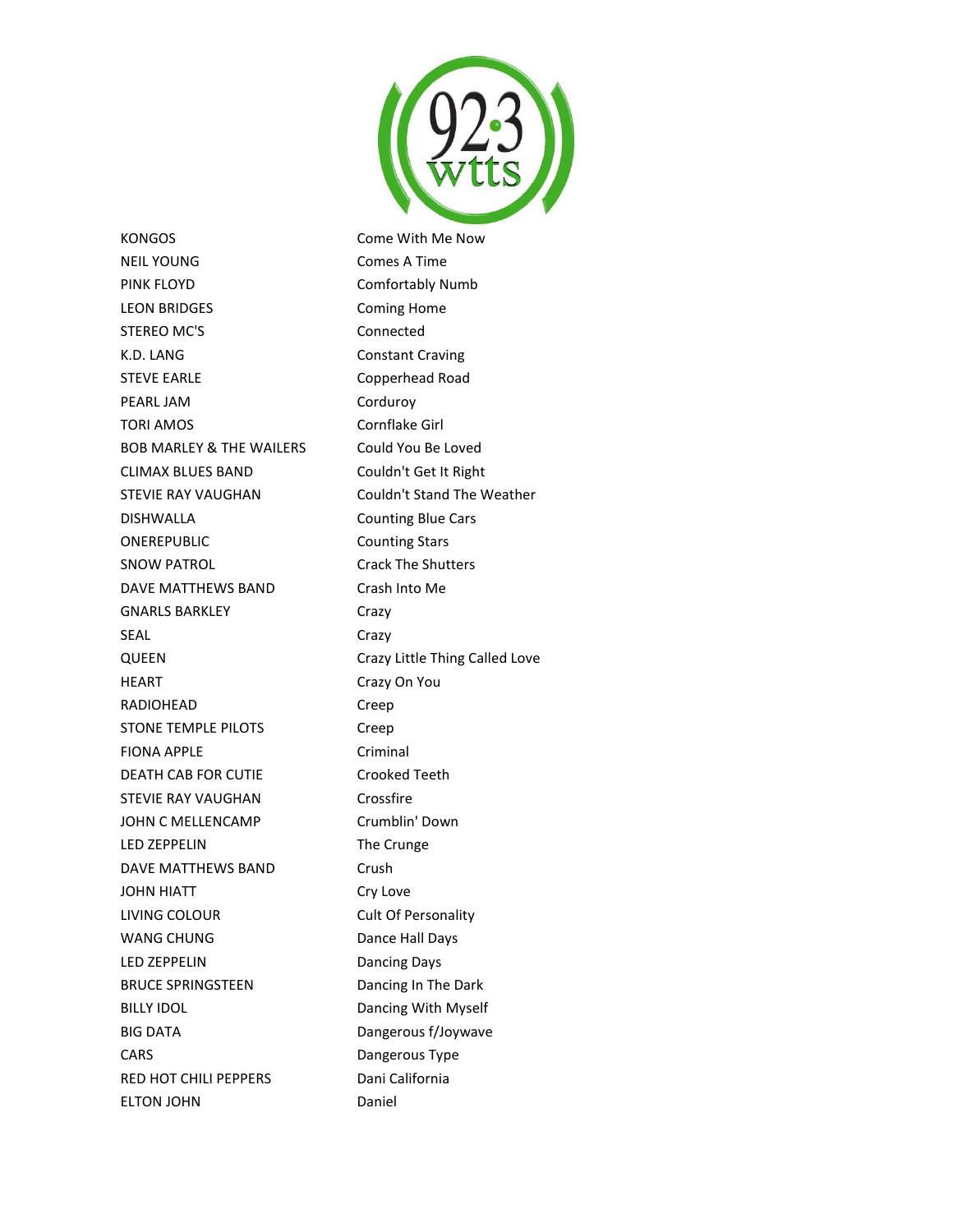| | |
|---|---|
| KONGOS | Come With Me Now |
| NEIL YOUNG | Comes A Time |
| PINK FLOYD | Comfortably Numb |
| LEON BRIDGES | Coming Home |
| STEREO MC'S | Connected |
| K.D. LANG | Constant Craving |
| STEVE EARLE | Copperhead Road |
| PEARL JAM | Corduroy |
| TORI AMOS | Cornflake Girl |
| BOB MARLEY & THE WAILERS | Could You Be Loved |
| CLIMAX BLUES BAND | Couldn't Get It Right |
| STEVIE RAY VAUGHAN | Couldn't Stand The Weather |
| DISHWALLA | Counting Blue Cars |
| ONEREPUBLIC | Counting Stars |
| SNOW PATROL | Crack The Shutters |
| DAVE MATTHEWS BAND | Crash Into Me |
| GNARLS BARKLEY | Crazy |
| SEAL | Crazy |
| QUEEN | Crazy Little Thing Called Love |
| HEART | Crazy On You |
| RADIOHEAD | Creep |
| STONE TEMPLE PILOTS | Creep |
| FIONA APPLE | Criminal |
| DEATH CAB FOR CUTIE | Crooked Teeth |
| STEVIE RAY VAUGHAN | Crossfire |
| JOHN C MELLENCAMP | Crumblin' Down |
| LED ZEPPELIN | The Crunge |
| DAVE MATTHEWS BAND | Crush |
| JOHN HIATT | Cry Love |
| LIVING COLOUR | Cult Of Personality |
| WANG CHUNG | Dance Hall Days |
| LED ZEPPELIN | Dancing Days |
| BRUCE SPRINGSTEEN | Dancing In The Dark |
| BILLY IDOL | Dancing With Myself |
| BIG DATA | Dangerous f/Joywave |
| CARS | Dangerous Type |
| RED HOT CHILI PEPPERS | Dani California |
| ELTON JOHN | Daniel |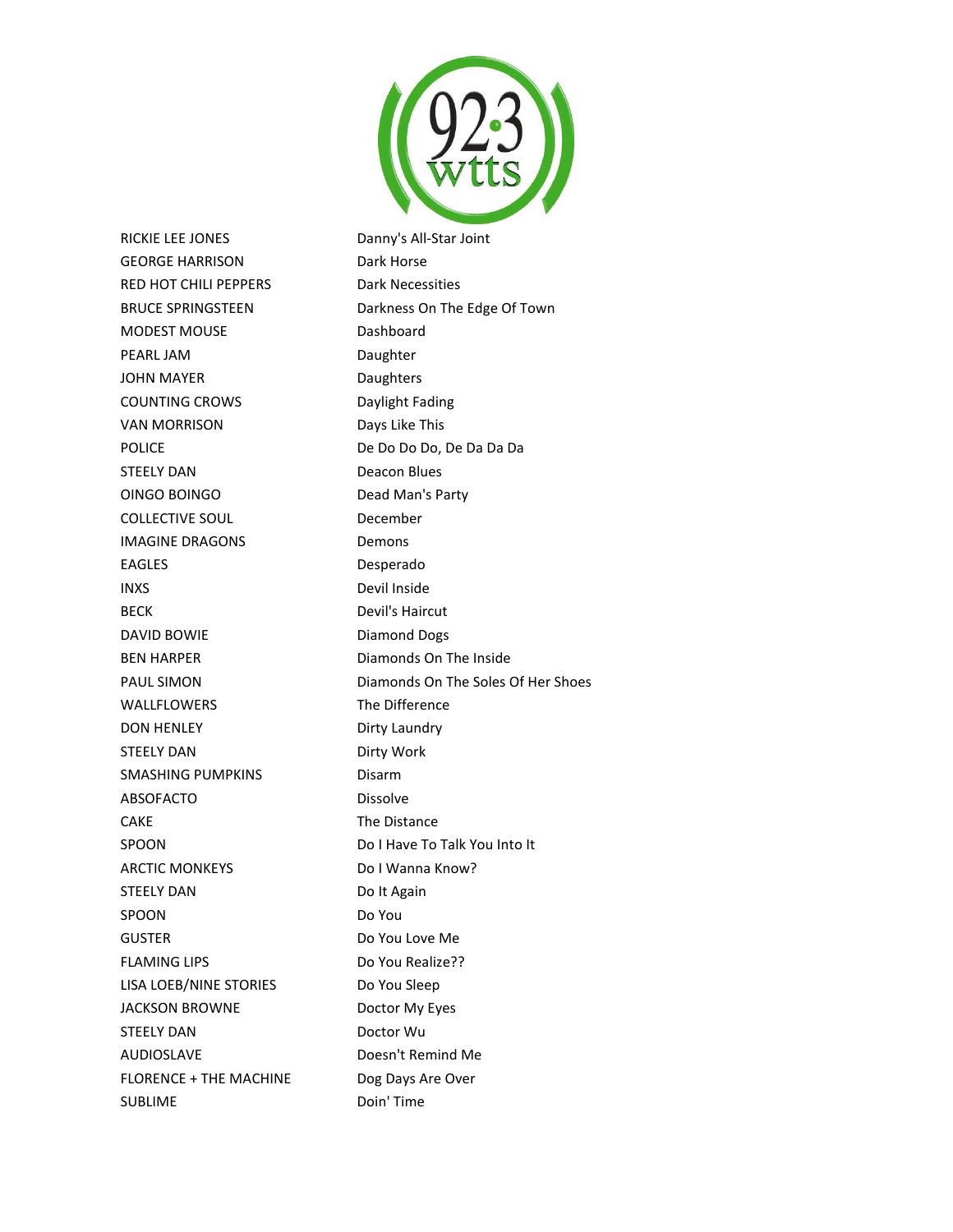| | |
|---|---|
| RICKIE LEE JONES | Danny's All-Star Joint |
| GEORGE HARRISON | Dark Horse |
| RED HOT CHILI PEPPERS | Dark Necessities |
| BRUCE SPRINGSTEEN | Darkness On The Edge Of Town |
| MODEST MOUSE | Dashboard |
| PEARL JAM | Daughter |
| JOHN MAYER | Daughters |
| COUNTING CROWS | Daylight Fading |
| VAN MORRISON | Days Like This |
| POLICE | De Do Do Do, De Da Da Da |
| STEELY DAN | Deacon Blues |
| OINGO BOINGO | Dead Man's Party |
| COLLECTIVE SOUL | December |
| IMAGINE DRAGONS | Demons |
| EAGLES | Desperado |
| INXS | Devil Inside |
| BECK | Devil's Haircut |
| DAVID BOWIE | Diamond Dogs |
| BEN HARPER | Diamonds On The Inside |
| PAUL SIMON | Diamonds On The Soles Of Her Shoes |
| WALLFLOWERS | The Difference |
| DON HENLEY | Dirty Laundry |
| STEELY DAN | Dirty Work |
| SMASHING PUMPKINS | Disarm |
| ABSOFACTO | Dissolve |
| CAKE | The Distance |
| SPOON | Do I Have To Talk You Into It |
| ARCTIC MONKEYS | Do I Wanna Know? |
| STEELY DAN | Do It Again |
| SPOON | Do You |
| GUSTER | Do You Love Me |
| FLAMING LIPS | Do You Realize?? |
| LISA LOEB/NINE STORIES | Do You Sleep |
| JACKSON BROWNE | Doctor My Eyes |
| STEELY DAN | Doctor Wu |
| AUDIOSLAVE | Doesn't Remind Me |
| FLORENCE + THE MACHINE | Dog Days Are Over |
| SUBLIME | Doin' Time |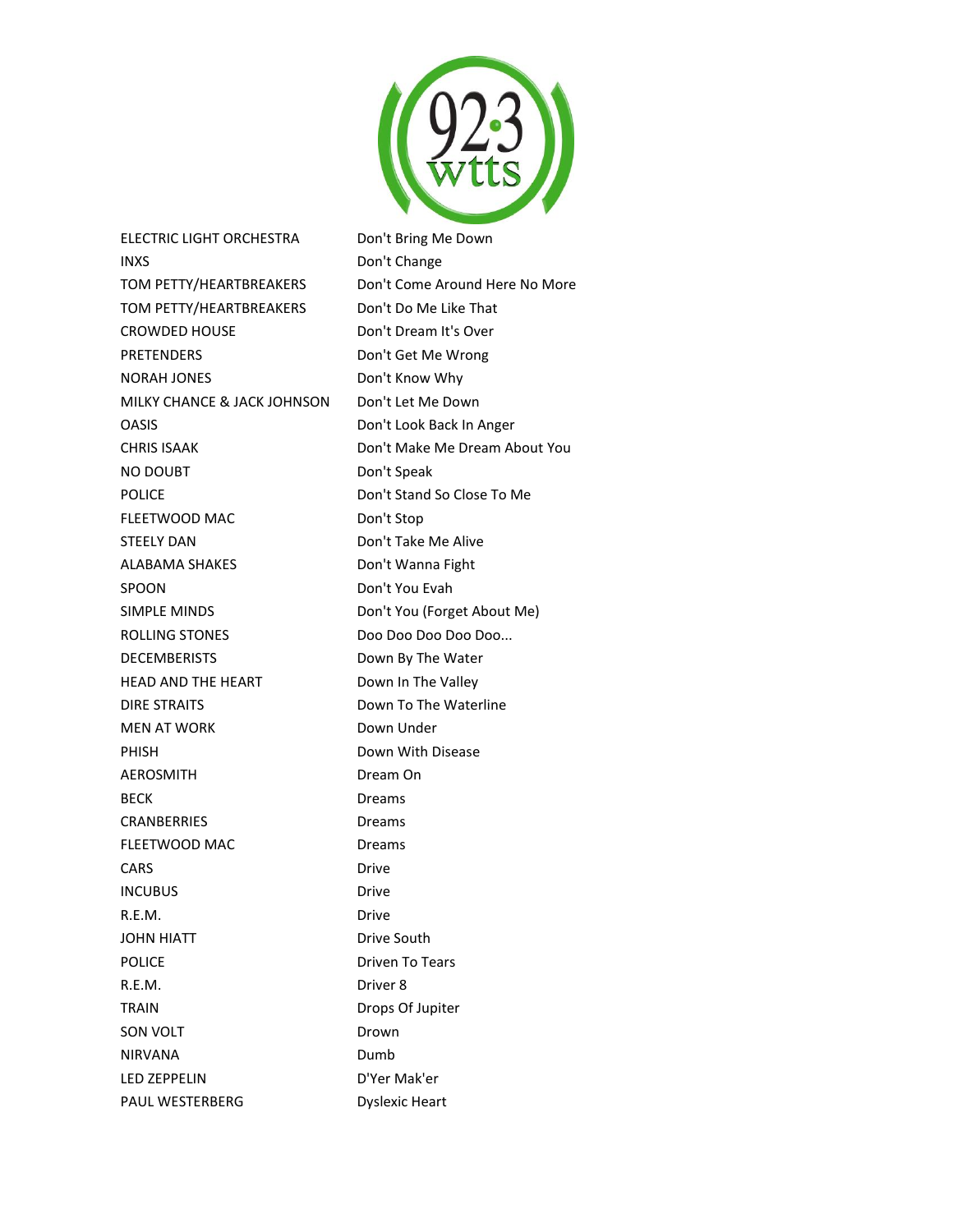| | |
|---|---|
| ELECTRIC LIGHT ORCHESTRA | Don't Bring Me Down |
| INXS | Don't Change |
| TOM PETTY/HEARTBREAKERS | Don't Come Around Here No More |
| TOM PETTY/HEARTBREAKERS | Don't Do Me Like That |
| CROWDED HOUSE | Don't Dream It's Over |
| PRETENDERS | Don't Get Me Wrong |
| NORAH JONES | Don't Know Why |
| MILKY CHANCE & JACK JOHNSON | Don't Let Me Down |
| OASIS | Don't Look Back In Anger |
| CHRIS ISAAK | Don't Make Me Dream About You |
| NO DOUBT | Don't Speak |
| POLICE | Don't Stand So Close To Me |
| FLEETWOOD MAC | Don't Stop |
| STEELY DAN | Don't Take Me Alive |
| ALABAMA SHAKES | Don't Wanna Fight |
| SPOON | Don't You Evah |
| SIMPLE MINDS | Don't You (Forget About Me) |
| ROLLING STONES | Doo Doo Doo Doo Doo... |
| DECEMBERISTS | Down By The Water |
| HEAD AND THE HEART | Down In The Valley |
| DIRE STRAITS | Down To The Waterline |
| MEN AT WORK | Down Under |
| PHISH | Down With Disease |
| AEROSMITH | Dream On |
| BECK | Dreams |
| CRANBERRIES | Dreams |
| FLEETWOOD MAC | Dreams |
| CARS | Drive |
| INCUBUS | Drive |
| R.E.M. | Drive |
| JOHN HIATT | Drive South |
| POLICE | Driven To Tears |
| R.E.M. | Driver 8 |
| TRAIN | Drops Of Jupiter |
| SON VOLT | Drown |
| NIRVANA | Dumb |
| LED ZEPPELIN | D'Yer Mak'er |
| PAUL WESTERBERG | Dyslexic Heart |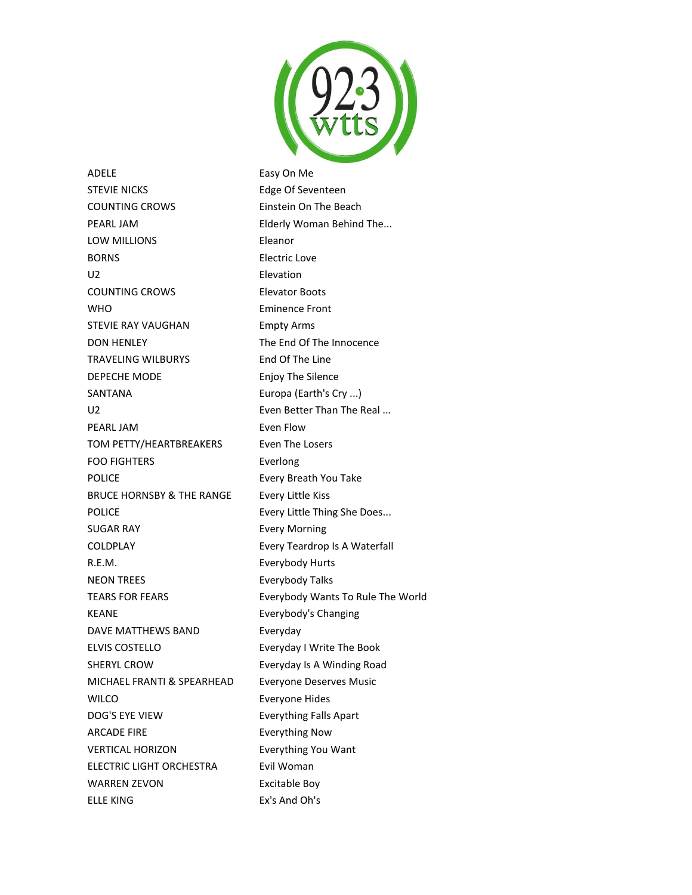| | |
|---|---|
| ADELE | Easy On Me |
| STEVIE NICKS | Edge Of Seventeen |
| COUNTING CROWS | Einstein On The Beach |
| PEARL JAM | Elderly Woman Behind The... |
| LOW MILLIONS | Eleanor |
| BORNS | Electric Love |
| U2 | Elevation |
| COUNTING CROWS | Elevator Boots |
| WHO | Eminence Front |
| STEVIE RAY VAUGHAN | Empty Arms |
| DON HENLEY | The End Of The Innocence |
| TRAVELING WILBURYS | End Of The Line |
| DEPECHE MODE | Enjoy The Silence |
| SANTANA | Europa (Earth's Cry ...) |
| U2 | Even Better Than The Real ... |
| PEARL JAM | Even Flow |
| TOM PETTY/HEARTBREAKERS | Even The Losers |
| FOO FIGHTERS | Everlong |
| POLICE | Every Breath You Take |
| BRUCE HORNSBY & THE RANGE | Every Little Kiss |
| POLICE | Every Little Thing She Does... |
| SUGAR RAY | Every Morning |
| COLDPLAY | Every Teardrop Is A Waterfall |
| R.E.M. | Everybody Hurts |
| NEON TREES | Everybody Talks |
| TEARS FOR FEARS | Everybody Wants To Rule The World |
| KEANE | Everybody's Changing |
| DAVE MATTHEWS BAND | Everyday |
| ELVIS COSTELLO | Everyday I Write The Book |
| SHERYL CROW | Everyday Is A Winding Road |
| MICHAEL FRANTI & SPEARHEAD | Everyone Deserves Music |
| WILCO | Everyone Hides |
| DOG'S EYE VIEW | Everything Falls Apart |
| ARCADE FIRE | Everything Now |
| VERTICAL HORIZON | Everything You Want |
| ELECTRIC LIGHT ORCHESTRA | Evil Woman |
| WARREN ZEVON | Excitable Boy |
| ELLE KING | Ex's And Oh's |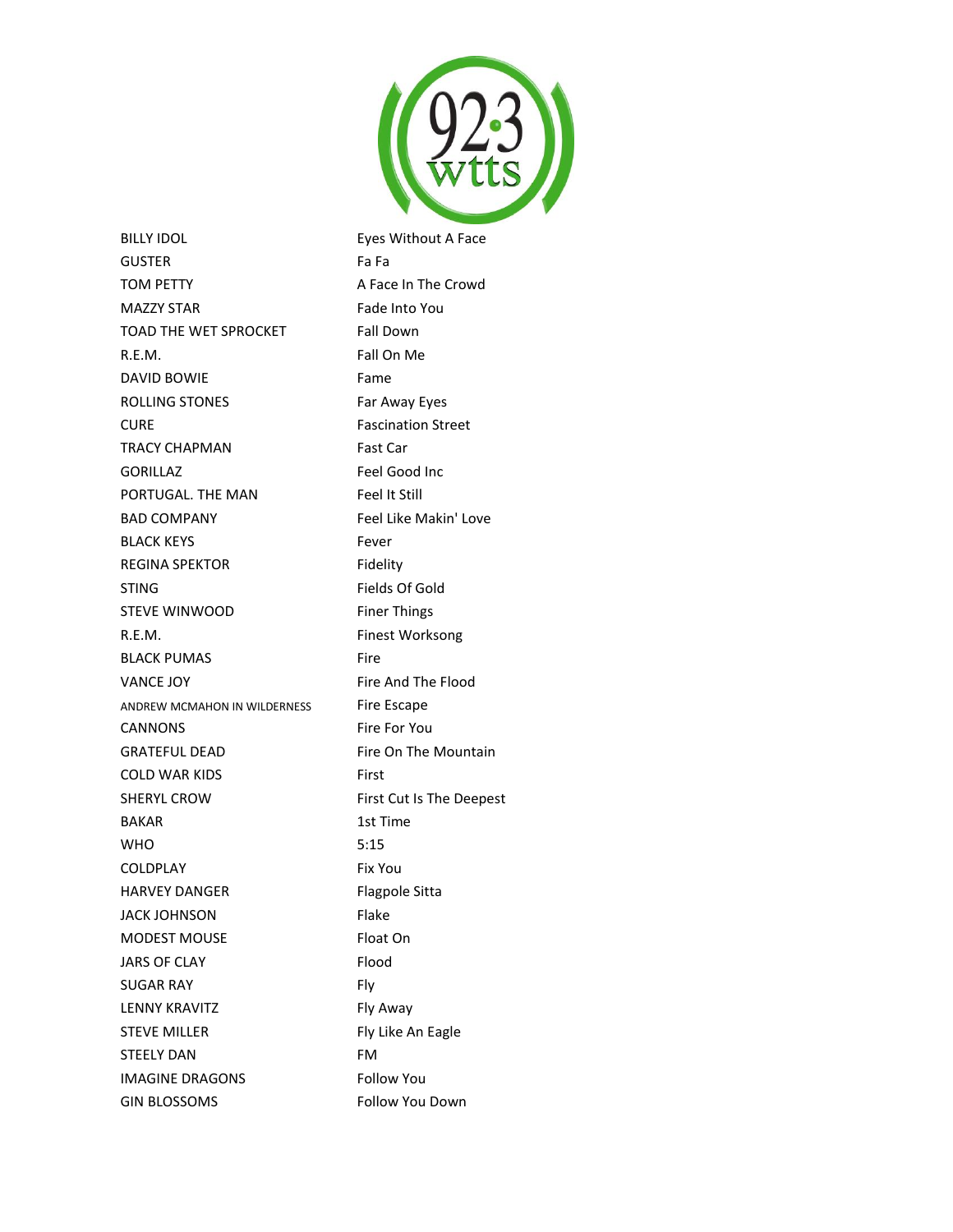| | |
|---|---|
| BILLY IDOL | Eyes Without A Face |
| GUSTER | Fa Fa |
| TOM PETTY | A Face In The Crowd |
| MAZZY STAR | Fade Into You |
| TOAD THE WET SPROCKET | Fall Down |
| R.E.M. | Fall On Me |
| DAVID BOWIE | Fame |
| ROLLING STONES | Far Away Eyes |
| CURE | Fascination Street |
| TRACY CHAPMAN | Fast Car |
| GORILLAZ | Feel Good Inc |
| PORTUGAL. THE MAN | Feel It Still |
| BAD COMPANY | Feel Like Makin' Love |
| BLACK KEYS | Fever |
| REGINA SPEKTOR | Fidelity |
| STING | Fields Of Gold |
| STEVE WINWOOD | Finer Things |
| R.E.M. | Finest Worksong |
| BLACK PUMAS | Fire |
| VANCE JOY | Fire And The Flood |
| ANDREW MCMAHON IN WILDERNESS | Fire Escape |
| CANNONS | Fire For You |
| GRATEFUL DEAD | Fire On The Mountain |
| COLD WAR KIDS | First |
| SHERYL CROW | First Cut Is The Deepest |
| BAKAR | 1st Time |
| WHO | 5:15 |
| COLDPLAY | Fix You |
| HARVEY DANGER | Flagpole Sitta |
| JACK JOHNSON | Flake |
| MODEST MOUSE | Float On |
| JARS OF CLAY | Flood |
| SUGAR RAY | Fly |
| LENNY KRAVITZ | Fly Away |
| STEVE MILLER | Fly Like An Eagle |
| STEELY DAN | FM |
| IMAGINE DRAGONS | Follow You |
| GIN BLOSSOMS | Follow You Down |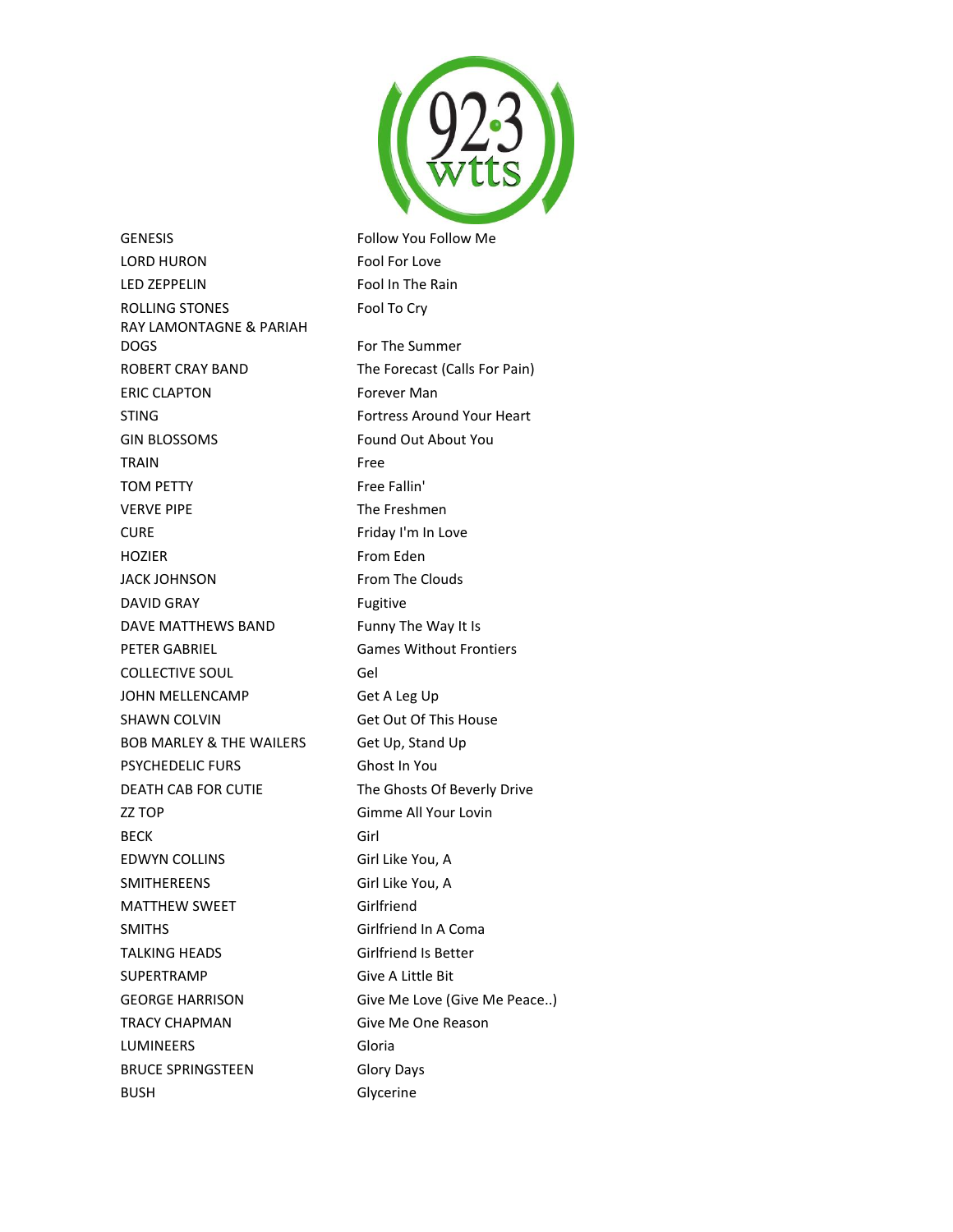| | |
|---|---|
| GENESIS | Follow You Follow Me |
| LORD HURON | Fool For Love |
| LED ZEPPELIN | Fool In The Rain |
| ROLLING STONES | Fool To Cry |
| RAY LAMONTAGNE & PARIAH DOGS | For The Summer |
| ROBERT CRAY BAND | The Forecast (Calls For Pain) |
| ERIC CLAPTON | Forever Man |
| STING | Fortress Around Your Heart |
| GIN BLOSSOMS | Found Out About You |
| TRAIN | Free |
| TOM PETTY | Free Fallin' |
| VERVE PIPE | The Freshmen |
| CURE | Friday I'm In Love |
| HOZIER | From Eden |
| JACK JOHNSON | From The Clouds |
| DAVID GRAY | Fugitive |
| DAVE MATTHEWS BAND | Funny The Way It Is |
| PETER GABRIEL | Games Without Frontiers |
| COLLECTIVE SOUL | Gel |
| JOHN MELLENCAMP | Get A Leg Up |
| SHAWN COLVIN | Get Out Of This House |
| BOB MARLEY & THE WAILERS | Get Up, Stand Up |
| PSYCHEDELIC FURS | Ghost In You |
| DEATH CAB FOR CUTIE | The Ghosts Of Beverly Drive |
| ZZ TOP | Gimme All Your Lovin |
| BECK | Girl |
| EDWYN COLLINS | Girl Like You, A |
| SMITHEREENS | Girl Like You, A |
| MATTHEW SWEET | Girlfriend |
| SMITHS | Girlfriend In A Coma |
| TALKING HEADS | Girlfriend Is Better |
| SUPERTRAMP | Give A Little Bit |
| GEORGE HARRISON | Give Me Love (Give Me Peace..) |
| TRACY CHAPMAN | Give Me One Reason |
| LUMINEERS | Gloria |
| BRUCE SPRINGSTEEN | Glory Days |
| BUSH | Glycerine |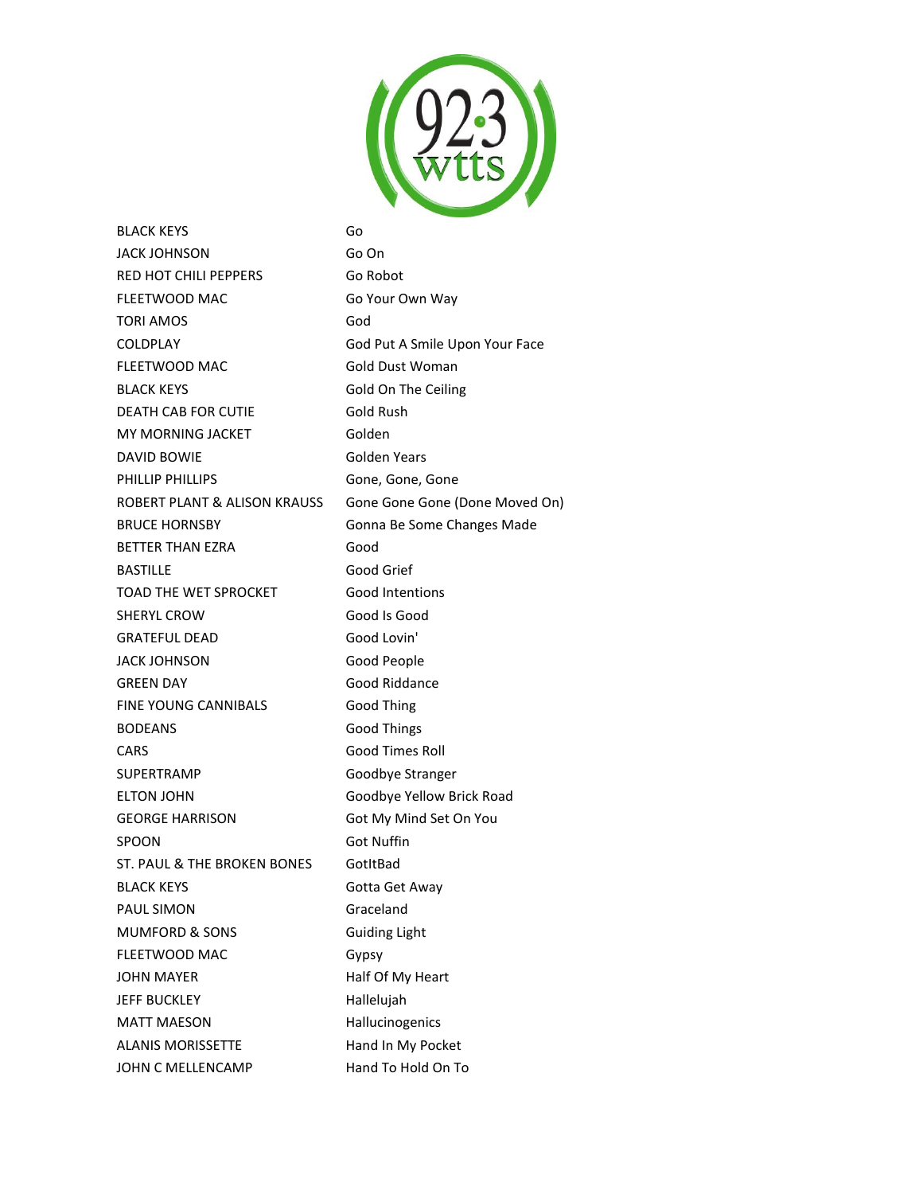| | |
|---|---|
| BLACK KEYS | Go |
| JACK JOHNSON | Go On |
| RED HOT CHILI PEPPERS | Go Robot |
| FLEETWOOD MAC | Go Your Own Way |
| TORI AMOS | God |
| COLDPLAY | God Put A Smile Upon Your Face |
| FLEETWOOD MAC | Gold Dust Woman |
| BLACK KEYS | Gold On The Ceiling |
| DEATH CAB FOR CUTIE | Gold Rush |
| MY MORNING JACKET | Golden |
| DAVID BOWIE | Golden Years |
| PHILLIP PHILLIPS | Gone, Gone, Gone |
| ROBERT PLANT & ALISON KRAUSS | Gone Gone Gone (Done Moved On) |
| BRUCE HORNSBY | Gonna Be Some Changes Made |
| BETTER THAN EZRA | Good |
| BASTILLE | Good Grief |
| TOAD THE WET SPROCKET | Good Intentions |
| SHERYL CROW | Good Is Good |
| GRATEFUL DEAD | Good Lovin' |
| JACK JOHNSON | Good People |
| GREEN DAY | Good Riddance |
| FINE YOUNG CANNIBALS | Good Thing |
| BODEANS | Good Things |
| CARS | Good Times Roll |
| SUPERTRAMP | Goodbye Stranger |
| ELTON JOHN | Goodbye Yellow Brick Road |
| GEORGE HARRISON | Got My Mind Set On You |
| SPOON | Got Nuffin |
| ST. PAUL & THE BROKEN BONES | GotItBad |
| BLACK KEYS | Gotta Get Away |
| PAUL SIMON | Graceland |
| MUMFORD & SONS | Guiding Light |
| FLEETWOOD MAC | Gypsy |
| JOHN MAYER | Half Of My Heart |
| JEFF BUCKLEY | Hallelujah |
| MATT MAESON | Hallucinogenics |
| ALANIS MORISSETTE | Hand In My Pocket |
| JOHN C MELLENCAMP | Hand To Hold On To |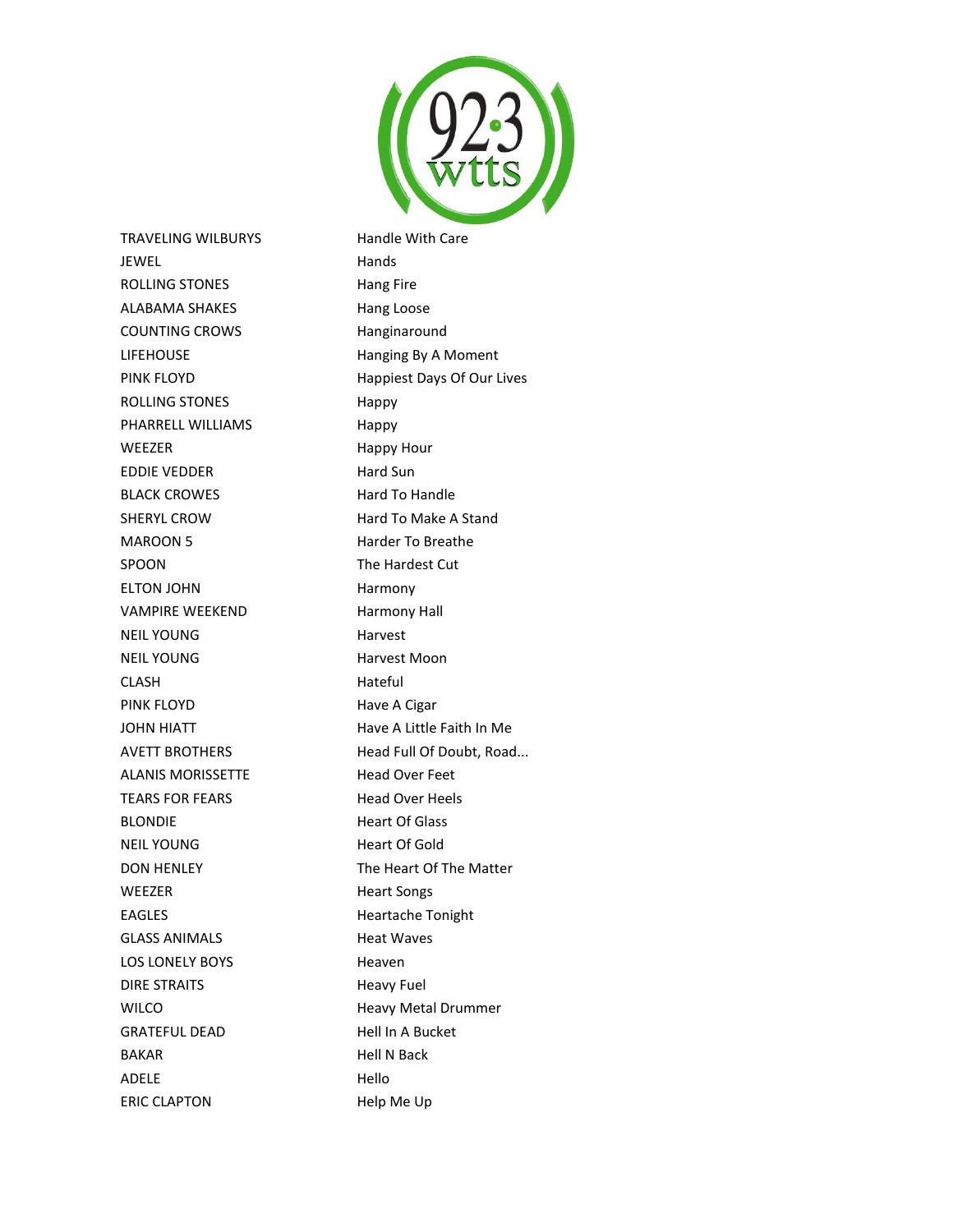| | |
|---|---|
| TRAVELING WILBURYS | Handle With Care |
| JEWEL | Hands |
| ROLLING STONES | Hang Fire |
| ALABAMA SHAKES | Hang Loose |
| COUNTING CROWS | Hanginaround |
| LIFEHOUSE | Hanging By A Moment |
| PINK FLOYD | Happiest Days Of Our Lives |
| ROLLING STONES | Happy |
| PHARRELL WILLIAMS | Happy |
| WEEZER | Happy Hour |
| EDDIE VEDDER | Hard Sun |
| BLACK CROWES | Hard To Handle |
| SHERYL CROW | Hard To Make A Stand |
| MAROON 5 | Harder To Breathe |
| SPOON | The Hardest Cut |
| ELTON JOHN | Harmony |
| VAMPIRE WEEKEND | Harmony Hall |
| NEIL YOUNG | Harvest |
| NEIL YOUNG | Harvest Moon |
| CLASH | Hateful |
| PINK FLOYD | Have A Cigar |
| JOHN HIATT | Have A Little Faith In Me |
| AVETT BROTHERS | Head Full Of Doubt, Road... |
| ALANIS MORISSETTE | Head Over Feet |
| TEARS FOR FEARS | Head Over Heels |
| BLONDIE | Heart Of Glass |
| NEIL YOUNG | Heart Of Gold |
| DON HENLEY | The Heart Of The Matter |
| WEEZER | Heart Songs |
| EAGLES | Heartache Tonight |
| GLASS ANIMALS | Heat Waves |
| LOS LONELY BOYS | Heaven |
| DIRE STRAITS | Heavy Fuel |
| WILCO | Heavy Metal Drummer |
| GRATEFUL DEAD | Hell In A Bucket |
| BAKAR | Hell N Back |
| ADELE | Hello |
| ERIC CLAPTON | Help Me Up |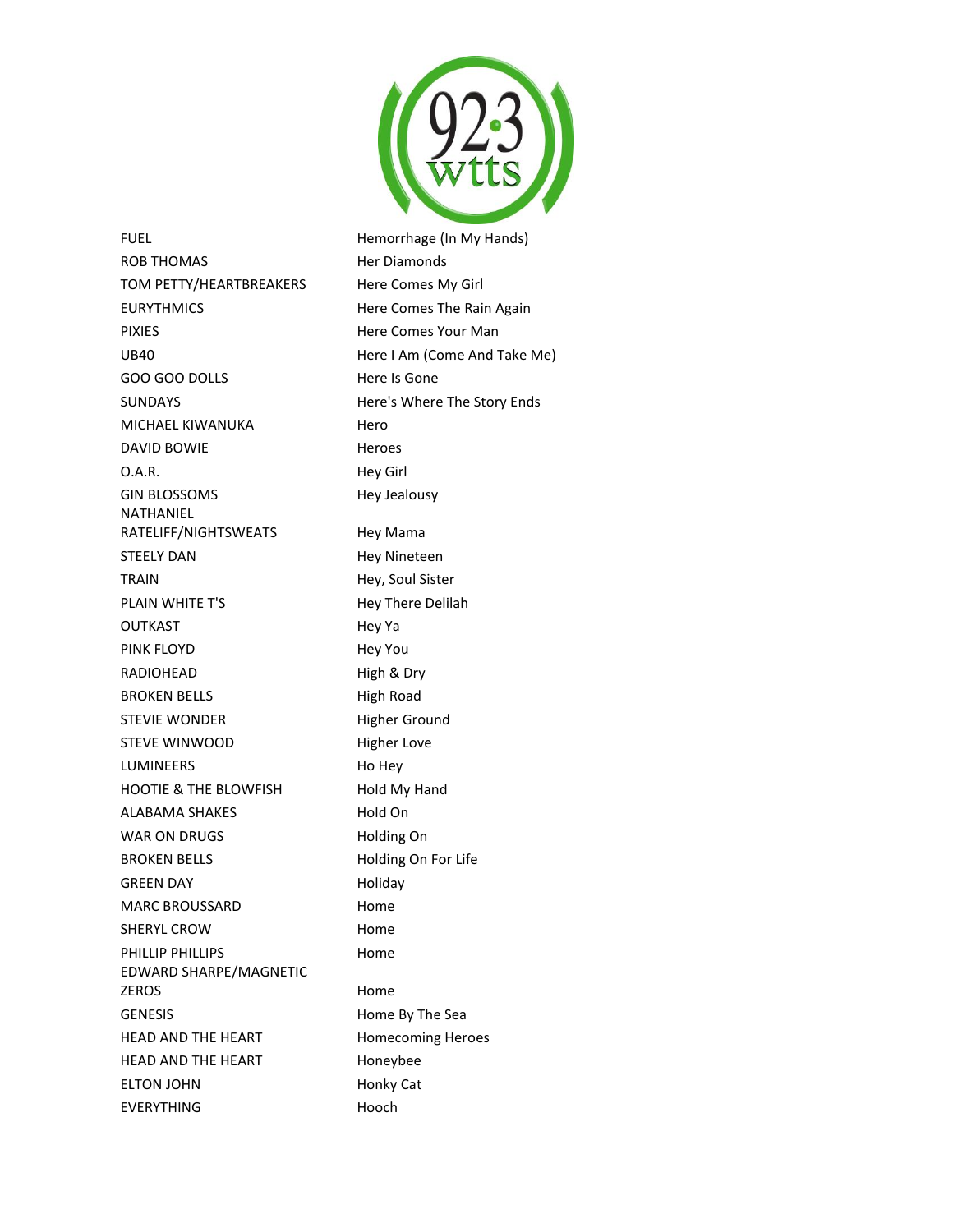| | |
|---|---|
| FUEL | Hemorrhage (In My Hands) |
| ROB THOMAS | Her Diamonds |
| TOM PETTY/HEARTBREAKERS | Here Comes My Girl |
| EURYTHMICS | Here Comes The Rain Again |
| PIXIES | Here Comes Your Man |
| UB40 | Here I Am (Come And Take Me) |
| GOO GOO DOLLS | Here Is Gone |
| SUNDAYS | Here's Where The Story Ends |
| MICHAEL KIWANUKA | Hero |
| DAVID BOWIE | Heroes |
| O.A.R. | Hey Girl |
| GIN BLOSSOMS | Hey Jealousy |
| NATHANIEL RATELIFF/NIGHTSWEATS | Hey Mama |
| STEELY DAN | Hey Nineteen |
| TRAIN | Hey, Soul Sister |
| PLAIN WHITE T'S | Hey There Delilah |
| OUTKAST | Hey Ya |
| PINK FLOYD | Hey You |
| RADIOHEAD | High & Dry |
| BROKEN BELLS | High Road |
| STEVIE WONDER | Higher Ground |
| STEVE WINWOOD | Higher Love |
| LUMINEERS | Ho Hey |
| HOOTIE & THE BLOWFISH | Hold My Hand |
| ALABAMA SHAKES | Hold On |
| WAR ON DRUGS | Holding On |
| BROKEN BELLS | Holding On For Life |
| GREEN DAY | Holiday |
| MARC BROUSSARD | Home |
| SHERYL CROW | Home |
| PHILLIP PHILLIPS | Home |
| EDWARD SHARPE/MAGNETIC ZEROS | Home |
| GENESIS | Home By The Sea |
| HEAD AND THE HEART | Homecoming Heroes |
| HEAD AND THE HEART | Honeybee |
| ELTON JOHN | Honky Cat |
| EVERYTHING | Hooch |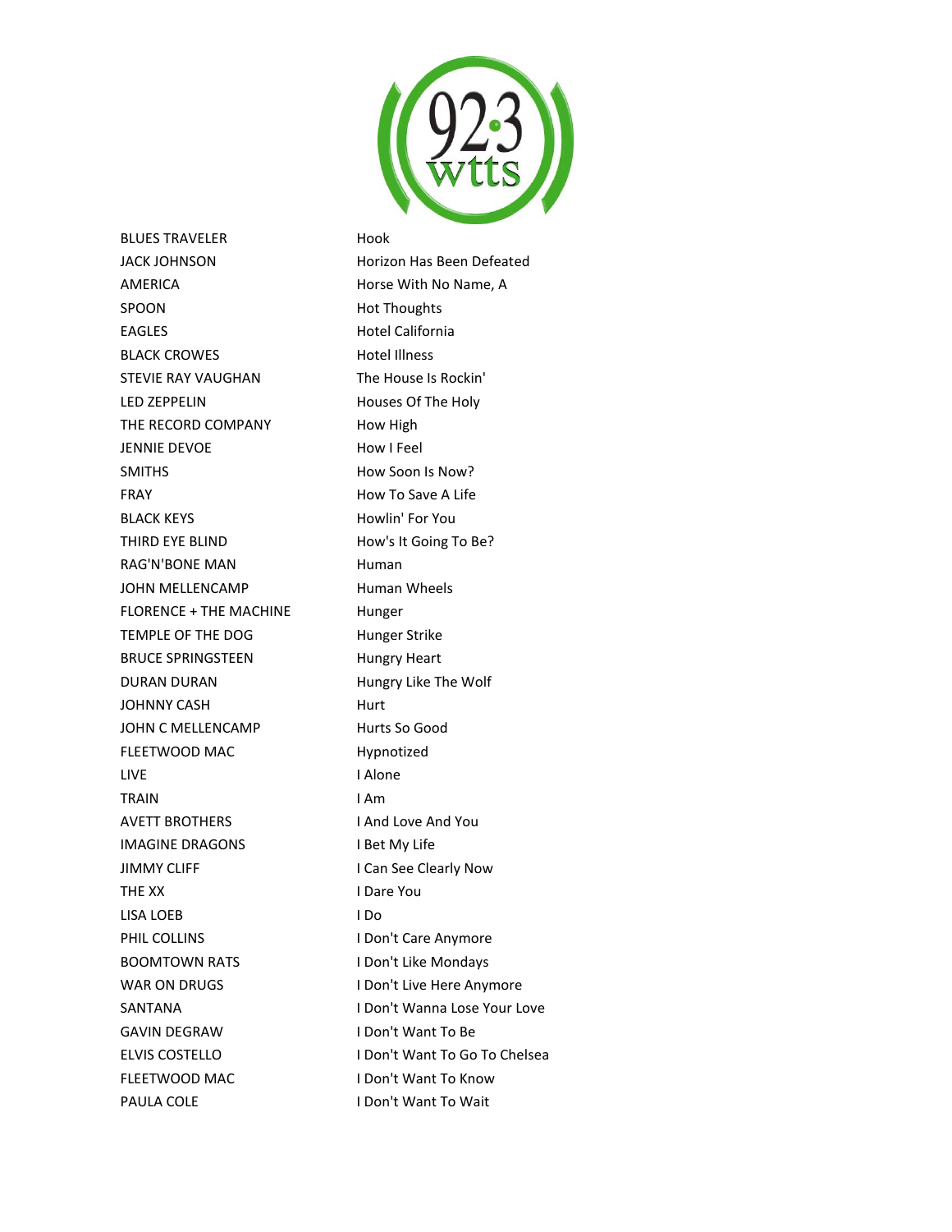| | |
|---|---|
| BLUES TRAVELER | Hook |
| JACK JOHNSON | Horizon Has Been Defeated |
| AMERICA | Horse With No Name, A |
| SPOON | Hot Thoughts |
| EAGLES | Hotel California |
| BLACK CROWES | Hotel Illness |
| STEVIE RAY VAUGHAN | The House Is Rockin' |
| LED ZEPPELIN | Houses Of The Holy |
| THE RECORD COMPANY | How High |
| JENNIE DEVOE | How I Feel |
| SMITHS | How Soon Is Now? |
| FRAY | How To Save A Life |
| BLACK KEYS | Howlin' For You |
| THIRD EYE BLIND | How's It Going To Be? |
| RAG'N'BONE MAN | Human |
| JOHN MELLENCAMP | Human Wheels |
| FLORENCE + THE MACHINE | Hunger |
| TEMPLE OF THE DOG | Hunger Strike |
| BRUCE SPRINGSTEEN | Hungry Heart |
| DURAN DURAN | Hungry Like The Wolf |
| JOHNNY CASH | Hurt |
| JOHN C MELLENCAMP | Hurts So Good |
| FLEETWOOD MAC | Hypnotized |
| LIVE | I Alone |
| TRAIN | I Am |
| AVETT BROTHERS | I And Love And You |
| IMAGINE DRAGONS | I Bet My Life |
| JIMMY CLIFF | I Can See Clearly Now |
| THE XX | I Dare You |
| LISA LOEB | I Do |
| PHIL COLLINS | I Don't Care Anymore |
| BOOMTOWN RATS | I Don't Like Mondays |
| WAR ON DRUGS | I Don't Live Here Anymore |
| SANTANA | I Don't Wanna Lose Your Love |
| GAVIN DEGRAW | I Don't Want To Be |
| ELVIS COSTELLO | I Don't Want To Go To Chelsea |
| FLEETWOOD MAC | I Don't Want To Know |
| PAULA COLE | I Don't Want To Wait |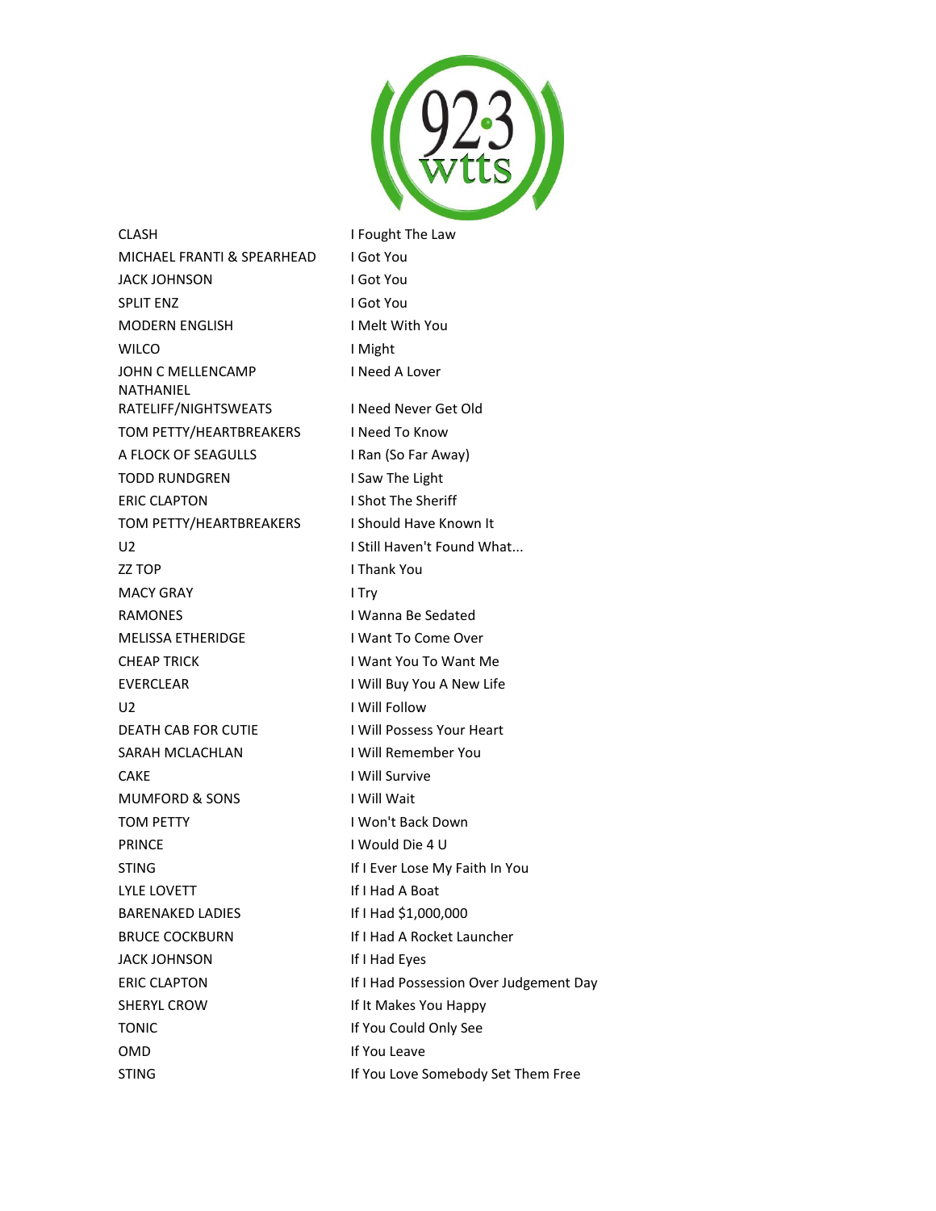| | |
|---|---|
| CLASH | I Fought The Law |
| MICHAEL FRANTI & SPEARHEAD | I Got You |
| JACK JOHNSON | I Got You |
| SPLIT ENZ | I Got You |
| MODERN ENGLISH | I Melt With You |
| WILCO | I Might |
| JOHN C MELLENCAMP | I Need A Lover |
| NATHANIEL RATELIFF/NIGHTSWEATS | I Need Never Get Old |
| TOM PETTY/HEARTBREAKERS | I Need To Know |
| A FLOCK OF SEAGULLS | I Ran (So Far Away) |
| TODD RUNDGREN | I Saw The Light |
| ERIC CLAPTON | I Shot The Sheriff |
| TOM PETTY/HEARTBREAKERS | I Should Have Known It |
| U2 | I Still Haven't Found What... |
| ZZ TOP | I Thank You |
| MACY GRAY | I Try |
| RAMONES | I Wanna Be Sedated |
| MELISSA ETHERIDGE | I Want To Come Over |
| CHEAP TRICK | I Want You To Want Me |
| EVERCLEAR | I Will Buy You A New Life |
| U2 | I Will Follow |
| DEATH CAB FOR CUTIE | I Will Possess Your Heart |
| SARAH MCLACHLAN | I Will Remember You |
| CAKE | I Will Survive |
| MUMFORD & SONS | I Will Wait |
| TOM PETTY | I Won't Back Down |
| PRINCE | I Would Die 4 U |
| STING | If I Ever Lose My Faith In You |
| LYLE LOVETT | If I Had A Boat |
| BARENAKED LADIES | If I Had $1,000,000 |
| BRUCE COCKBURN | If I Had A Rocket Launcher |
| JACK JOHNSON | If I Had Eyes |
| ERIC CLAPTON | If I Had Possession Over Judgement Day |
| SHERYL CROW | If It Makes You Happy |
| TONIC | If You Could Only See |
| OMD | If You Leave |
| STING | If You Love Somebody Set Them Free |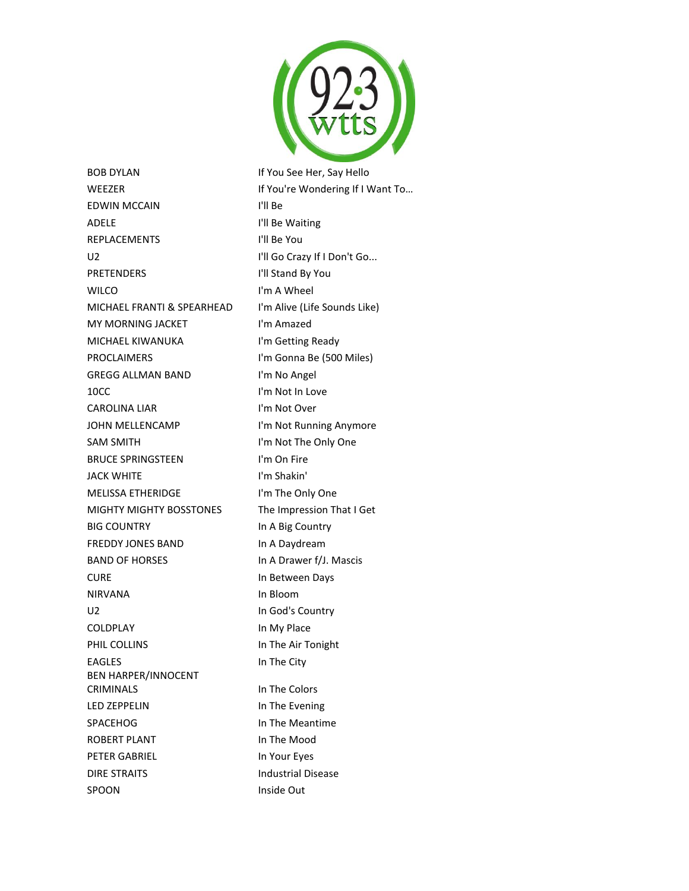| | |
|---|---|
| BOB DYLAN | If You See Her, Say Hello |
| WEEZER | If You're Wondering If I Want To… |
| EDWIN MCCAIN | I'll Be |
| ADELE | I'll Be Waiting |
| REPLACEMENTS | I'll Be You |
| U2 | I'll Go Crazy If I Don't Go... |
| PRETENDERS | I'll Stand By You |
| WILCO | I'm A Wheel |
| MICHAEL FRANTI & SPEARHEAD | I'm Alive (Life Sounds Like) |
| MY MORNING JACKET | I'm Amazed |
| MICHAEL KIWANUKA | I'm Getting Ready |
| PROCLAIMERS | I'm Gonna Be (500 Miles) |
| GREGG ALLMAN BAND | I'm No Angel |
| 10CC | I'm Not In Love |
| CAROLINA LIAR | I'm Not Over |
| JOHN MELLENCAMP | I'm Not Running Anymore |
| SAM SMITH | I'm Not The Only One |
| BRUCE SPRINGSTEEN | I'm On Fire |
| JACK WHITE | I'm Shakin' |
| MELISSA ETHERIDGE | I'm The Only One |
| MIGHTY MIGHTY BOSSTONES | The Impression That I Get |
| BIG COUNTRY | In A Big Country |
| FREDDY JONES BAND | In A Daydream |
| BAND OF HORSES | In A Drawer f/J. Mascis |
| CURE | In Between Days |
| NIRVANA | In Bloom |
| U2 | In God's Country |
| COLDPLAY | In My Place |
| PHIL COLLINS | In The Air Tonight |
| EAGLES | In The City |
| BEN HARPER/INNOCENT CRIMINALS | In The Colors |
| LED ZEPPELIN | In The Evening |
| SPACEHOG | In The Meantime |
| ROBERT PLANT | In The Mood |
| PETER GABRIEL | In Your Eyes |
| DIRE STRAITS | Industrial Disease |
| SPOON | Inside Out |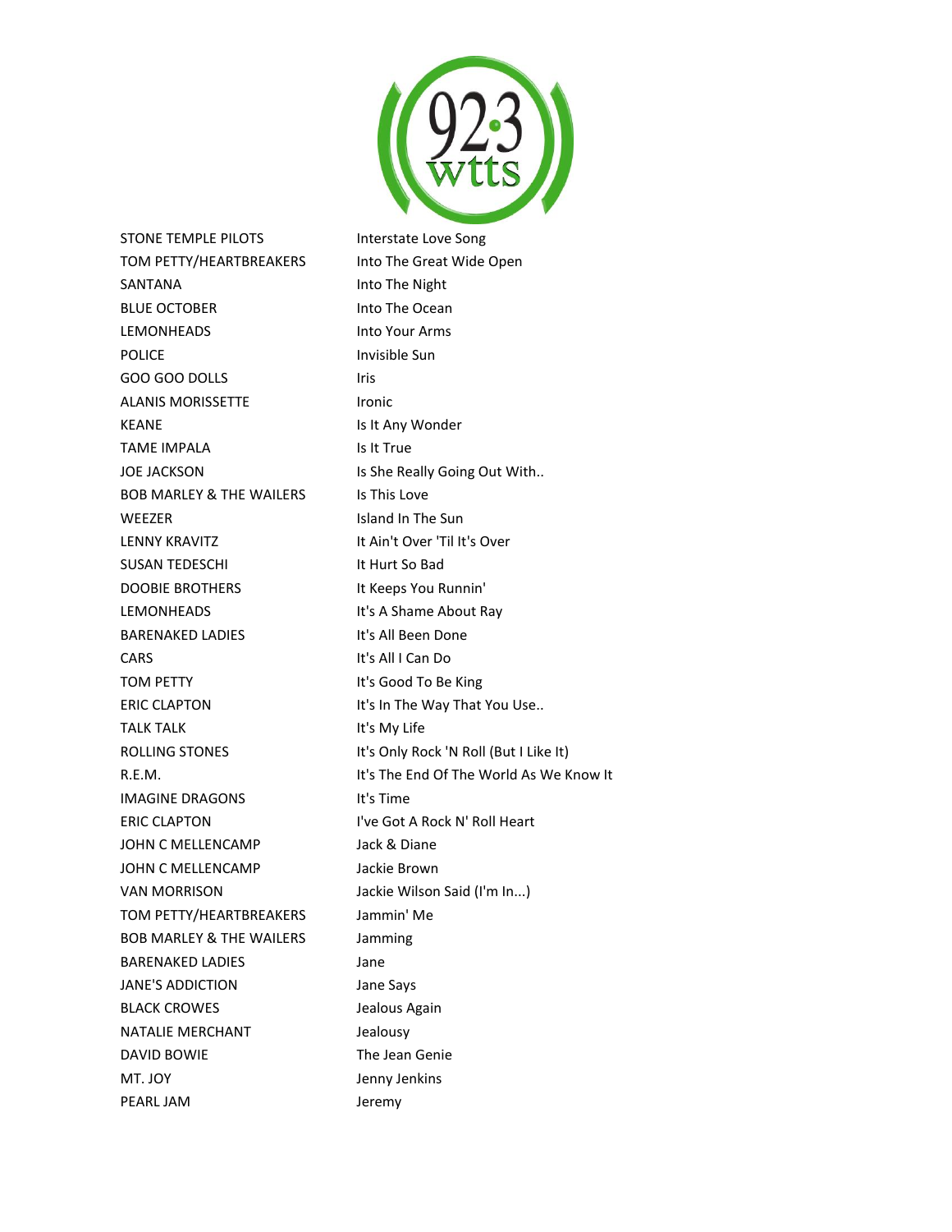| | |
|---|---|
| STONE TEMPLE PILOTS | Interstate Love Song |
| TOM PETTY/HEARTBREAKERS | Into The Great Wide Open |
| SANTANA | Into The Night |
| BLUE OCTOBER | Into The Ocean |
| LEMONHEADS | Into Your Arms |
| POLICE | Invisible Sun |
| GOO GOO DOLLS | Iris |
| ALANIS MORISSETTE | Ironic |
| KEANE | Is It Any Wonder |
| TAME IMPALA | Is It True |
| JOE JACKSON | Is She Really Going Out With.. |
| BOB MARLEY & THE WAILERS | Is This Love |
| WEEZER | Island In The Sun |
| LENNY KRAVITZ | It Ain't Over 'Til It's Over |
| SUSAN TEDESCHI | It Hurt So Bad |
| DOOBIE BROTHERS | It Keeps You Runnin' |
| LEMONHEADS | It's A Shame About Ray |
| BARENAKED LADIES | It's All Been Done |
| CARS | It's All I Can Do |
| TOM PETTY | It's Good To Be King |
| ERIC CLAPTON | It's In The Way That You Use.. |
| TALK TALK | It's My Life |
| ROLLING STONES | It's Only Rock 'N Roll (But I Like It) |
| R.E.M. | It's The End Of The World As We Know It |
| IMAGINE DRAGONS | It's Time |
| ERIC CLAPTON | I've Got A Rock N' Roll Heart |
| JOHN C MELLENCAMP | Jack & Diane |
| JOHN C MELLENCAMP | Jackie Brown |
| VAN MORRISON | Jackie Wilson Said (I'm In...) |
| TOM PETTY/HEARTBREAKERS | Jammin' Me |
| BOB MARLEY & THE WAILERS | Jamming |
| BARENAKED LADIES | Jane |
| JANE'S ADDICTION | Jane Says |
| BLACK CROWES | Jealous Again |
| NATALIE MERCHANT | Jealousy |
| DAVID BOWIE | The Jean Genie |
| MT. JOY | Jenny Jenkins |
| PEARL JAM | Jeremy |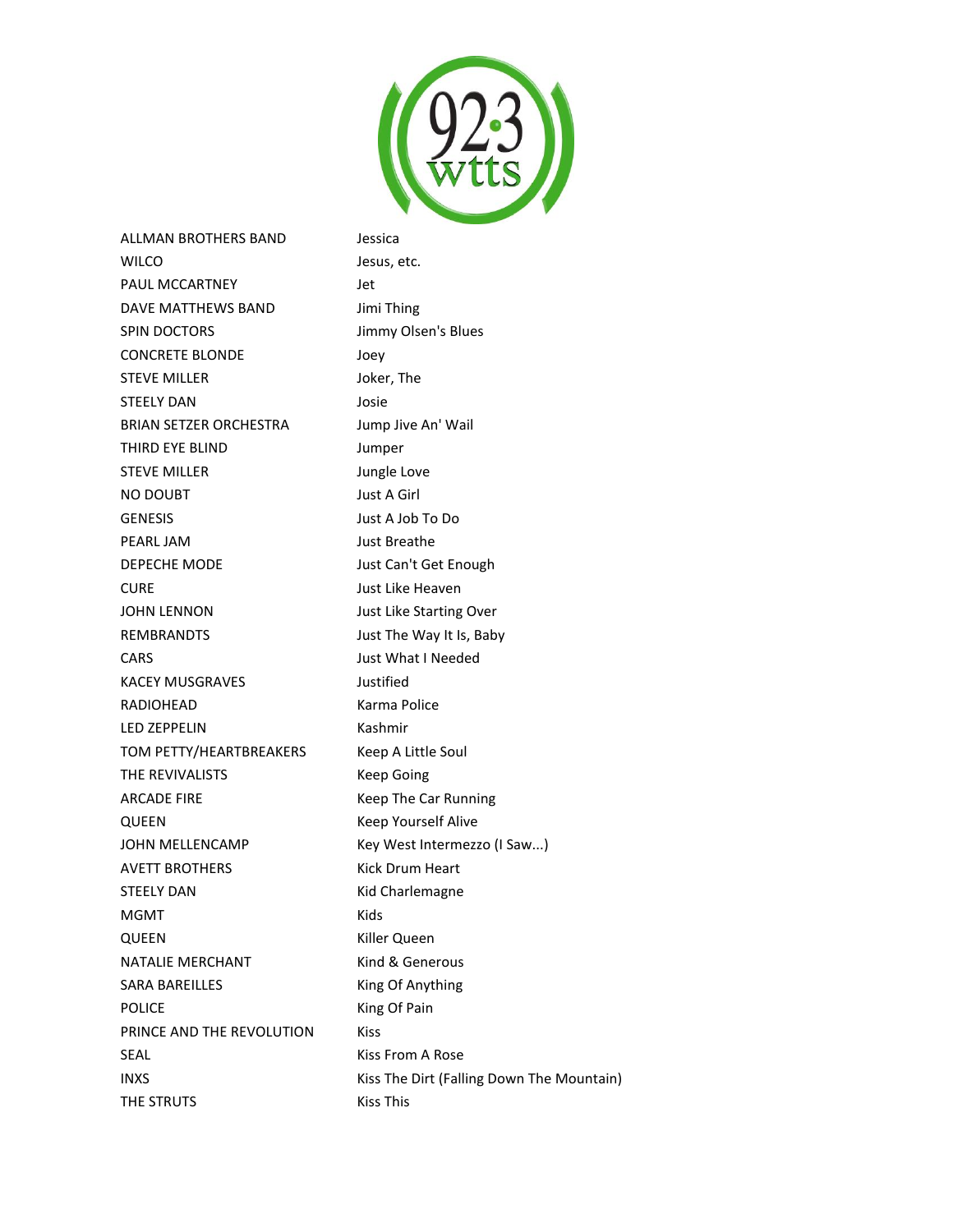| | |
|---|---|
| ALLMAN BROTHERS BAND | Jessica |
| WILCO | Jesus, etc. |
| PAUL MCCARTNEY | Jet |
| DAVE MATTHEWS BAND | Jimi Thing |
| SPIN DOCTORS | Jimmy Olsen's Blues |
| CONCRETE BLONDE | Joey |
| STEVE MILLER | Joker, The |
| STEELY DAN | Josie |
| BRIAN SETZER ORCHESTRA | Jump Jive An' Wail |
| THIRD EYE BLIND | Jumper |
| STEVE MILLER | Jungle Love |
| NO DOUBT | Just A Girl |
| GENESIS | Just A Job To Do |
| PEARL JAM | Just Breathe |
| DEPECHE MODE | Just Can't Get Enough |
| CURE | Just Like Heaven |
| JOHN LENNON | Just Like Starting Over |
| REMBRANDTS | Just The Way It Is, Baby |
| CARS | Just What I Needed |
| KACEY MUSGRAVES | Justified |
| RADIOHEAD | Karma Police |
| LED ZEPPELIN | Kashmir |
| TOM PETTY/HEARTBREAKERS | Keep A Little Soul |
| THE REVIVALISTS | Keep Going |
| ARCADE FIRE | Keep The Car Running |
| QUEEN | Keep Yourself Alive |
| JOHN MELLENCAMP | Key West Intermezzo (I Saw...) |
| AVETT BROTHERS | Kick Drum Heart |
| STEELY DAN | Kid Charlemagne |
| MGMT | Kids |
| QUEEN | Killer Queen |
| NATALIE MERCHANT | Kind & Generous |
| SARA BAREILLES | King Of Anything |
| POLICE | King Of Pain |
| PRINCE AND THE REVOLUTION | Kiss |
| SEAL | Kiss From A Rose |
| INXS | Kiss The Dirt (Falling Down The Mountain) |
| THE STRUTS | Kiss This |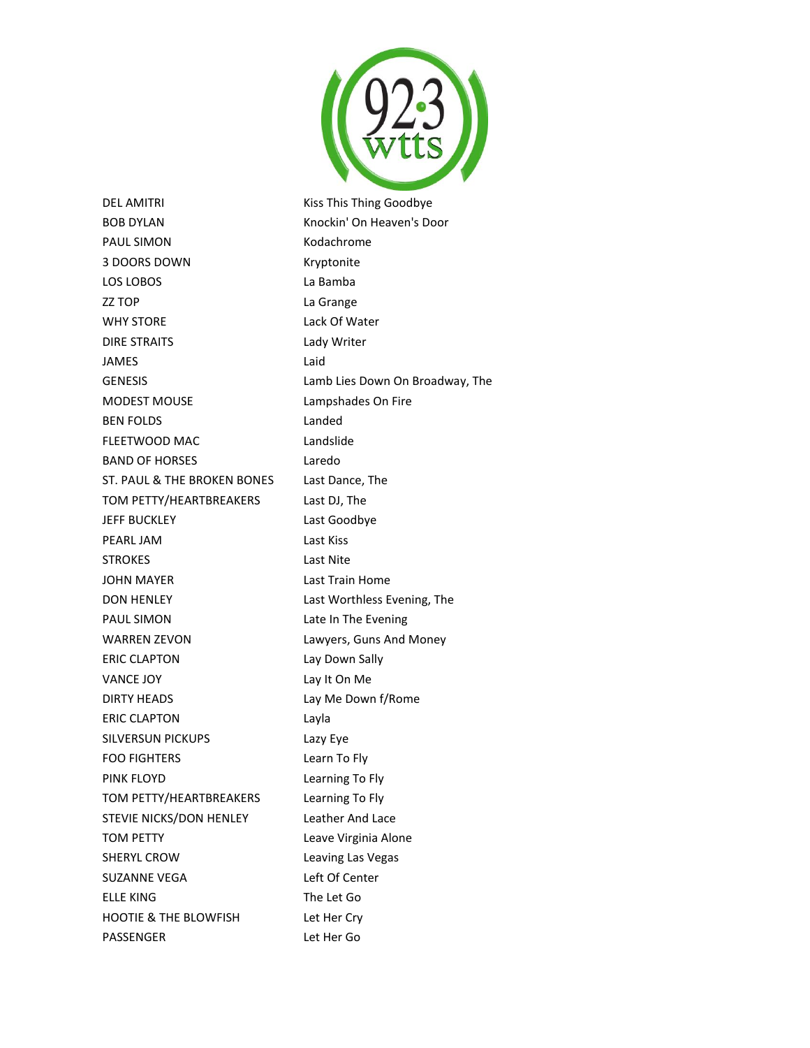| | |
|---|---|
| DEL AMITRI | Kiss This Thing Goodbye |
| BOB DYLAN | Knockin' On Heaven's Door |
| PAUL SIMON | Kodachrome |
| 3 DOORS DOWN | Kryptonite |
| LOS LOBOS | La Bamba |
| ZZ TOP | La Grange |
| WHY STORE | Lack Of Water |
| DIRE STRAITS | Lady Writer |
| JAMES | Laid |
| GENESIS | Lamb Lies Down On Broadway, The |
| MODEST MOUSE | Lampshades On Fire |
| BEN FOLDS | Landed |
| FLEETWOOD MAC | Landslide |
| BAND OF HORSES | Laredo |
| ST. PAUL & THE BROKEN BONES | Last Dance, The |
| TOM PETTY/HEARTBREAKERS | Last DJ, The |
| JEFF BUCKLEY | Last Goodbye |
| PEARL JAM | Last Kiss |
| STROKES | Last Nite |
| JOHN MAYER | Last Train Home |
| DON HENLEY | Last Worthless Evening, The |
| PAUL SIMON | Late In The Evening |
| WARREN ZEVON | Lawyers, Guns And Money |
| ERIC CLAPTON | Lay Down Sally |
| VANCE JOY | Lay It On Me |
| DIRTY HEADS | Lay Me Down f/Rome |
| ERIC CLAPTON | Layla |
| SILVERSUN PICKUPS | Lazy Eye |
| FOO FIGHTERS | Learn To Fly |
| PINK FLOYD | Learning To Fly |
| TOM PETTY/HEARTBREAKERS | Learning To Fly |
| STEVIE NICKS/DON HENLEY | Leather And Lace |
| TOM PETTY | Leave Virginia Alone |
| SHERYL CROW | Leaving Las Vegas |
| SUZANNE VEGA | Left Of Center |
| ELLE KING | The Let Go |
| HOOTIE & THE BLOWFISH | Let Her Cry |
| PASSENGER | Let Her Go |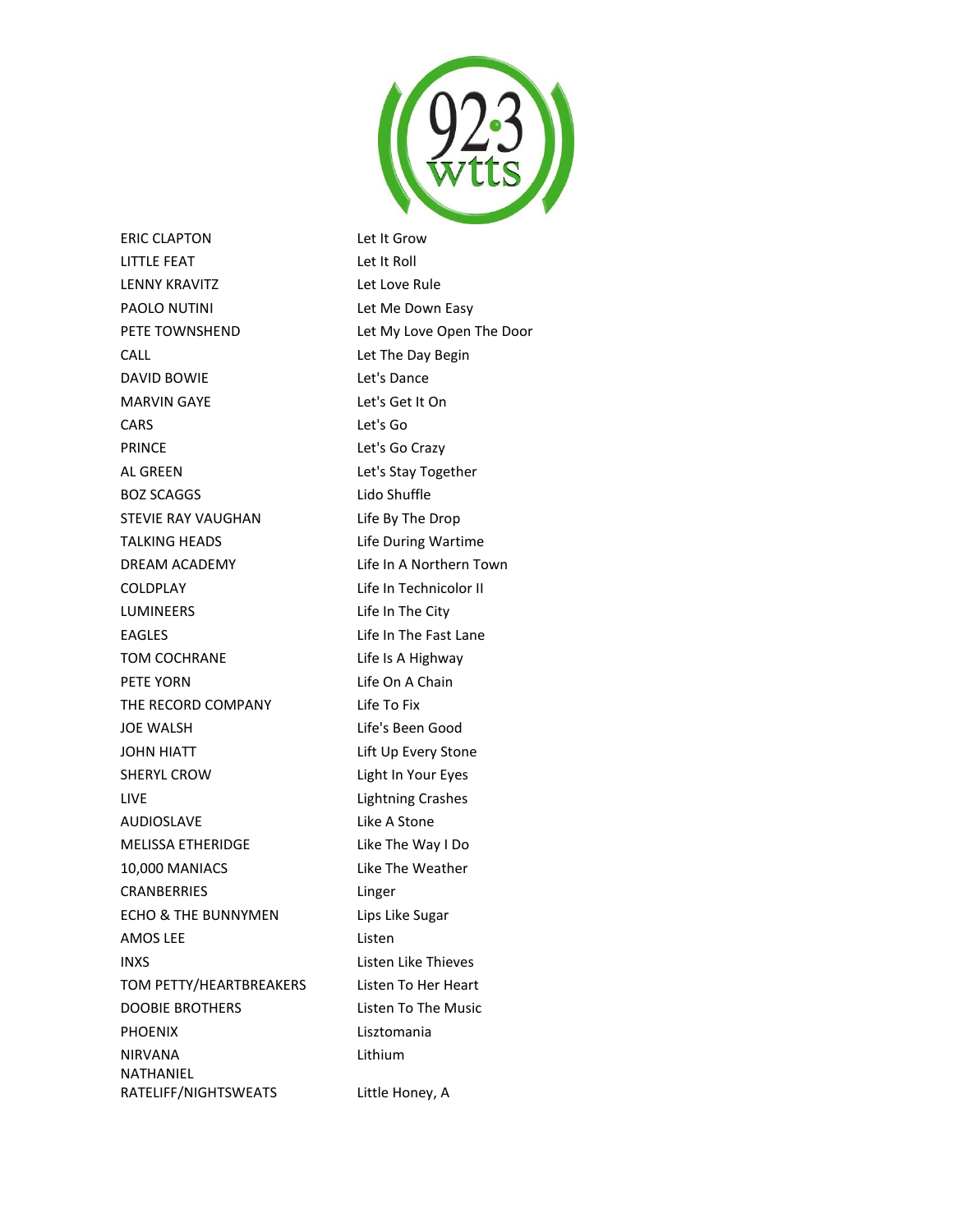| | |
|---|---|
| ERIC CLAPTON | Let It Grow |
| LITTLE FEAT | Let It Roll |
| LENNY KRAVITZ | Let Love Rule |
| PAOLO NUTINI | Let Me Down Easy |
| PETE TOWNSHEND | Let My Love Open The Door |
| CALL | Let The Day Begin |
| DAVID BOWIE | Let's Dance |
| MARVIN GAYE | Let's Get It On |
| CARS | Let's Go |
| PRINCE | Let's Go Crazy |
| AL GREEN | Let's Stay Together |
| BOZ SCAGGS | Lido Shuffle |
| STEVIE RAY VAUGHAN | Life By The Drop |
| TALKING HEADS | Life During Wartime |
| DREAM ACADEMY | Life In A Northern Town |
| COLDPLAY | Life In Technicolor II |
| LUMINEERS | Life In The City |
| EAGLES | Life In The Fast Lane |
| TOM COCHRANE | Life Is A Highway |
| PETE YORN | Life On A Chain |
| THE RECORD COMPANY | Life To Fix |
| JOE WALSH | Life's Been Good |
| JOHN HIATT | Lift Up Every Stone |
| SHERYL CROW | Light In Your Eyes |
| LIVE | Lightning Crashes |
| AUDIOSLAVE | Like A Stone |
| MELISSA ETHERIDGE | Like The Way I Do |
| 10,000 MANIACS | Like The Weather |
| CRANBERRIES | Linger |
| ECHO & THE BUNNYMEN | Lips Like Sugar |
| AMOS LEE | Listen |
| INXS | Listen Like Thieves |
| TOM PETTY/HEARTBREAKERS | Listen To Her Heart |
| DOOBIE BROTHERS | Listen To The Music |
| PHOENIX | Lisztomania |
| NIRVANA | Lithium |
| NATHANIEL RATELIFF/NIGHTSWEATS | Little Honey, A |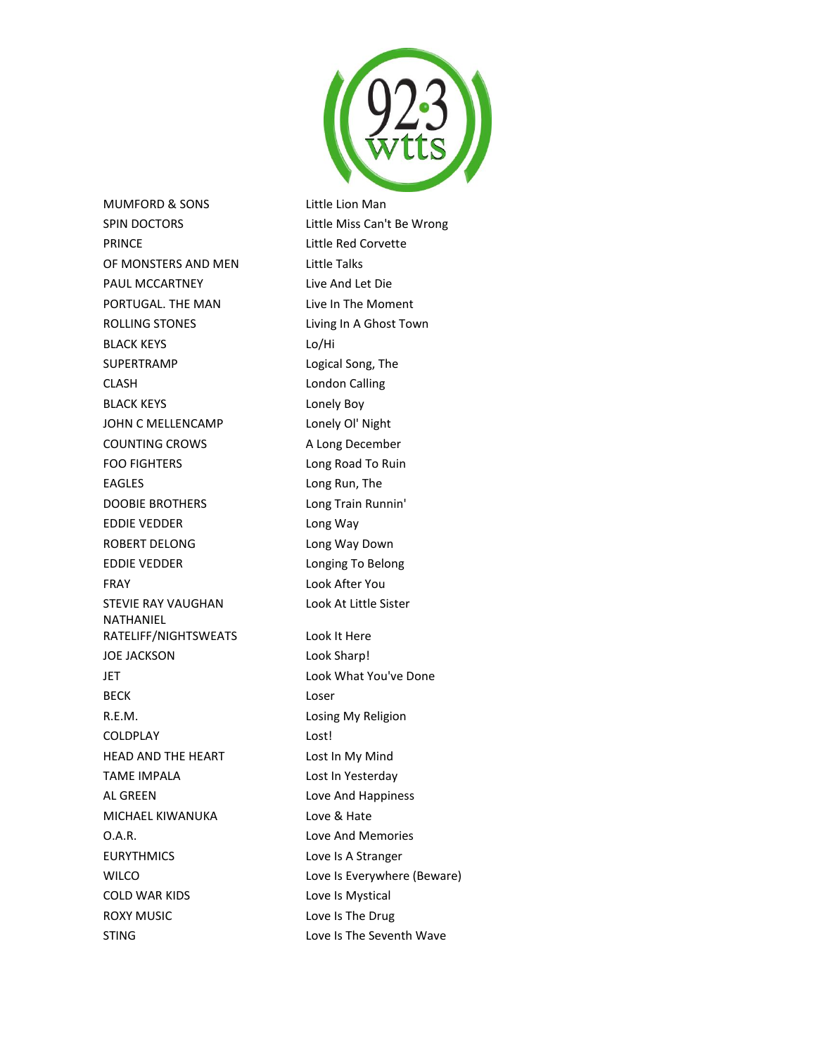| | |
|---|---|
| MUMFORD & SONS | Little Lion Man |
| SPIN DOCTORS | Little Miss Can't Be Wrong |
| PRINCE | Little Red Corvette |
| OF MONSTERS AND MEN | Little Talks |
| PAUL MCCARTNEY | Live And Let Die |
| PORTUGAL. THE MAN | Live In The Moment |
| ROLLING STONES | Living In A Ghost Town |
| BLACK KEYS | Lo/Hi |
| SUPERTRAMP | Logical Song, The |
| CLASH | London Calling |
| BLACK KEYS | Lonely Boy |
| JOHN C MELLENCAMP | Lonely Ol' Night |
| COUNTING CROWS | A Long December |
| FOO FIGHTERS | Long Road To Ruin |
| EAGLES | Long Run, The |
| DOOBIE BROTHERS | Long Train Runnin' |
| EDDIE VEDDER | Long Way |
| ROBERT DELONG | Long Way Down |
| EDDIE VEDDER | Longing To Belong |
| FRAY | Look After You |
| STEVIE RAY VAUGHAN | Look At Little Sister |
| NATHANIEL RATELIFF/NIGHTSWEATS | Look It Here |
| JOE JACKSON | Look Sharp! |
| JET | Look What You've Done |
| BECK | Loser |
| R.E.M. | Losing My Religion |
| COLDPLAY | Lost! |
| HEAD AND THE HEART | Lost In My Mind |
| TAME IMPALA | Lost In Yesterday |
| AL GREEN | Love And Happiness |
| MICHAEL KIWANUKA | Love & Hate |
| O.A.R. | Love And Memories |
| EURYTHMICS | Love Is A Stranger |
| WILCO | Love Is Everywhere (Beware) |
| COLD WAR KIDS | Love Is Mystical |
| ROXY MUSIC | Love Is The Drug |
| STING | Love Is The Seventh Wave |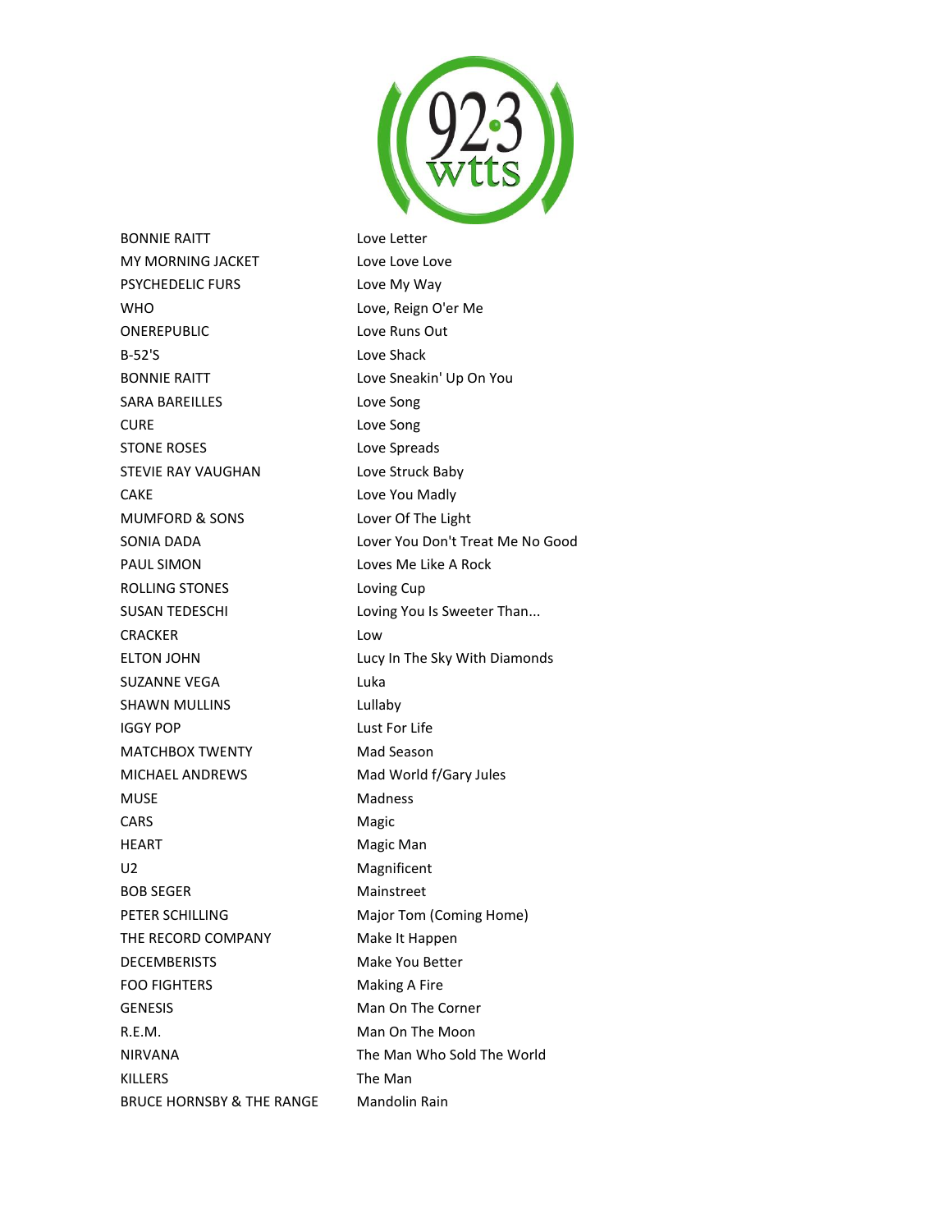| | |
|---|---|
| BONNIE RAITT | Love Letter |
| MY MORNING JACKET | Love Love Love |
| PSYCHEDELIC FURS | Love My Way |
| WHO | Love, Reign O'er Me |
| ONEREPUBLIC | Love Runs Out |
| B-52'S | Love Shack |
| BONNIE RAITT | Love Sneakin' Up On You |
| SARA BAREILLES | Love Song |
| CURE | Love Song |
| STONE ROSES | Love Spreads |
| STEVIE RAY VAUGHAN | Love Struck Baby |
| CAKE | Love You Madly |
| MUMFORD & SONS | Lover Of The Light |
| SONIA DADA | Lover You Don't Treat Me No Good |
| PAUL SIMON | Loves Me Like A Rock |
| ROLLING STONES | Loving Cup |
| SUSAN TEDESCHI | Loving You Is Sweeter Than... |
| CRACKER | Low |
| ELTON JOHN | Lucy In The Sky With Diamonds |
| SUZANNE VEGA | Luka |
| SHAWN MULLINS | Lullaby |
| IGGY POP | Lust For Life |
| MATCHBOX TWENTY | Mad Season |
| MICHAEL ANDREWS | Mad World f/Gary Jules |
| MUSE | Madness |
| CARS | Magic |
| HEART | Magic Man |
| U2 | Magnificent |
| BOB SEGER | Mainstreet |
| PETER SCHILLING | Major Tom (Coming Home) |
| THE RECORD COMPANY | Make It Happen |
| DECEMBERISTS | Make You Better |
| FOO FIGHTERS | Making A Fire |
| GENESIS | Man On The Corner |
| R.E.M. | Man On The Moon |
| NIRVANA | The Man Who Sold The World |
| KILLERS | The Man |
| BRUCE HORNSBY & THE RANGE | Mandolin Rain |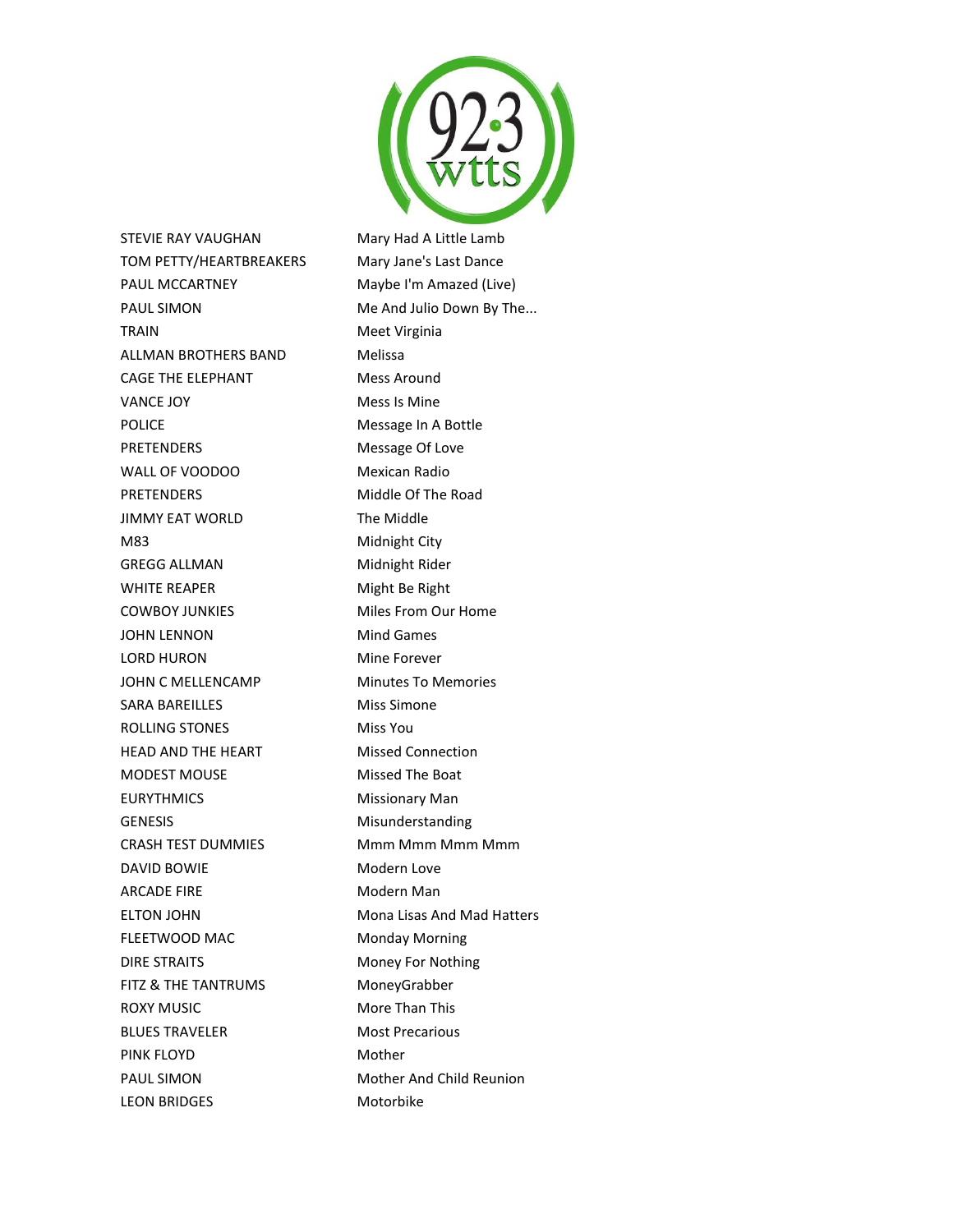| | |
|---|---|
| STEVIE RAY VAUGHAN | Mary Had A Little Lamb |
| TOM PETTY/HEARTBREAKERS | Mary Jane's Last Dance |
| PAUL MCCARTNEY | Maybe I'm Amazed (Live) |
| PAUL SIMON | Me And Julio Down By The... |
| TRAIN | Meet Virginia |
| ALLMAN BROTHERS BAND | Melissa |
| CAGE THE ELEPHANT | Mess Around |
| VANCE JOY | Mess Is Mine |
| POLICE | Message In A Bottle |
| PRETENDERS | Message Of Love |
| WALL OF VOODOO | Mexican Radio |
| PRETENDERS | Middle Of The Road |
| JIMMY EAT WORLD | The Middle |
| M83 | Midnight City |
| GREGG ALLMAN | Midnight Rider |
| WHITE REAPER | Might Be Right |
| COWBOY JUNKIES | Miles From Our Home |
| JOHN LENNON | Mind Games |
| LORD HURON | Mine Forever |
| JOHN C MELLENCAMP | Minutes To Memories |
| SARA BAREILLES | Miss Simone |
| ROLLING STONES | Miss You |
| HEAD AND THE HEART | Missed Connection |
| MODEST MOUSE | Missed The Boat |
| EURYTHMICS | Missionary Man |
| GENESIS | Misunderstanding |
| CRASH TEST DUMMIES | Mmm Mmm Mmm Mmm |
| DAVID BOWIE | Modern Love |
| ARCADE FIRE | Modern Man |
| ELTON JOHN | Mona Lisas And Mad Hatters |
| FLEETWOOD MAC | Monday Morning |
| DIRE STRAITS | Money For Nothing |
| FITZ & THE TANTRUMS | MoneyGrabber |
| ROXY MUSIC | More Than This |
| BLUES TRAVELER | Most Precarious |
| PINK FLOYD | Mother |
| PAUL SIMON | Mother And Child Reunion |
| LEON BRIDGES | Motorbike |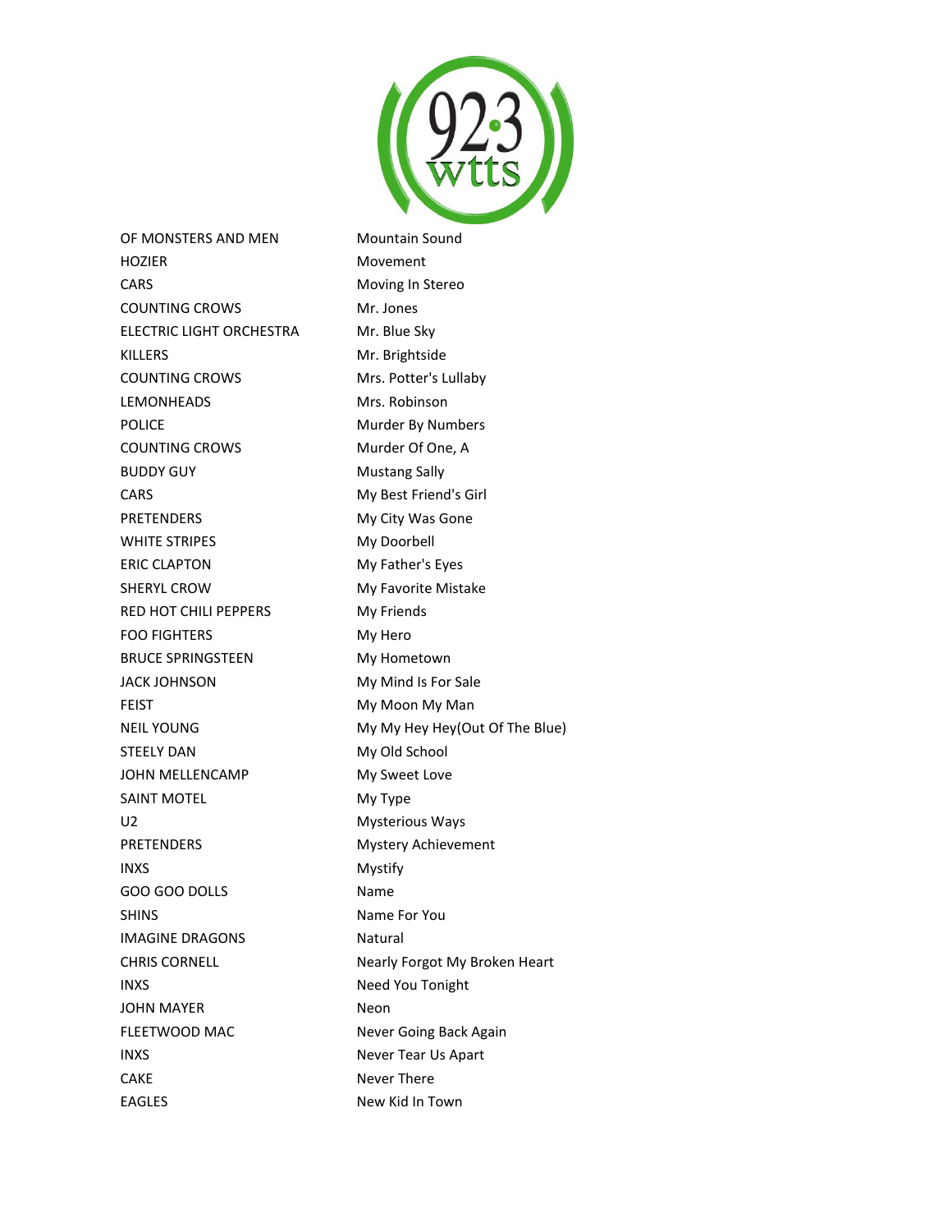| | |
|---|---|
| OF MONSTERS AND MEN | Mountain Sound |
| HOZIER | Movement |
| CARS | Moving In Stereo |
| COUNTING CROWS | Mr. Jones |
| ELECTRIC LIGHT ORCHESTRA | Mr. Blue Sky |
| KILLERS | Mr. Brightside |
| COUNTING CROWS | Mrs. Potter's Lullaby |
| LEMONHEADS | Mrs. Robinson |
| POLICE | Murder By Numbers |
| COUNTING CROWS | Murder Of One, A |
| BUDDY GUY | Mustang Sally |
| CARS | My Best Friend's Girl |
| PRETENDERS | My City Was Gone |
| WHITE STRIPES | My Doorbell |
| ERIC CLAPTON | My Father's Eyes |
| SHERYL CROW | My Favorite Mistake |
| RED HOT CHILI PEPPERS | My Friends |
| FOO FIGHTERS | My Hero |
| BRUCE SPRINGSTEEN | My Hometown |
| JACK JOHNSON | My Mind Is For Sale |
| FEIST | My Moon My Man |
| NEIL YOUNG | My My Hey Hey(Out Of The Blue) |
| STEELY DAN | My Old School |
| JOHN MELLENCAMP | My Sweet Love |
| SAINT MOTEL | My Type |
| U2 | Mysterious Ways |
| PRETENDERS | Mystery Achievement |
| INXS | Mystify |
| GOO GOO DOLLS | Name |
| SHINS | Name For You |
| IMAGINE DRAGONS | Natural |
| CHRIS CORNELL | Nearly Forgot My Broken Heart |
| INXS | Need You Tonight |
| JOHN MAYER | Neon |
| FLEETWOOD MAC | Never Going Back Again |
| INXS | Never Tear Us Apart |
| CAKE | Never There |
| EAGLES | New Kid In Town |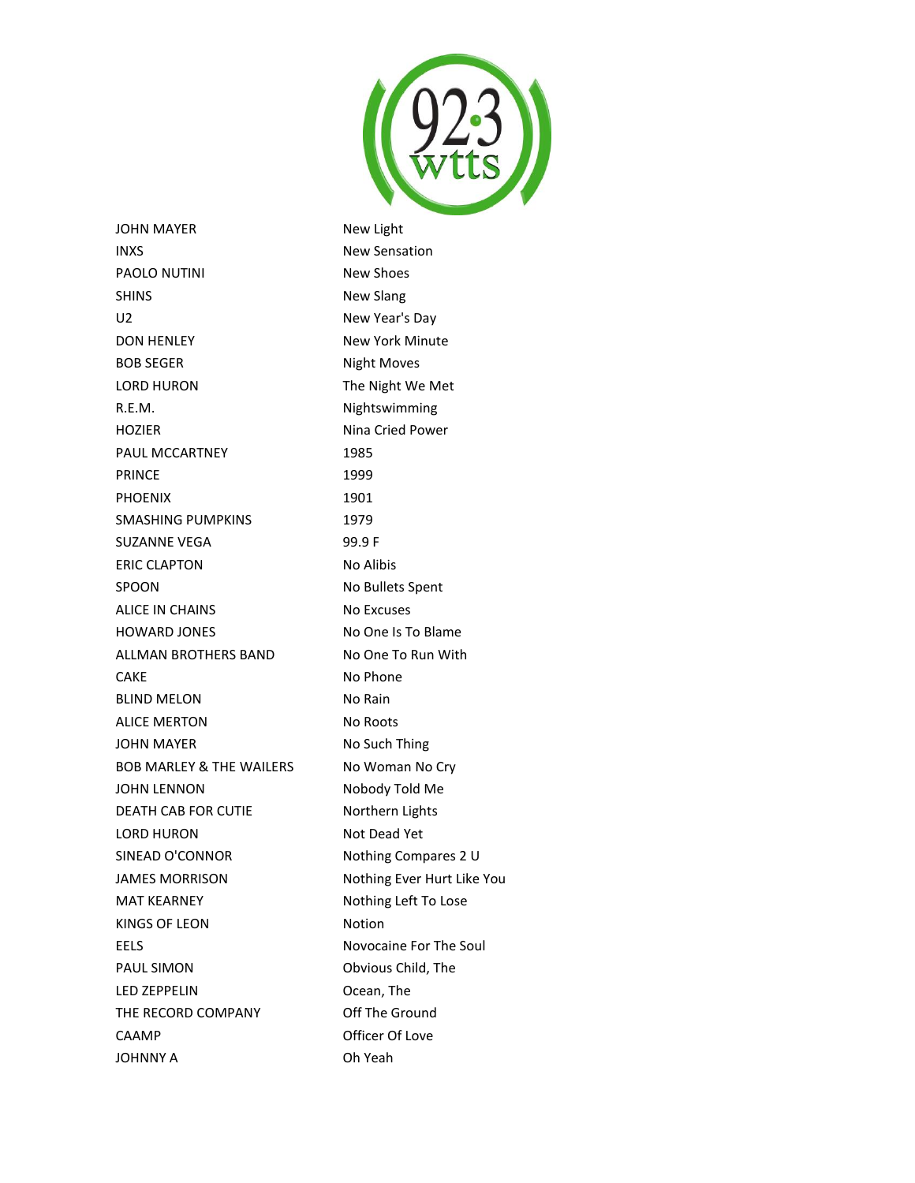| | |
|---|---|
| JOHN MAYER | New Light |
| INXS | New Sensation |
| PAOLO NUTINI | New Shoes |
| SHINS | New Slang |
| U2 | New Year's Day |
| DON HENLEY | New York Minute |
| BOB SEGER | Night Moves |
| LORD HURON | The Night We Met |
| R.E.M. | Nightswimming |
| HOZIER | Nina Cried Power |
| PAUL MCCARTNEY | 1985 |
| PRINCE | 1999 |
| PHOENIX | 1901 |
| SMASHING PUMPKINS | 1979 |
| SUZANNE VEGA | 99.9 F |
| ERIC CLAPTON | No Alibis |
| SPOON | No Bullets Spent |
| ALICE IN CHAINS | No Excuses |
| HOWARD JONES | No One Is To Blame |
| ALLMAN BROTHERS BAND | No One To Run With |
| CAKE | No Phone |
| BLIND MELON | No Rain |
| ALICE MERTON | No Roots |
| JOHN MAYER | No Such Thing |
| BOB MARLEY & THE WAILERS | No Woman No Cry |
| JOHN LENNON | Nobody Told Me |
| DEATH CAB FOR CUTIE | Northern Lights |
| LORD HURON | Not Dead Yet |
| SINEAD O'CONNOR | Nothing Compares 2 U |
| JAMES MORRISON | Nothing Ever Hurt Like You |
| MAT KEARNEY | Nothing Left To Lose |
| KINGS OF LEON | Notion |
| EELS | Novocaine For The Soul |
| PAUL SIMON | Obvious Child, The |
| LED ZEPPELIN | Ocean, The |
| THE RECORD COMPANY | Off The Ground |
| CAAMP | Officer Of Love |
| JOHNNY A | Oh Yeah |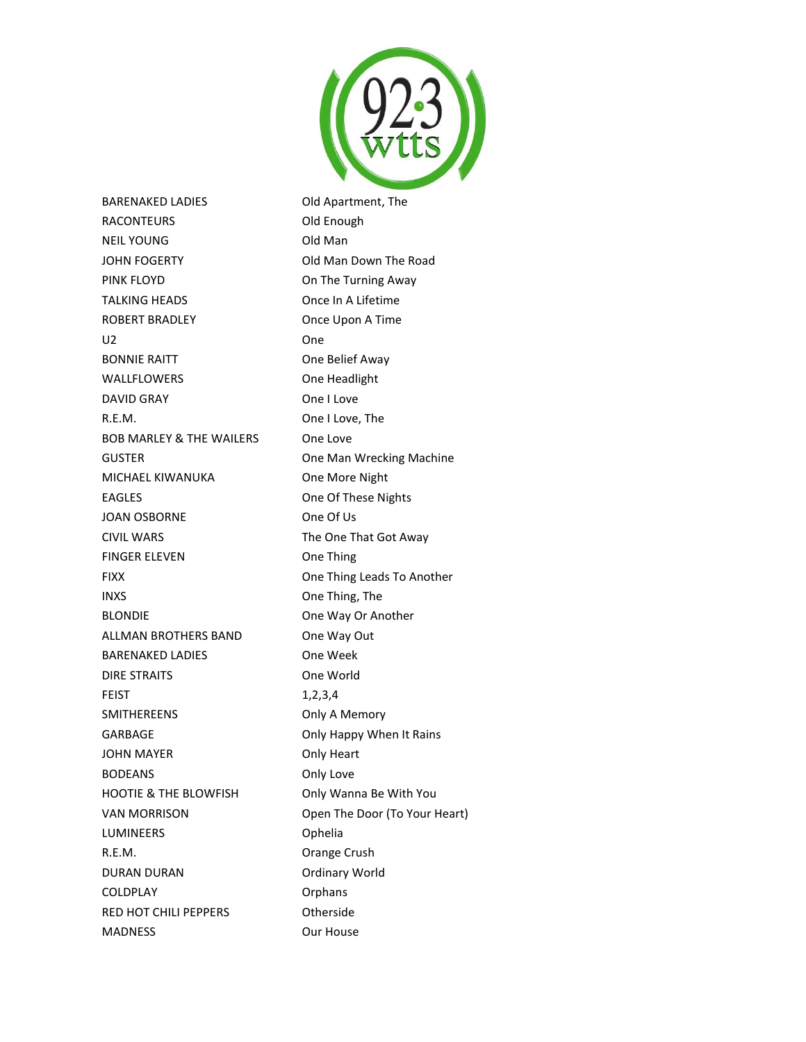| | |
|---|---|
| BARENAKED LADIES | Old Apartment, The |
| RACONTEURS | Old Enough |
| NEIL YOUNG | Old Man |
| JOHN FOGERTY | Old Man Down The Road |
| PINK FLOYD | On The Turning Away |
| TALKING HEADS | Once In A Lifetime |
| ROBERT BRADLEY | Once Upon A Time |
| U2 | One |
| BONNIE RAITT | One Belief Away |
| WALLFLOWERS | One Headlight |
| DAVID GRAY | One I Love |
| R.E.M. | One I Love, The |
| BOB MARLEY & THE WAILERS | One Love |
| GUSTER | One Man Wrecking Machine |
| MICHAEL KIWANUKA | One More Night |
| EAGLES | One Of These Nights |
| JOAN OSBORNE | One Of Us |
| CIVIL WARS | The One That Got Away |
| FINGER ELEVEN | One Thing |
| FIXX | One Thing Leads To Another |
| INXS | One Thing, The |
| BLONDIE | One Way Or Another |
| ALLMAN BROTHERS BAND | One Way Out |
| BARENAKED LADIES | One Week |
| DIRE STRAITS | One World |
| FEIST | 1,2,3,4 |
| SMITHEREENS | Only A Memory |
| GARBAGE | Only Happy When It Rains |
| JOHN MAYER | Only Heart |
| BODEANS | Only Love |
| HOOTIE & THE BLOWFISH | Only Wanna Be With You |
| VAN MORRISON | Open The Door (To Your Heart) |
| LUMINEERS | Ophelia |
| R.E.M. | Orange Crush |
| DURAN DURAN | Ordinary World |
| COLDPLAY | Orphans |
| RED HOT CHILI PEPPERS | Otherside |
| MADNESS | Our House |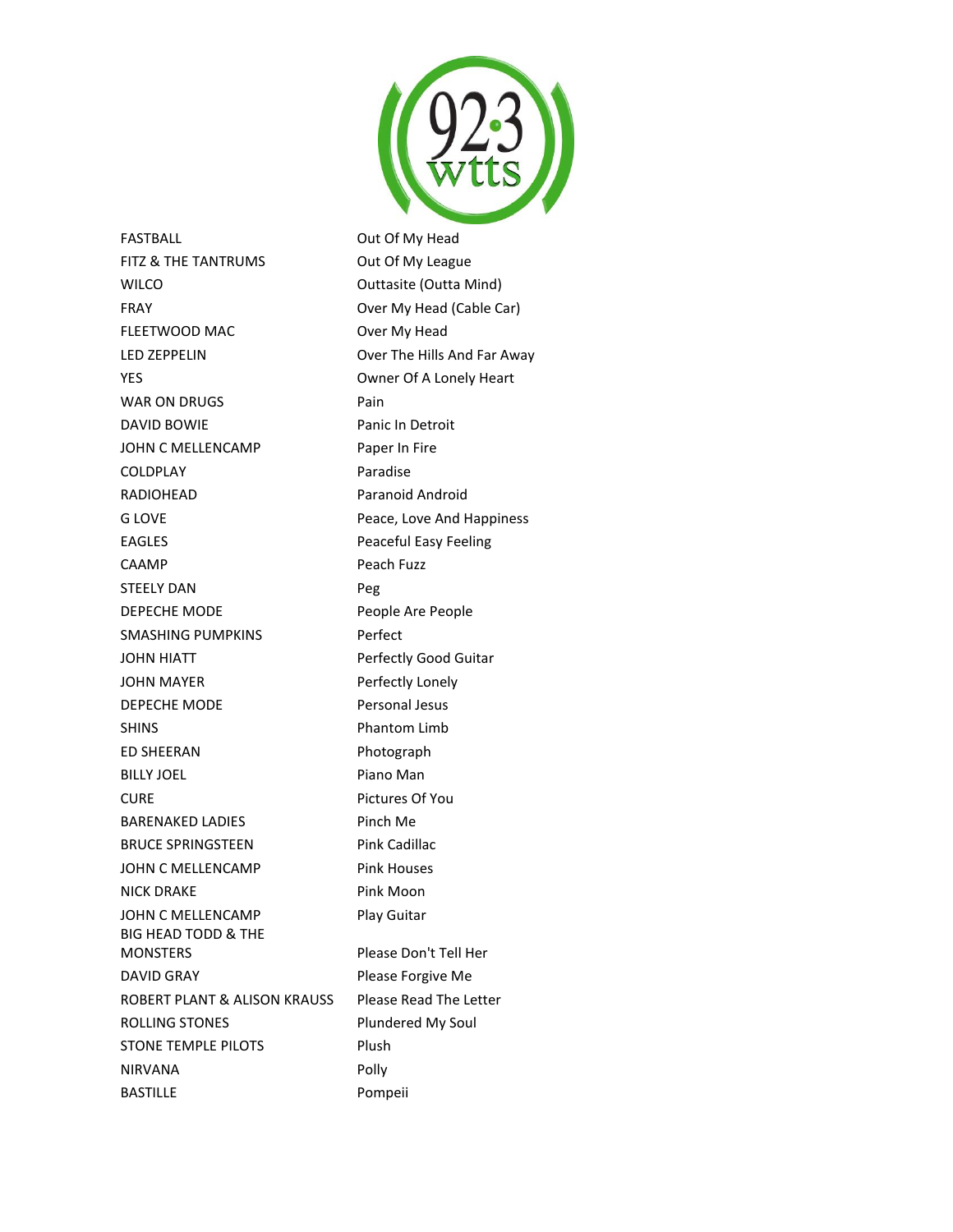| | |
|---|---|
| FASTBALL | Out Of My Head |
| FITZ & THE TANTRUMS | Out Of My League |
| WILCO | Outtasite (Outta Mind) |
| FRAY | Over My Head (Cable Car) |
| FLEETWOOD MAC | Over My Head |
| LED ZEPPELIN | Over The Hills And Far Away |
| YES | Owner Of A Lonely Heart |
| WAR ON DRUGS | Pain |
| DAVID BOWIE | Panic In Detroit |
| JOHN C MELLENCAMP | Paper In Fire |
| COLDPLAY | Paradise |
| RADIOHEAD | Paranoid Android |
| G LOVE | Peace, Love And Happiness |
| EAGLES | Peaceful Easy Feeling |
| CAAMP | Peach Fuzz |
| STEELY DAN | Peg |
| DEPECHE MODE | People Are People |
| SMASHING PUMPKINS | Perfect |
| JOHN HIATT | Perfectly Good Guitar |
| JOHN MAYER | Perfectly Lonely |
| DEPECHE MODE | Personal Jesus |
| SHINS | Phantom Limb |
| ED SHEERAN | Photograph |
| BILLY JOEL | Piano Man |
| CURE | Pictures Of You |
| BARENAKED LADIES | Pinch Me |
| BRUCE SPRINGSTEEN | Pink Cadillac |
| JOHN C MELLENCAMP | Pink Houses |
| NICK DRAKE | Pink Moon |
| JOHN C MELLENCAMP | Play Guitar |
| BIG HEAD TODD & THE MONSTERS | Please Don't Tell Her |
| DAVID GRAY | Please Forgive Me |
| ROBERT PLANT & ALISON KRAUSS | Please Read The Letter |
| ROLLING STONES | Plundered My Soul |
| STONE TEMPLE PILOTS | Plush |
| NIRVANA | Polly |
| BASTILLE | Pompeii |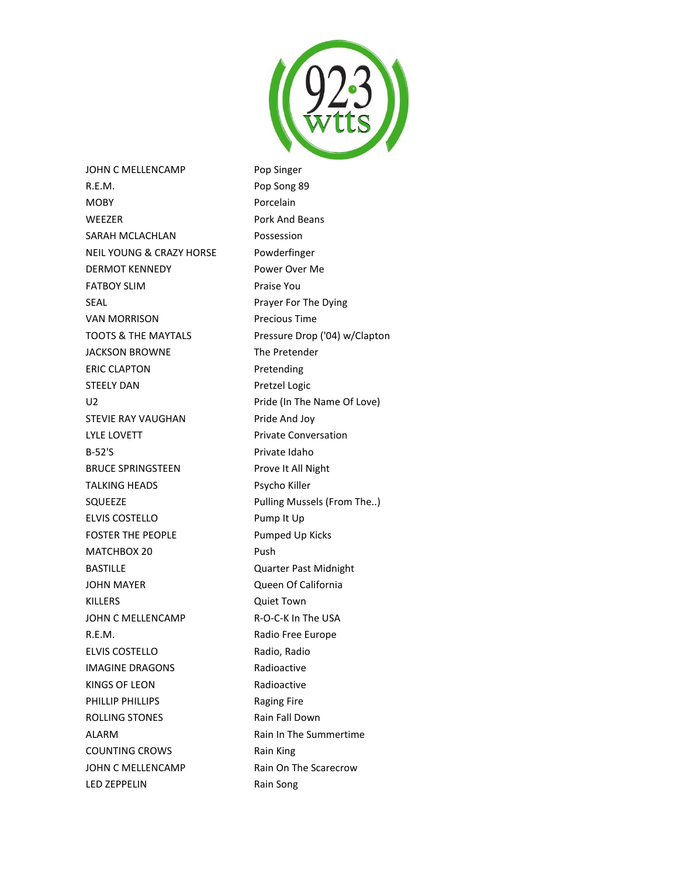| | |
|---|---|
| JOHN C MELLENCAMP | Pop Singer |
| R.E.M. | Pop Song 89 |
| MOBY | Porcelain |
| WEEZER | Pork And Beans |
| SARAH MCLACHLAN | Possession |
| NEIL YOUNG & CRAZY HORSE | Powderfinger |
| DERMOT KENNEDY | Power Over Me |
| FATBOY SLIM | Praise You |
| SEAL | Prayer For The Dying |
| VAN MORRISON | Precious Time |
| TOOTS & THE MAYTALS | Pressure Drop ('04) w/Clapton |
| JACKSON BROWNE | The Pretender |
| ERIC CLAPTON | Pretending |
| STEELY DAN | Pretzel Logic |
| U2 | Pride (In The Name Of Love) |
| STEVIE RAY VAUGHAN | Pride And Joy |
| LYLE LOVETT | Private Conversation |
| B-52'S | Private Idaho |
| BRUCE SPRINGSTEEN | Prove It All Night |
| TALKING HEADS | Psycho Killer |
| SQUEEZE | Pulling Mussels (From The..) |
| ELVIS COSTELLO | Pump It Up |
| FOSTER THE PEOPLE | Pumped Up Kicks |
| MATCHBOX 20 | Push |
| BASTILLE | Quarter Past Midnight |
| JOHN MAYER | Queen Of California |
| KILLERS | Quiet Town |
| JOHN C MELLENCAMP | R-O-C-K In The USA |
| R.E.M. | Radio Free Europe |
| ELVIS COSTELLO | Radio, Radio |
| IMAGINE DRAGONS | Radioactive |
| KINGS OF LEON | Radioactive |
| PHILLIP PHILLIPS | Raging Fire |
| ROLLING STONES | Rain Fall Down |
| ALARM | Rain In The Summertime |
| COUNTING CROWS | Rain King |
| JOHN C MELLENCAMP | Rain On The Scarecrow |
| LED ZEPPELIN | Rain Song |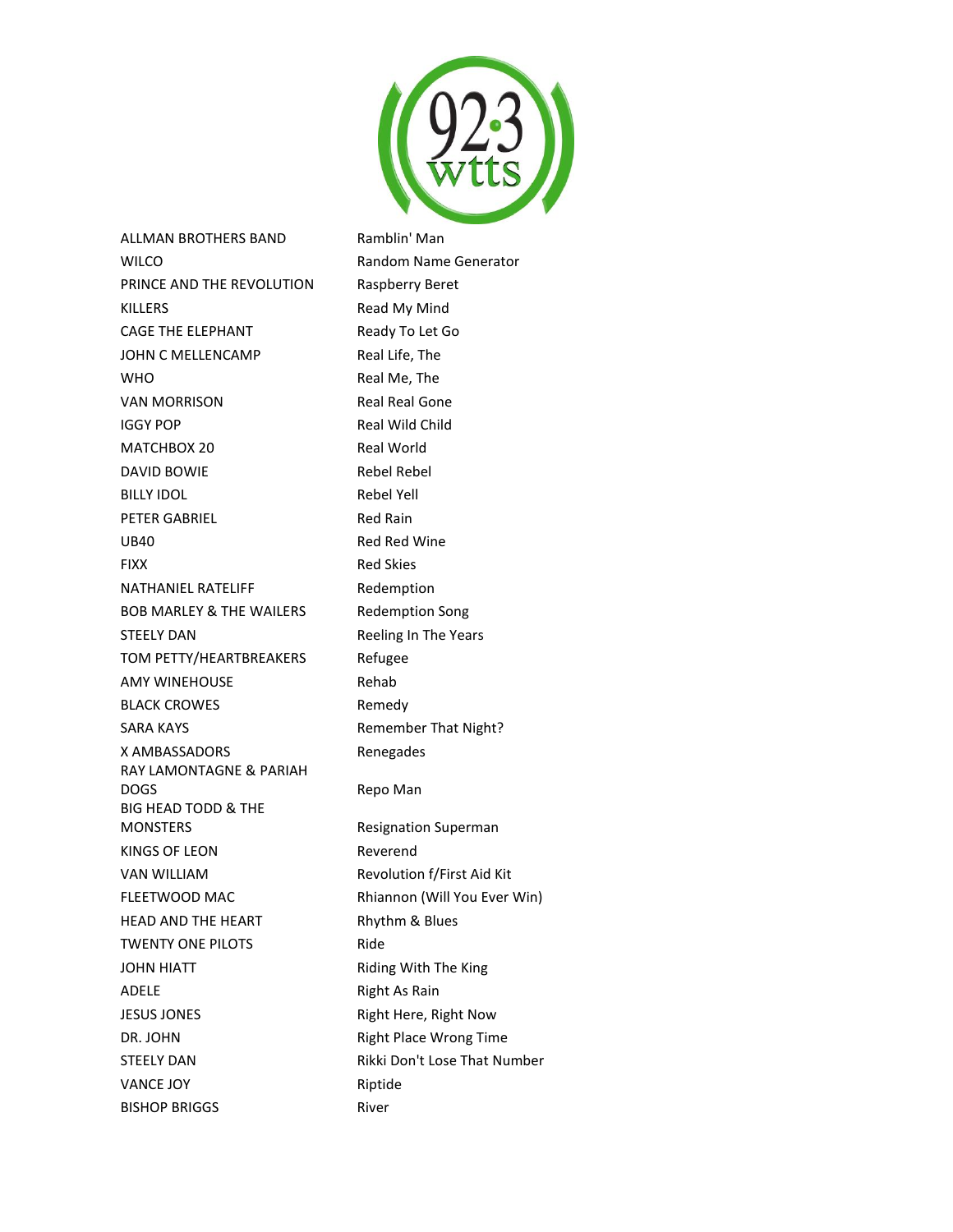| | |
|---|---|
| ALLMAN BROTHERS BAND | Ramblin' Man |
| WILCO | Random Name Generator |
| PRINCE AND THE REVOLUTION | Raspberry Beret |
| KILLERS | Read My Mind |
| CAGE THE ELEPHANT | Ready To Let Go |
| JOHN C MELLENCAMP | Real Life, The |
| WHO | Real Me, The |
| VAN MORRISON | Real Real Gone |
| IGGY POP | Real Wild Child |
| MATCHBOX 20 | Real World |
| DAVID BOWIE | Rebel Rebel |
| BILLY IDOL | Rebel Yell |
| PETER GABRIEL | Red Rain |
| UB40 | Red Red Wine |
| FIXX | Red Skies |
| NATHANIEL RATELIFF | Redemption |
| BOB MARLEY & THE WAILERS | Redemption Song |
| STEELY DAN | Reeling In The Years |
| TOM PETTY/HEARTBREAKERS | Refugee |
| AMY WINEHOUSE | Rehab |
| BLACK CROWES | Remedy |
| SARA KAYS | Remember That Night? |
| X AMBASSADORS | Renegades |
| RAY LAMONTAGNE & PARIAH DOGS | Repo Man |
| BIG HEAD TODD & THE MONSTERS | Resignation Superman |
| KINGS OF LEON | Reverend |
| VAN WILLIAM | Revolution f/First Aid Kit |
| FLEETWOOD MAC | Rhiannon (Will You Ever Win) |
| HEAD AND THE HEART | Rhythm & Blues |
| TWENTY ONE PILOTS | Ride |
| JOHN HIATT | Riding With The King |
| ADELE | Right As Rain |
| JESUS JONES | Right Here, Right Now |
| DR. JOHN | Right Place Wrong Time |
| STEELY DAN | Rikki Don't Lose That Number |
| VANCE JOY | Riptide |
| BISHOP BRIGGS | River |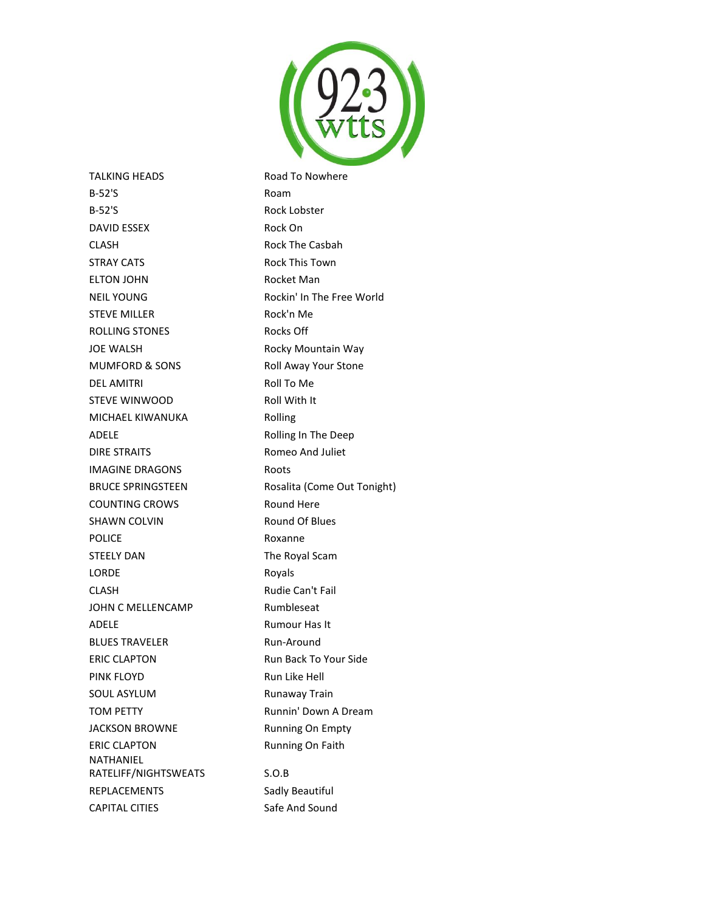| | |
|---|---|
| TALKING HEADS | Road To Nowhere |
| B-52'S | Roam |
| B-52'S | Rock Lobster |
| DAVID ESSEX | Rock On |
| CLASH | Rock The Casbah |
| STRAY CATS | Rock This Town |
| ELTON JOHN | Rocket Man |
| NEIL YOUNG | Rockin' In The Free World |
| STEVE MILLER | Rock'n Me |
| ROLLING STONES | Rocks Off |
| JOE WALSH | Rocky Mountain Way |
| MUMFORD & SONS | Roll Away Your Stone |
| DEL AMITRI | Roll To Me |
| STEVE WINWOOD | Roll With It |
| MICHAEL KIWANUKA | Rolling |
| ADELE | Rolling In The Deep |
| DIRE STRAITS | Romeo And Juliet |
| IMAGINE DRAGONS | Roots |
| BRUCE SPRINGSTEEN | Rosalita (Come Out Tonight) |
| COUNTING CROWS | Round Here |
| SHAWN COLVIN | Round Of Blues |
| POLICE | Roxanne |
| STEELY DAN | The Royal Scam |
| LORDE | Royals |
| CLASH | Rudie Can't Fail |
| JOHN C MELLENCAMP | Rumbleseat |
| ADELE | Rumour Has It |
| BLUES TRAVELER | Run-Around |
| ERIC CLAPTON | Run Back To Your Side |
| PINK FLOYD | Run Like Hell |
| SOUL ASYLUM | Runaway Train |
| TOM PETTY | Runnin' Down A Dream |
| JACKSON BROWNE | Running On Empty |
| ERIC CLAPTON | Running On Faith |
| NATHANIEL RATELIFF/NIGHTSWEATS | S.O.B |
| REPLACEMENTS | Sadly Beautiful |
| CAPITAL CITIES | Safe And Sound |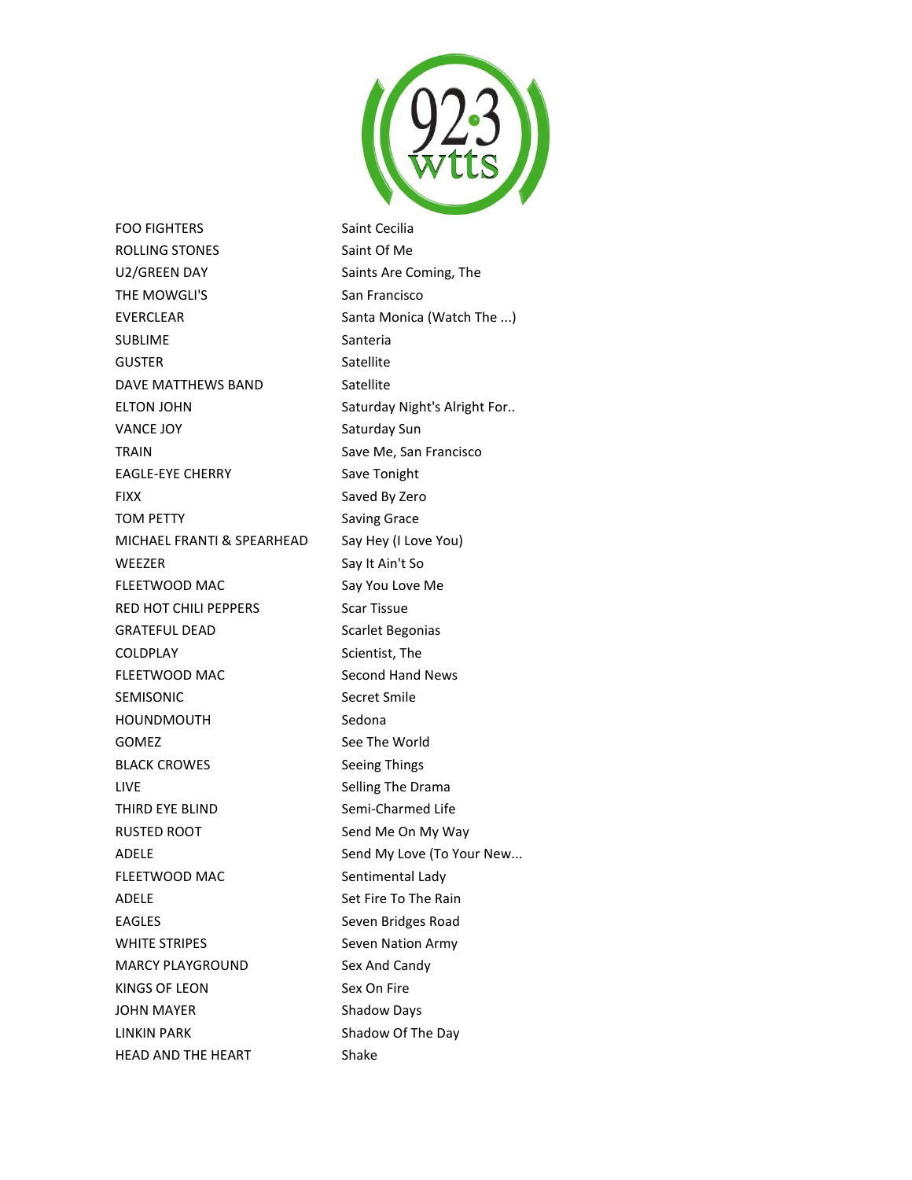| | |
|---|---|
| FOO FIGHTERS | Saint Cecilia |
| ROLLING STONES | Saint Of Me |
| U2/GREEN DAY | Saints Are Coming, The |
| THE MOWGLI'S | San Francisco |
| EVERCLEAR | Santa Monica (Watch The ...) |
| SUBLIME | Santeria |
| GUSTER | Satellite |
| DAVE MATTHEWS BAND | Satellite |
| ELTON JOHN | Saturday Night's Alright For.. |
| VANCE JOY | Saturday Sun |
| TRAIN | Save Me, San Francisco |
| EAGLE-EYE CHERRY | Save Tonight |
| FIXX | Saved By Zero |
| TOM PETTY | Saving Grace |
| MICHAEL FRANTI & SPEARHEAD | Say Hey (I Love You) |
| WEEZER | Say It Ain't So |
| FLEETWOOD MAC | Say You Love Me |
| RED HOT CHILI PEPPERS | Scar Tissue |
| GRATEFUL DEAD | Scarlet Begonias |
| COLDPLAY | Scientist, The |
| FLEETWOOD MAC | Second Hand News |
| SEMISONIC | Secret Smile |
| HOUNDMOUTH | Sedona |
| GOMEZ | See The World |
| BLACK CROWES | Seeing Things |
| LIVE | Selling The Drama |
| THIRD EYE BLIND | Semi-Charmed Life |
| RUSTED ROOT | Send Me On My Way |
| ADELE | Send My Love (To Your New... |
| FLEETWOOD MAC | Sentimental Lady |
| ADELE | Set Fire To The Rain |
| EAGLES | Seven Bridges Road |
| WHITE STRIPES | Seven Nation Army |
| MARCY PLAYGROUND | Sex And Candy |
| KINGS OF LEON | Sex On Fire |
| JOHN MAYER | Shadow Days |
| LINKIN PARK | Shadow Of The Day |
| HEAD AND THE HEART | Shake |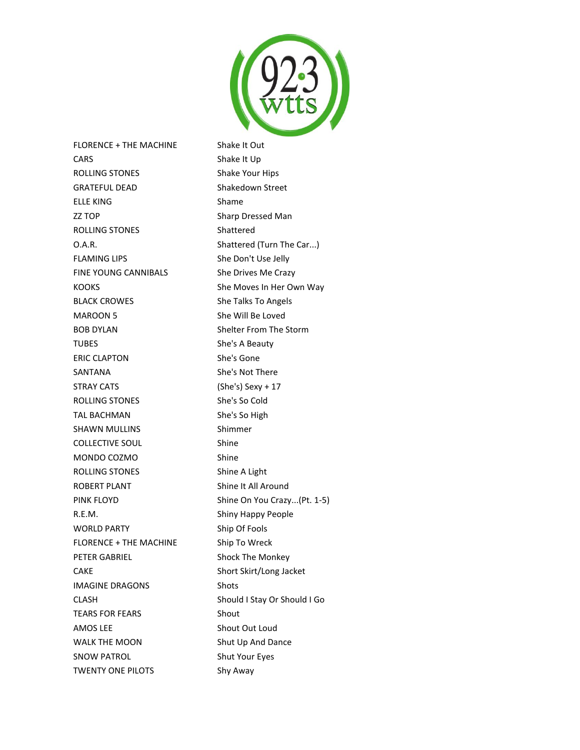| | |
|---|---|
| FLORENCE + THE MACHINE | Shake It Out |
| CARS | Shake It Up |
| ROLLING STONES | Shake Your Hips |
| GRATEFUL DEAD | Shakedown Street |
| ELLE KING | Shame |
| ZZ TOP | Sharp Dressed Man |
| ROLLING STONES | Shattered |
| O.A.R. | Shattered (Turn The Car...) |
| FLAMING LIPS | She Don't Use Jelly |
| FINE YOUNG CANNIBALS | She Drives Me Crazy |
| KOOKS | She Moves In Her Own Way |
| BLACK CROWES | She Talks To Angels |
| MAROON 5 | She Will Be Loved |
| BOB DYLAN | Shelter From The Storm |
| TUBES | She's A Beauty |
| ERIC CLAPTON | She's Gone |
| SANTANA | She's Not There |
| STRAY CATS | (She's) Sexy + 17 |
| ROLLING STONES | She's So Cold |
| TAL BACHMAN | She's So High |
| SHAWN MULLINS | Shimmer |
| COLLECTIVE SOUL | Shine |
| MONDO COZMO | Shine |
| ROLLING STONES | Shine A Light |
| ROBERT PLANT | Shine It All Around |
| PINK FLOYD | Shine On You Crazy...(Pt. 1-5) |
| R.E.M. | Shiny Happy People |
| WORLD PARTY | Ship Of Fools |
| FLORENCE + THE MACHINE | Ship To Wreck |
| PETER GABRIEL | Shock The Monkey |
| CAKE | Short Skirt/Long Jacket |
| IMAGINE DRAGONS | Shots |
| CLASH | Should I Stay Or Should I Go |
| TEARS FOR FEARS | Shout |
| AMOS LEE | Shout Out Loud |
| WALK THE MOON | Shut Up And Dance |
| SNOW PATROL | Shut Your Eyes |
| TWENTY ONE PILOTS | Shy Away |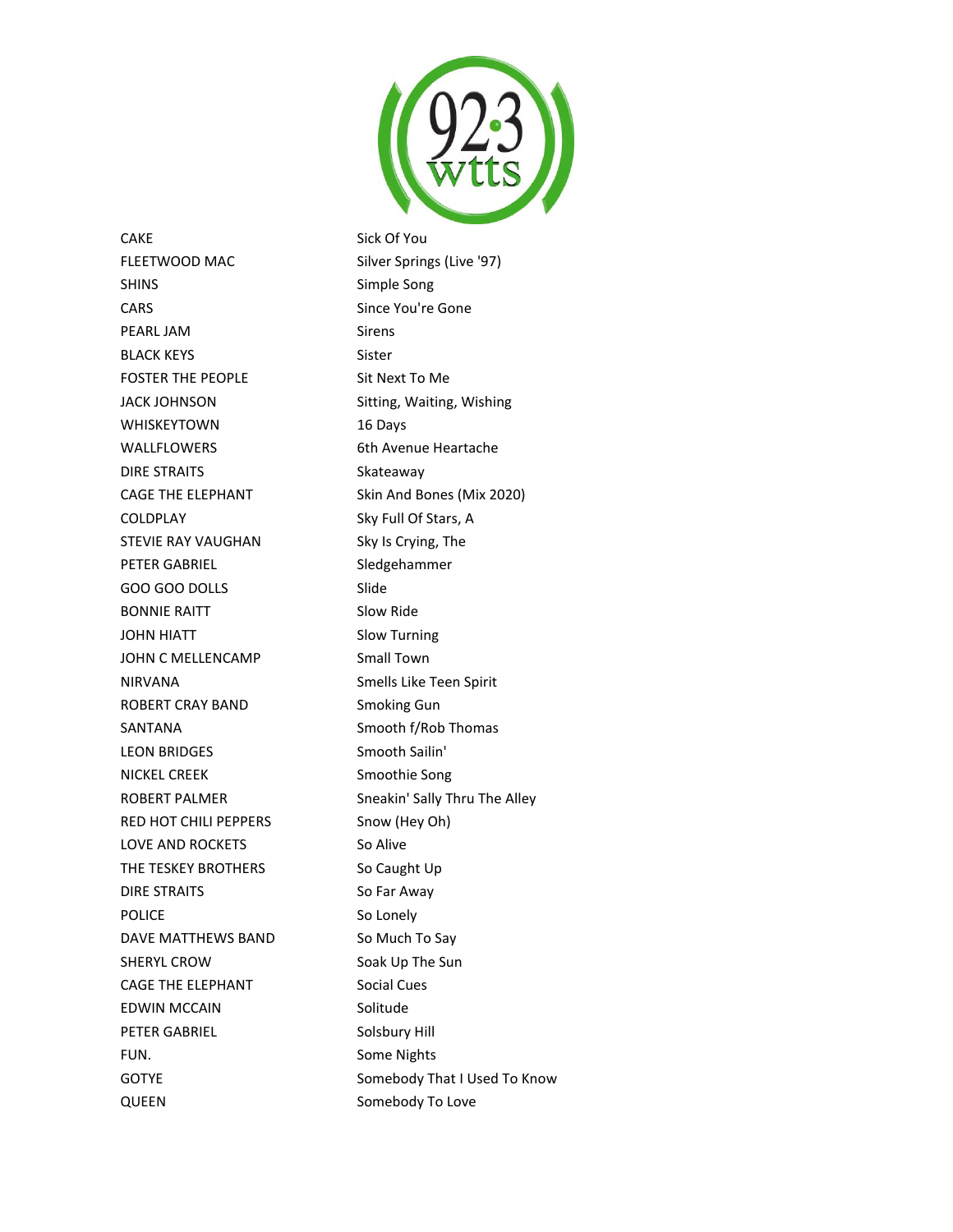| | |
|---|---|
| CAKE | Sick Of You |
| FLEETWOOD MAC | Silver Springs (Live '97) |
| SHINS | Simple Song |
| CARS | Since You're Gone |
| PEARL JAM | Sirens |
| BLACK KEYS | Sister |
| FOSTER THE PEOPLE | Sit Next To Me |
| JACK JOHNSON | Sitting, Waiting, Wishing |
| WHISKEYTOWN | 16 Days |
| WALLFLOWERS | 6th Avenue Heartache |
| DIRE STRAITS | Skateaway |
| CAGE THE ELEPHANT | Skin And Bones (Mix 2020) |
| COLDPLAY | Sky Full Of Stars, A |
| STEVIE RAY VAUGHAN | Sky Is Crying, The |
| PETER GABRIEL | Sledgehammer |
| GOO GOO DOLLS | Slide |
| BONNIE RAITT | Slow Ride |
| JOHN HIATT | Slow Turning |
| JOHN C MELLENCAMP | Small Town |
| NIRVANA | Smells Like Teen Spirit |
| ROBERT CRAY BAND | Smoking Gun |
| SANTANA | Smooth f/Rob Thomas |
| LEON BRIDGES | Smooth Sailin' |
| NICKEL CREEK | Smoothie Song |
| ROBERT PALMER | Sneakin' Sally Thru The Alley |
| RED HOT CHILI PEPPERS | Snow (Hey Oh) |
| LOVE AND ROCKETS | So Alive |
| THE TESKEY BROTHERS | So Caught Up |
| DIRE STRAITS | So Far Away |
| POLICE | So Lonely |
| DAVE MATTHEWS BAND | So Much To Say |
| SHERYL CROW | Soak Up The Sun |
| CAGE THE ELEPHANT | Social Cues |
| EDWIN MCCAIN | Solitude |
| PETER GABRIEL | Solsbury Hill |
| FUN. | Some Nights |
| GOTYE | Somebody That I Used To Know |
| QUEEN | Somebody To Love |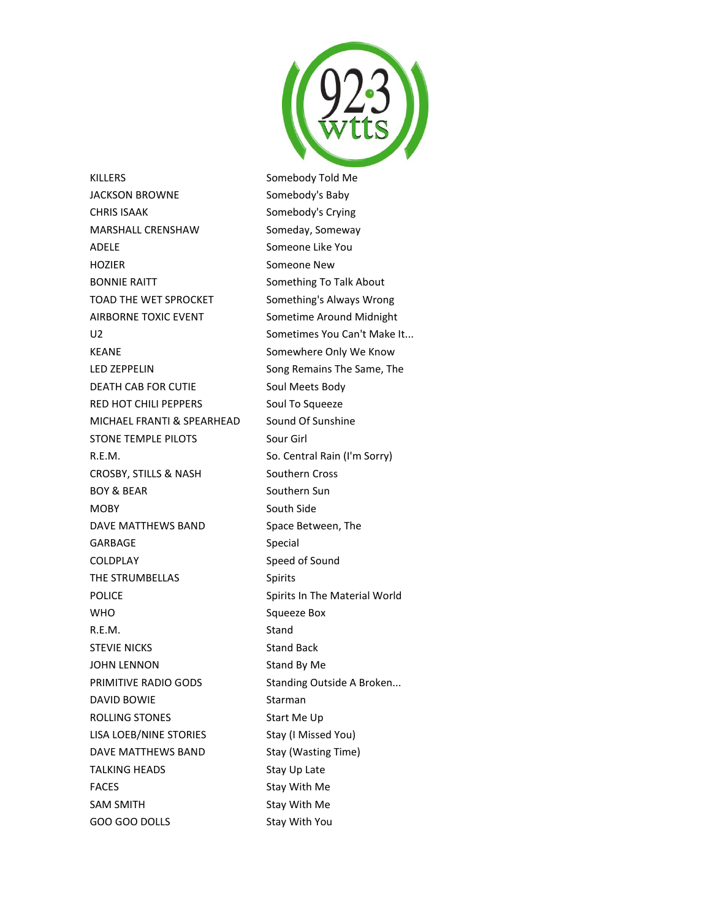| | |
|---|---|
| KILLERS | Somebody Told Me |
| JACKSON BROWNE | Somebody's Baby |
| CHRIS ISAAK | Somebody's Crying |
| MARSHALL CRENSHAW | Someday, Someway |
| ADELE | Someone Like You |
| HOZIER | Someone New |
| BONNIE RAITT | Something To Talk About |
| TOAD THE WET SPROCKET | Something's Always Wrong |
| AIRBORNE TOXIC EVENT | Sometime Around Midnight |
| U2 | Sometimes You Can't Make It... |
| KEANE | Somewhere Only We Know |
| LED ZEPPELIN | Song Remains The Same, The |
| DEATH CAB FOR CUTIE | Soul Meets Body |
| RED HOT CHILI PEPPERS | Soul To Squeeze |
| MICHAEL FRANTI & SPEARHEAD | Sound Of Sunshine |
| STONE TEMPLE PILOTS | Sour Girl |
| R.E.M. | So. Central Rain (I'm Sorry) |
| CROSBY, STILLS & NASH | Southern Cross |
| BOY & BEAR | Southern Sun |
| MOBY | South Side |
| DAVE MATTHEWS BAND | Space Between, The |
| GARBAGE | Special |
| COLDPLAY | Speed of Sound |
| THE STRUMBELLAS | Spirits |
| POLICE | Spirits In The Material World |
| WHO | Squeeze Box |
| R.E.M. | Stand |
| STEVIE NICKS | Stand Back |
| JOHN LENNON | Stand By Me |
| PRIMITIVE RADIO GODS | Standing Outside A Broken... |
| DAVID BOWIE | Starman |
| ROLLING STONES | Start Me Up |
| LISA LOEB/NINE STORIES | Stay (I Missed You) |
| DAVE MATTHEWS BAND | Stay (Wasting Time) |
| TALKING HEADS | Stay Up Late |
| FACES | Stay With Me |
| SAM SMITH | Stay With Me |
| GOO GOO DOLLS | Stay With You |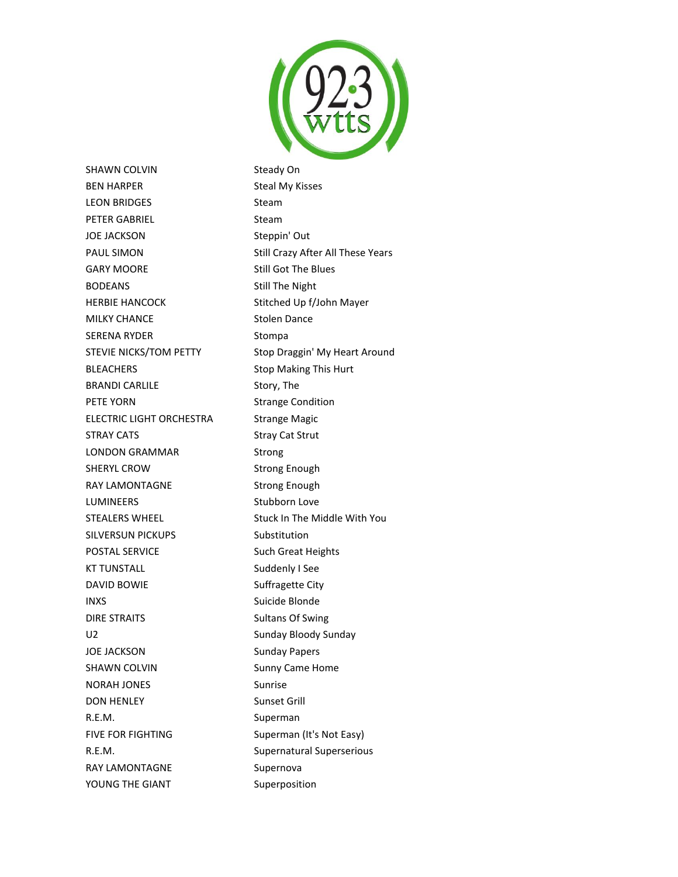| | |
|---|---|
| SHAWN COLVIN | Steady On |
| BEN HARPER | Steal My Kisses |
| LEON BRIDGES | Steam |
| PETER GABRIEL | Steam |
| JOE JACKSON | Steppin' Out |
| PAUL SIMON | Still Crazy After All These Years |
| GARY MOORE | Still Got The Blues |
| BODEANS | Still The Night |
| HERBIE HANCOCK | Stitched Up f/John Mayer |
| MILKY CHANCE | Stolen Dance |
| SERENA RYDER | Stompa |
| STEVIE NICKS/TOM PETTY | Stop Draggin' My Heart Around |
| BLEACHERS | Stop Making This Hurt |
| BRANDI CARLILE | Story, The |
| PETE YORN | Strange Condition |
| ELECTRIC LIGHT ORCHESTRA | Strange Magic |
| STRAY CATS | Stray Cat Strut |
| LONDON GRAMMAR | Strong |
| SHERYL CROW | Strong Enough |
| RAY LAMONTAGNE | Strong Enough |
| LUMINEERS | Stubborn Love |
| STEALERS WHEEL | Stuck In The Middle With You |
| SILVERSUN PICKUPS | Substitution |
| POSTAL SERVICE | Such Great Heights |
| KT TUNSTALL | Suddenly I See |
| DAVID BOWIE | Suffragette City |
| INXS | Suicide Blonde |
| DIRE STRAITS | Sultans Of Swing |
| U2 | Sunday Bloody Sunday |
| JOE JACKSON | Sunday Papers |
| SHAWN COLVIN | Sunny Came Home |
| NORAH JONES | Sunrise |
| DON HENLEY | Sunset Grill |
| R.E.M. | Superman |
| FIVE FOR FIGHTING | Superman (It's Not Easy) |
| R.E.M. | Supernatural Superserious |
| RAY LAMONTAGNE | Supernova |
| YOUNG THE GIANT | Superposition |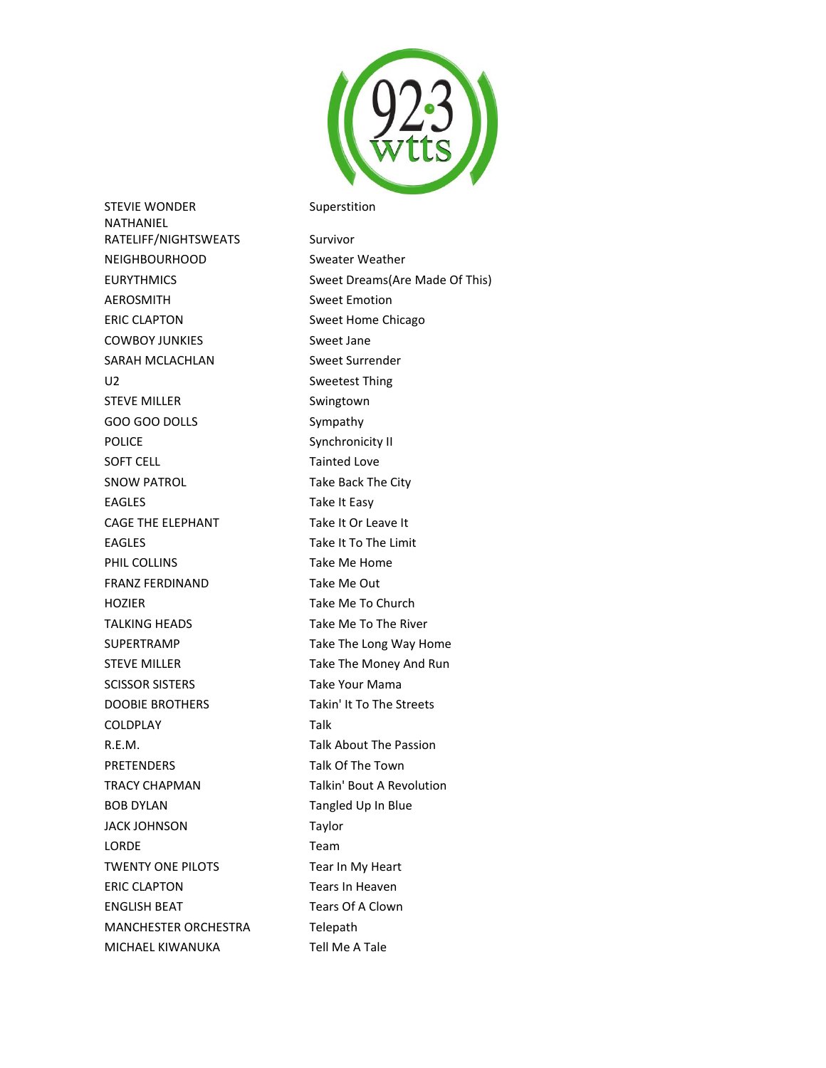| | |
|---|---|
| STEVIE WONDER | Superstition |
| NATHANIEL RATELIFF/NIGHTSWEATS | Survivor |
| NEIGHBOURHOOD | Sweater Weather |
| EURYTHMICS | Sweet Dreams(Are Made Of This) |
| AEROSMITH | Sweet Emotion |
| ERIC CLAPTON | Sweet Home Chicago |
| COWBOY JUNKIES | Sweet Jane |
| SARAH MCLACHLAN | Sweet Surrender |
| U2 | Sweetest Thing |
| STEVE MILLER | Swingtown |
| GOO GOO DOLLS | Sympathy |
| POLICE | Synchronicity II |
| SOFT CELL | Tainted Love |
| SNOW PATROL | Take Back The City |
| EAGLES | Take It Easy |
| CAGE THE ELEPHANT | Take It Or Leave It |
| EAGLES | Take It To The Limit |
| PHIL COLLINS | Take Me Home |
| FRANZ FERDINAND | Take Me Out |
| HOZIER | Take Me To Church |
| TALKING HEADS | Take Me To The River |
| SUPERTRAMP | Take The Long Way Home |
| STEVE MILLER | Take The Money And Run |
| SCISSOR SISTERS | Take Your Mama |
| DOOBIE BROTHERS | Takin' It To The Streets |
| COLDPLAY | Talk |
| R.E.M. | Talk About The Passion |
| PRETENDERS | Talk Of The Town |
| TRACY CHAPMAN | Talkin' Bout A Revolution |
| BOB DYLAN | Tangled Up In Blue |
| JACK JOHNSON | Taylor |
| LORDE | Team |
| TWENTY ONE PILOTS | Tear In My Heart |
| ERIC CLAPTON | Tears In Heaven |
| ENGLISH BEAT | Tears Of A Clown |
| MANCHESTER ORCHESTRA | Telepath |
| MICHAEL KIWANUKA | Tell Me A Tale |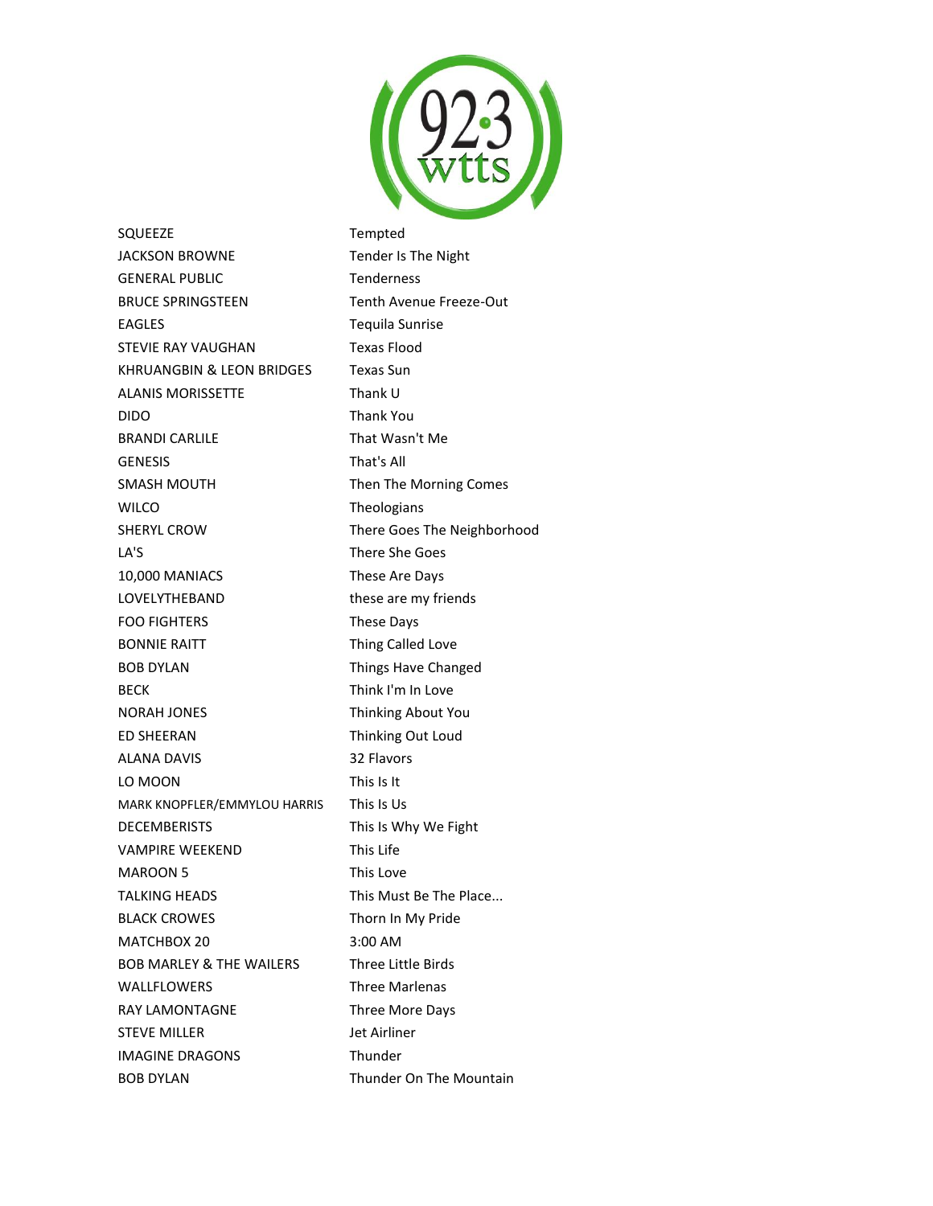| | |
|---|---|
| SQUEEZE | Tempted |
| JACKSON BROWNE | Tender Is The Night |
| GENERAL PUBLIC | Tenderness |
| BRUCE SPRINGSTEEN | Tenth Avenue Freeze-Out |
| EAGLES | Tequila Sunrise |
| STEVIE RAY VAUGHAN | Texas Flood |
| KHRUANGBIN & LEON BRIDGES | Texas Sun |
| ALANIS MORISSETTE | Thank U |
| DIDO | Thank You |
| BRANDI CARLILE | That Wasn't Me |
| GENESIS | That's All |
| SMASH MOUTH | Then The Morning Comes |
| WILCO | Theologians |
| SHERYL CROW | There Goes The Neighborhood |
| LA'S | There She Goes |
| 10,000 MANIACS | These Are Days |
| LOVELYTHEBAND | these are my friends |
| FOO FIGHTERS | These Days |
| BONNIE RAITT | Thing Called Love |
| BOB DYLAN | Things Have Changed |
| BECK | Think I'm In Love |
| NORAH JONES | Thinking About You |
| ED SHEERAN | Thinking Out Loud |
| ALANA DAVIS | 32 Flavors |
| LO MOON | This Is It |
| MARK KNOPFLER/EMMYLOU HARRIS | This Is Us |
| DECEMBERISTS | This Is Why We Fight |
| VAMPIRE WEEKEND | This Life |
| MAROON 5 | This Love |
| TALKING HEADS | This Must Be The Place... |
| BLACK CROWES | Thorn In My Pride |
| MATCHBOX 20 | 3:00 AM |
| BOB MARLEY & THE WAILERS | Three Little Birds |
| WALLFLOWERS | Three Marlenas |
| RAY LAMONTAGNE | Three More Days |
| STEVE MILLER | Jet Airliner |
| IMAGINE DRAGONS | Thunder |
| BOB DYLAN | Thunder On The Mountain |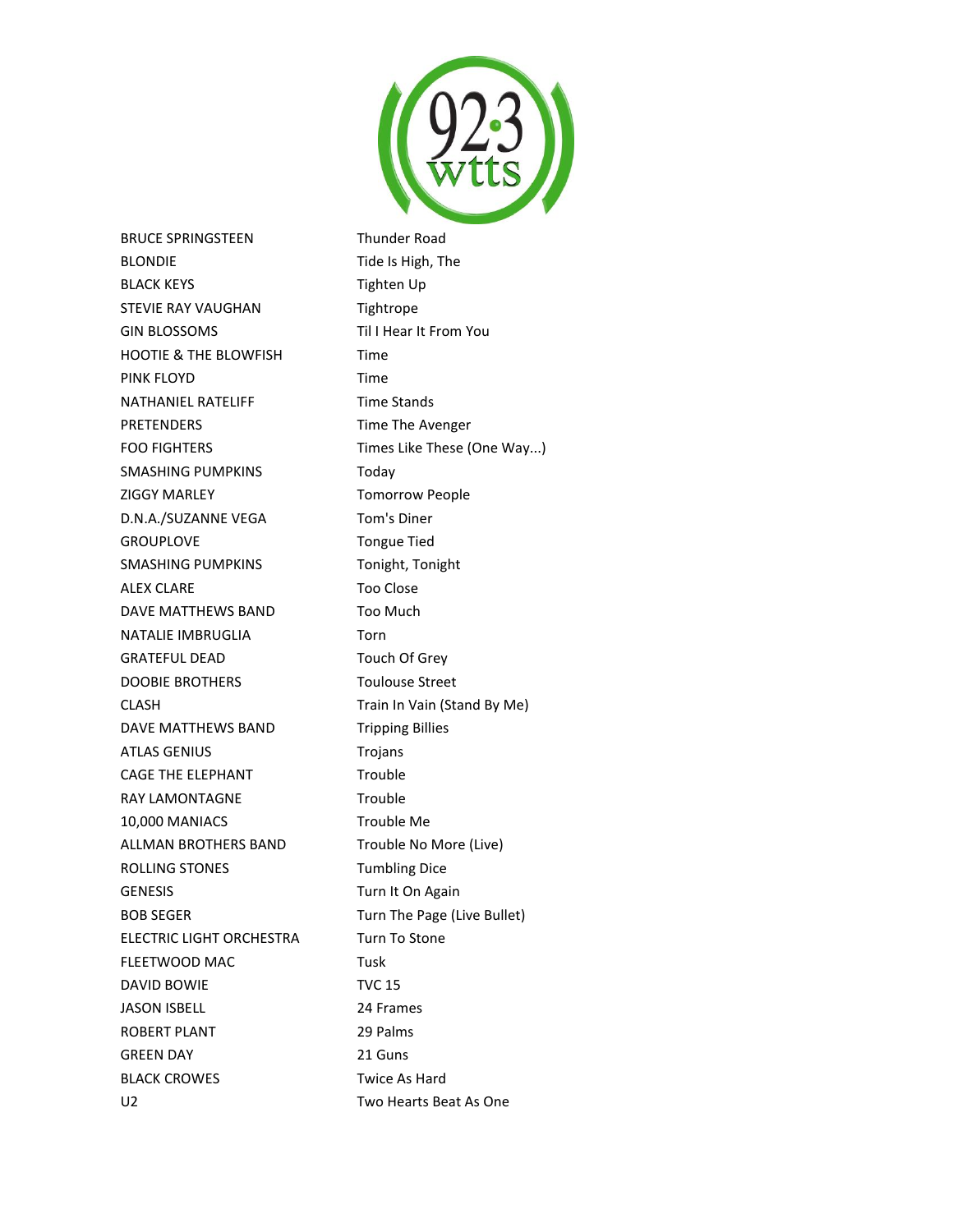| | |
|---|---|
| BRUCE SPRINGSTEEN | Thunder Road |
| BLONDIE | Tide Is High, The |
| BLACK KEYS | Tighten Up |
| STEVIE RAY VAUGHAN | Tightrope |
| GIN BLOSSOMS | Til I Hear It From You |
| HOOTIE & THE BLOWFISH | Time |
| PINK FLOYD | Time |
| NATHANIEL RATELIFF | Time Stands |
| PRETENDERS | Time The Avenger |
| FOO FIGHTERS | Times Like These (One Way...) |
| SMASHING PUMPKINS | Today |
| ZIGGY MARLEY | Tomorrow People |
| D.N.A./SUZANNE VEGA | Tom's Diner |
| GROUPLOVE | Tongue Tied |
| SMASHING PUMPKINS | Tonight, Tonight |
| ALEX CLARE | Too Close |
| DAVE MATTHEWS BAND | Too Much |
| NATALIE IMBRUGLIA | Torn |
| GRATEFUL DEAD | Touch Of Grey |
| DOOBIE BROTHERS | Toulouse Street |
| CLASH | Train In Vain (Stand By Me) |
| DAVE MATTHEWS BAND | Tripping Billies |
| ATLAS GENIUS | Trojans |
| CAGE THE ELEPHANT | Trouble |
| RAY LAMONTAGNE | Trouble |
| 10,000 MANIACS | Trouble Me |
| ALLMAN BROTHERS BAND | Trouble No More (Live) |
| ROLLING STONES | Tumbling Dice |
| GENESIS | Turn It On Again |
| BOB SEGER | Turn The Page (Live Bullet) |
| ELECTRIC LIGHT ORCHESTRA | Turn To Stone |
| FLEETWOOD MAC | Tusk |
| DAVID BOWIE | TVC 15 |
| JASON ISBELL | 24 Frames |
| ROBERT PLANT | 29 Palms |
| GREEN DAY | 21 Guns |
| BLACK CROWES | Twice As Hard |
| U2 | Two Hearts Beat As One |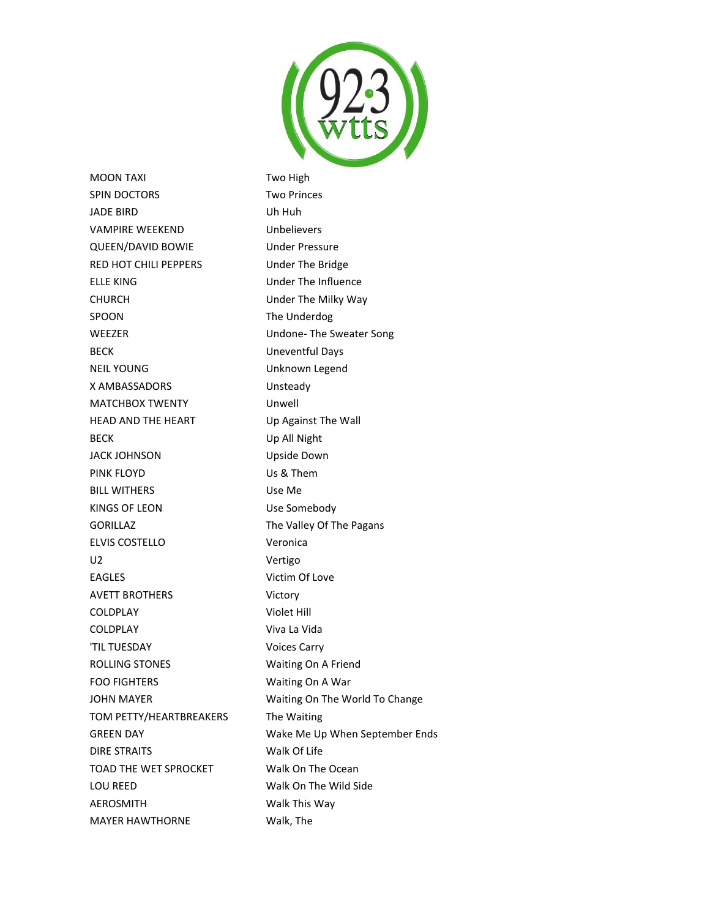| | |
|---|---|
| MOON TAXI | Two High |
| SPIN DOCTORS | Two Princes |
| JADE BIRD | Uh Huh |
| VAMPIRE WEEKEND | Unbelievers |
| QUEEN/DAVID BOWIE | Under Pressure |
| RED HOT CHILI PEPPERS | Under The Bridge |
| ELLE KING | Under The Influence |
| CHURCH | Under The Milky Way |
| SPOON | The Underdog |
| WEEZER | Undone- The Sweater Song |
| BECK | Uneventful Days |
| NEIL YOUNG | Unknown Legend |
| X AMBASSADORS | Unsteady |
| MATCHBOX TWENTY | Unwell |
| HEAD AND THE HEART | Up Against The Wall |
| BECK | Up All Night |
| JACK JOHNSON | Upside Down |
| PINK FLOYD | Us & Them |
| BILL WITHERS | Use Me |
| KINGS OF LEON | Use Somebody |
| GORILLAZ | The Valley Of The Pagans |
| ELVIS COSTELLO | Veronica |
| U2 | Vertigo |
| EAGLES | Victim Of Love |
| AVETT BROTHERS | Victory |
| COLDPLAY | Violet Hill |
| COLDPLAY | Viva La Vida |
| 'TIL TUESDAY | Voices Carry |
| ROLLING STONES | Waiting On A Friend |
| FOO FIGHTERS | Waiting On A War |
| JOHN MAYER | Waiting On The World To Change |
| TOM PETTY/HEARTBREAKERS | The Waiting |
| GREEN DAY | Wake Me Up When September Ends |
| DIRE STRAITS | Walk Of Life |
| TOAD THE WET SPROCKET | Walk On The Ocean |
| LOU REED | Walk On The Wild Side |
| AEROSMITH | Walk This Way |
| MAYER HAWTHORNE | Walk, The |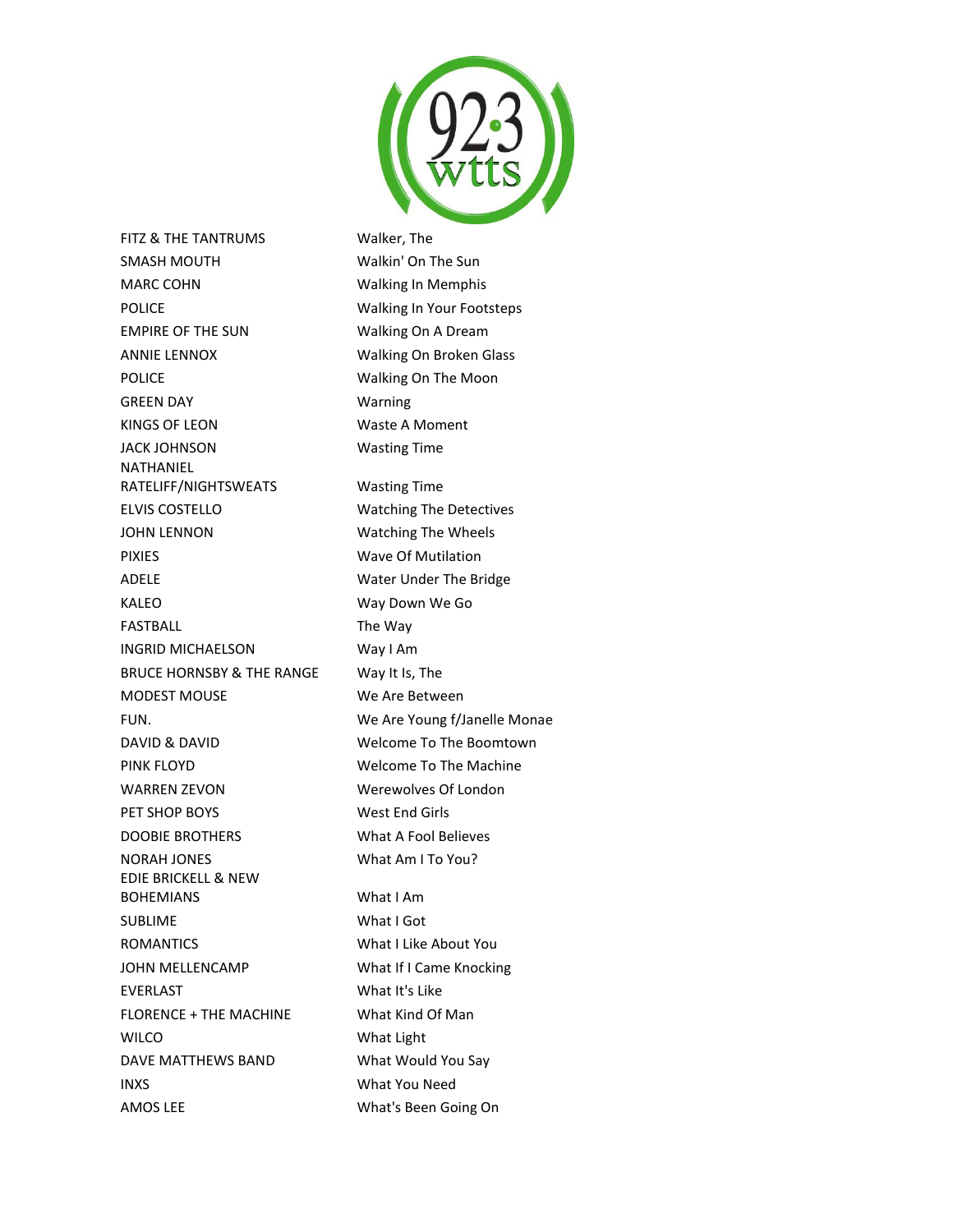| | |
|---|---|
| FITZ & THE TANTRUMS | Walker, The |
| SMASH MOUTH | Walkin' On The Sun |
| MARC COHN | Walking In Memphis |
| POLICE | Walking In Your Footsteps |
| EMPIRE OF THE SUN | Walking On A Dream |
| ANNIE LENNOX | Walking On Broken Glass |
| POLICE | Walking On The Moon |
| GREEN DAY | Warning |
| KINGS OF LEON | Waste A Moment |
| JACK JOHNSON | Wasting Time |
| NATHANIEL RATELIFF/NIGHTSWEATS | Wasting Time |
| ELVIS COSTELLO | Watching The Detectives |
| JOHN LENNON | Watching The Wheels |
| PIXIES | Wave Of Mutilation |
| ADELE | Water Under The Bridge |
| KALEO | Way Down We Go |
| FASTBALL | The Way |
| INGRID MICHAELSON | Way I Am |
| BRUCE HORNSBY & THE RANGE | Way It Is, The |
| MODEST MOUSE | We Are Between |
| FUN. | We Are Young f/Janelle Monae |
| DAVID & DAVID | Welcome To The Boomtown |
| PINK FLOYD | Welcome To The Machine |
| WARREN ZEVON | Werewolves Of London |
| PET SHOP BOYS | West End Girls |
| DOOBIE BROTHERS | What A Fool Believes |
| NORAH JONES | What Am I To You? |
| EDIE BRICKELL & NEW BOHEMIANS | What I Am |
| SUBLIME | What I Got |
| ROMANTICS | What I Like About You |
| JOHN MELLENCAMP | What If I Came Knocking |
| EVERLAST | What It's Like |
| FLORENCE + THE MACHINE | What Kind Of Man |
| WILCO | What Light |
| DAVE MATTHEWS BAND | What Would You Say |
| INXS | What You Need |
| AMOS LEE | What's Been Going On |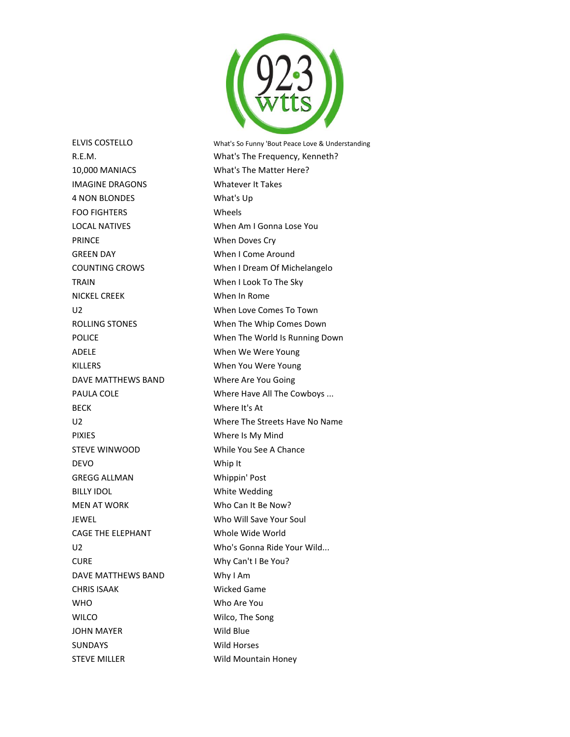| | |
|---|---|
| ELVIS COSTELLO | What's So Funny 'Bout Peace Love & Understanding |
| R.E.M. | What's The Frequency, Kenneth? |
| 10,000 MANIACS | What's The Matter Here? |
| IMAGINE DRAGONS | Whatever It Takes |
| 4 NON BLONDES | What's Up |
| FOO FIGHTERS | Wheels |
| LOCAL NATIVES | When Am I Gonna Lose You |
| PRINCE | When Doves Cry |
| GREEN DAY | When I Come Around |
| COUNTING CROWS | When I Dream Of Michelangelo |
| TRAIN | When I Look To The Sky |
| NICKEL CREEK | When In Rome |
| U2 | When Love Comes To Town |
| ROLLING STONES | When The Whip Comes Down |
| POLICE | When The World Is Running Down |
| ADELE | When We Were Young |
| KILLERS | When You Were Young |
| DAVE MATTHEWS BAND | Where Are You Going |
| PAULA COLE | Where Have All The Cowboys ... |
| BECK | Where It's At |
| U2 | Where The Streets Have No Name |
| PIXIES | Where Is My Mind |
| STEVE WINWOOD | While You See A Chance |
| DEVO | Whip It |
| GREGG ALLMAN | Whippin' Post |
| BILLY IDOL | White Wedding |
| MEN AT WORK | Who Can It Be Now? |
| JEWEL | Who Will Save Your Soul |
| CAGE THE ELEPHANT | Whole Wide World |
| U2 | Who's Gonna Ride Your Wild... |
| CURE | Why Can't I Be You? |
| DAVE MATTHEWS BAND | Why I Am |
| CHRIS ISAAK | Wicked Game |
| WHO | Who Are You |
| WILCO | Wilco, The Song |
| JOHN MAYER | Wild Blue |
| SUNDAYS | Wild Horses |
| STEVE MILLER | Wild Mountain Honey |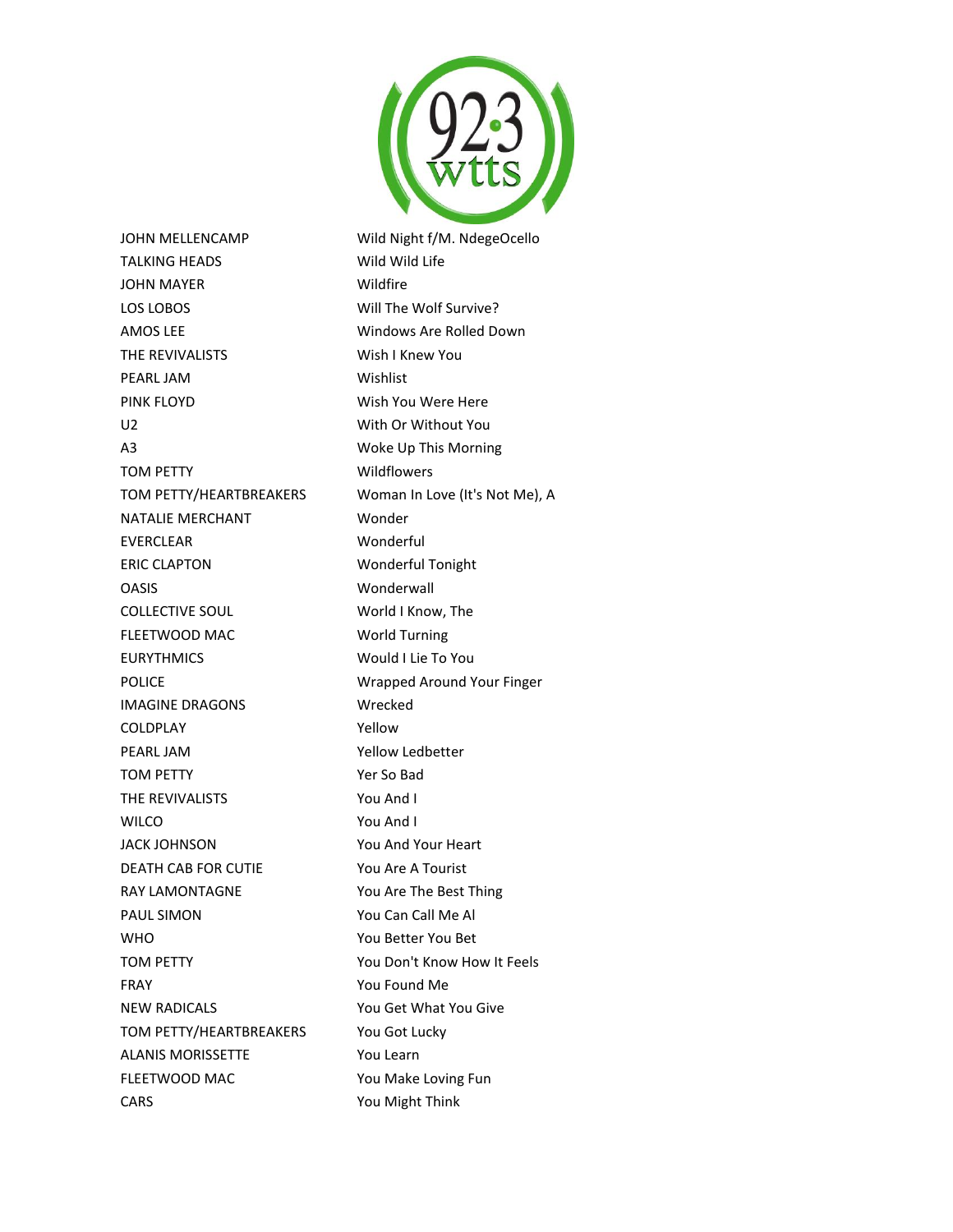| | |
|---|---|
| JOHN MELLENCAMP | Wild Night f/M. NdegeOcello |
| TALKING HEADS | Wild Wild Life |
| JOHN MAYER | Wildfire |
| LOS LOBOS | Will The Wolf Survive? |
| AMOS LEE | Windows Are Rolled Down |
| THE REVIVALISTS | Wish I Knew You |
| PEARL JAM | Wishlist |
| PINK FLOYD | Wish You Were Here |
| U2 | With Or Without You |
| A3 | Woke Up This Morning |
| TOM PETTY | Wildflowers |
| TOM PETTY/HEARTBREAKERS | Woman In Love (It's Not Me), A |
| NATALIE MERCHANT | Wonder |
| EVERCLEAR | Wonderful |
| ERIC CLAPTON | Wonderful Tonight |
| OASIS | Wonderwall |
| COLLECTIVE SOUL | World I Know, The |
| FLEETWOOD MAC | World Turning |
| EURYTHMICS | Would I Lie To You |
| POLICE | Wrapped Around Your Finger |
| IMAGINE DRAGONS | Wrecked |
| COLDPLAY | Yellow |
| PEARL JAM | Yellow Ledbetter |
| TOM PETTY | Yer So Bad |
| THE REVIVALISTS | You And I |
| WILCO | You And I |
| JACK JOHNSON | You And Your Heart |
| DEATH CAB FOR CUTIE | You Are A Tourist |
| RAY LAMONTAGNE | You Are The Best Thing |
| PAUL SIMON | You Can Call Me Al |
| WHO | You Better You Bet |
| TOM PETTY | You Don't Know How It Feels |
| FRAY | You Found Me |
| NEW RADICALS | You Get What You Give |
| TOM PETTY/HEARTBREAKERS | You Got Lucky |
| ALANIS MORISSETTE | You Learn |
| FLEETWOOD MAC | You Make Loving Fun |
| CARS | You Might Think |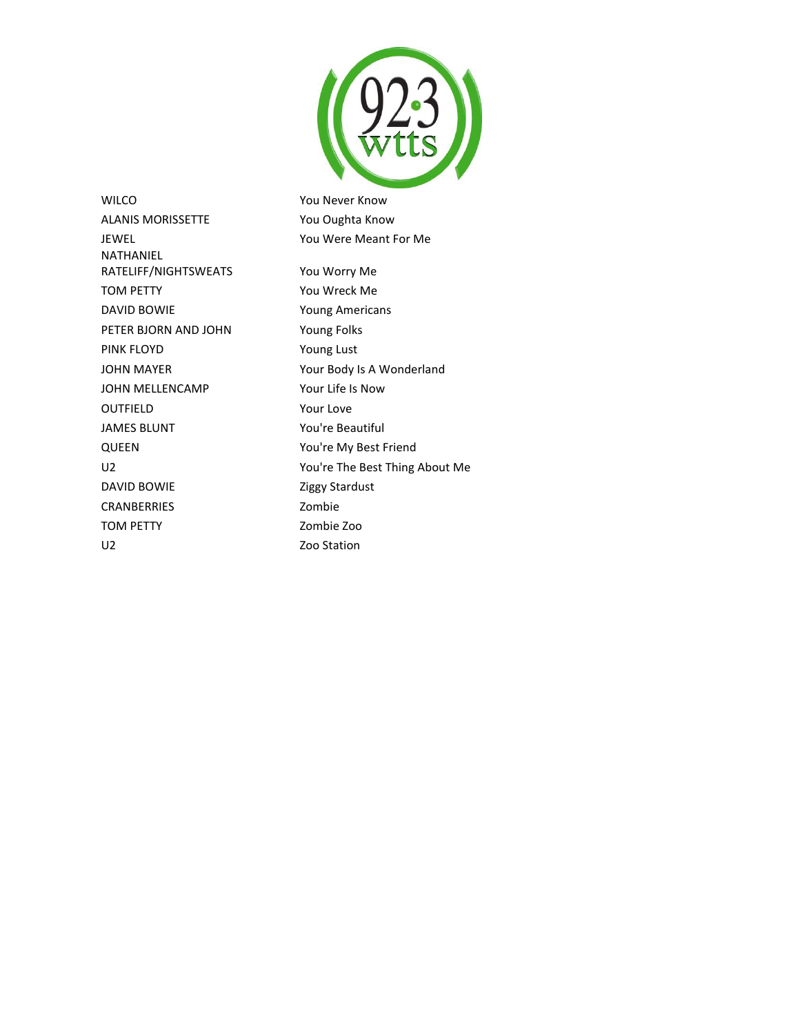| | |
|---|---|
| WILCO | You Never Know |
| ALANIS MORISSETTE | You Oughta Know |
| JEWEL | You Were Meant For Me |
| NATHANIEL RATELIFF/NIGHTSWEATS | You Worry Me |
| TOM PETTY | You Wreck Me |
| DAVID BOWIE | Young Americans |
| PETER BJORN AND JOHN | Young Folks |
| PINK FLOYD | Young Lust |
| JOHN MAYER | Your Body Is A Wonderland |
| JOHN MELLENCAMP | Your Life Is Now |
| OUTFIELD | Your Love |
| JAMES BLUNT | You're Beautiful |
| QUEEN | You're My Best Friend |
| U2 | You're The Best Thing About Me |
| DAVID BOWIE | Ziggy Stardust |
| CRANBERRIES | Zombie |
| TOM PETTY | Zombie Zoo |
| U2 | Zoo Station |